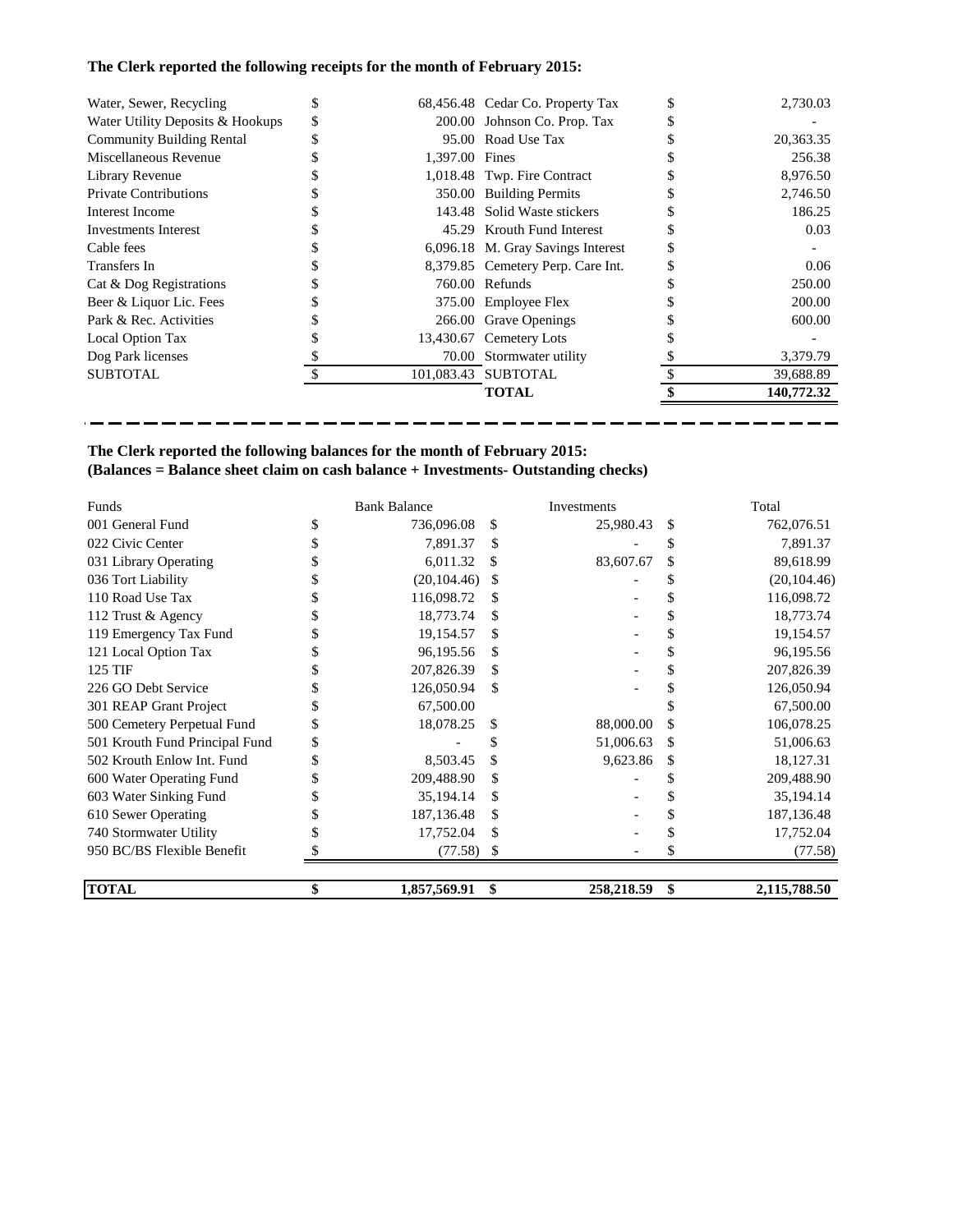**The Clerk reported the following receipts for the month of February 2015:**

| | | | |
|---|---|---|---|
| Water, Sewer, Recycling | $ 68,456.48 | Cedar Co. Property Tax | $ 2,730.03 |
| Water Utility Deposits & Hookups | $ 200.00 | Johnson Co. Prop. Tax | $ - |
| Community Building Rental | $ 95.00 | Road Use Tax | $ 20,363.35 |
| Miscellaneous Revenue | $ 1,397.00 | Fines | $ 256.38 |
| Library Revenue | $ 1,018.48 | Twp. Fire Contract | $ 8,976.50 |
| Private Contributions | $ 350.00 | Building Permits | $ 2,746.50 |
| Interest Income | $ 143.48 | Solid Waste stickers | $ 186.25 |
| Investments Interest | $ 45.29 | Krouth Fund Interest | $ 0.03 |
| Cable fees | $ 6,096.18 | M. Gray Savings Interest | $ - |
| Transfers In | $ 8,379.85 | Cemetery Perp. Care Int. | $ 0.06 |
| Cat & Dog Registrations | $ 760.00 | Refunds | $ 250.00 |
| Beer & Liquor Lic. Fees | $ 375.00 | Employee Flex | $ 200.00 |
| Park & Rec. Activities | $ 266.00 | Grave Openings | $ 600.00 |
| Local Option Tax | $ 13,430.67 | Cemetery Lots | $ - |
| Dog Park licenses | $ 70.00 | Stormwater utility | $ 3,379.79 |
| SUBTOTAL | $ 101,083.43 | SUBTOTAL | $ 39,688.89 |
| | | **TOTAL** | **$ 140,772.32** |

**The Clerk reported the following balances for the month of February 2015:**
**(Balances = Balance sheet claim on cash balance + Investments- Outstanding checks)**

| Funds | Bank Balance | Investments | Total |
|---|---|---|---|
| 001 General Fund | $ 736,096.08 | $ 25,980.43 | $ 762,076.51 |
| 022 Civic Center | $ 7,891.37 | $ - | $ 7,891.37 |
| 031 Library Operating | $ 6,011.32 | $ 83,607.67 | $ 89,618.99 |
| 036 Tort Liability | $ (20,104.46) | $ - | $ (20,104.46) |
| 110 Road Use Tax | $ 116,098.72 | $ - | $ 116,098.72 |
| 112 Trust & Agency | $ 18,773.74 | $ - | $ 18,773.74 |
| 119 Emergency Tax Fund | $ 19,154.57 | $ - | $ 19,154.57 |
| 121 Local Option Tax | $ 96,195.56 | $ - | $ 96,195.56 |
| 125 TIF | $ 207,826.39 | $ - | $ 207,826.39 |
| 226 GO Debt Service | $ 126,050.94 | $ - | $ 126,050.94 |
| 301 REAP Grant Project | $ 67,500.00 | | $ 67,500.00 |
| 500 Cemetery Perpetual Fund | $ 18,078.25 | $ 88,000.00 | $ 106,078.25 |
| 501 Krouth Fund Principal Fund | $ - | $ 51,006.63 | $ 51,006.63 |
| 502 Krouth Enlow Int. Fund | $ 8,503.45 | $ 9,623.86 | $ 18,127.31 |
| 600 Water Operating Fund | $ 209,488.90 | $ - | $ 209,488.90 |
| 603 Water Sinking Fund | $ 35,194.14 | $ - | $ 35,194.14 |
| 610 Sewer Operating | $ 187,136.48 | $ - | $ 187,136.48 |
| 740 Stormwater Utility | $ 17,752.04 | $ - | $ 17,752.04 |
| 950 BC/BS Flexible Benefit | $ (77.58) | $ - | $ (77.58) |
| **TOTAL** | **$ 1,857,569.91** | **$ 258,218.59** | **$ 2,115,788.50** |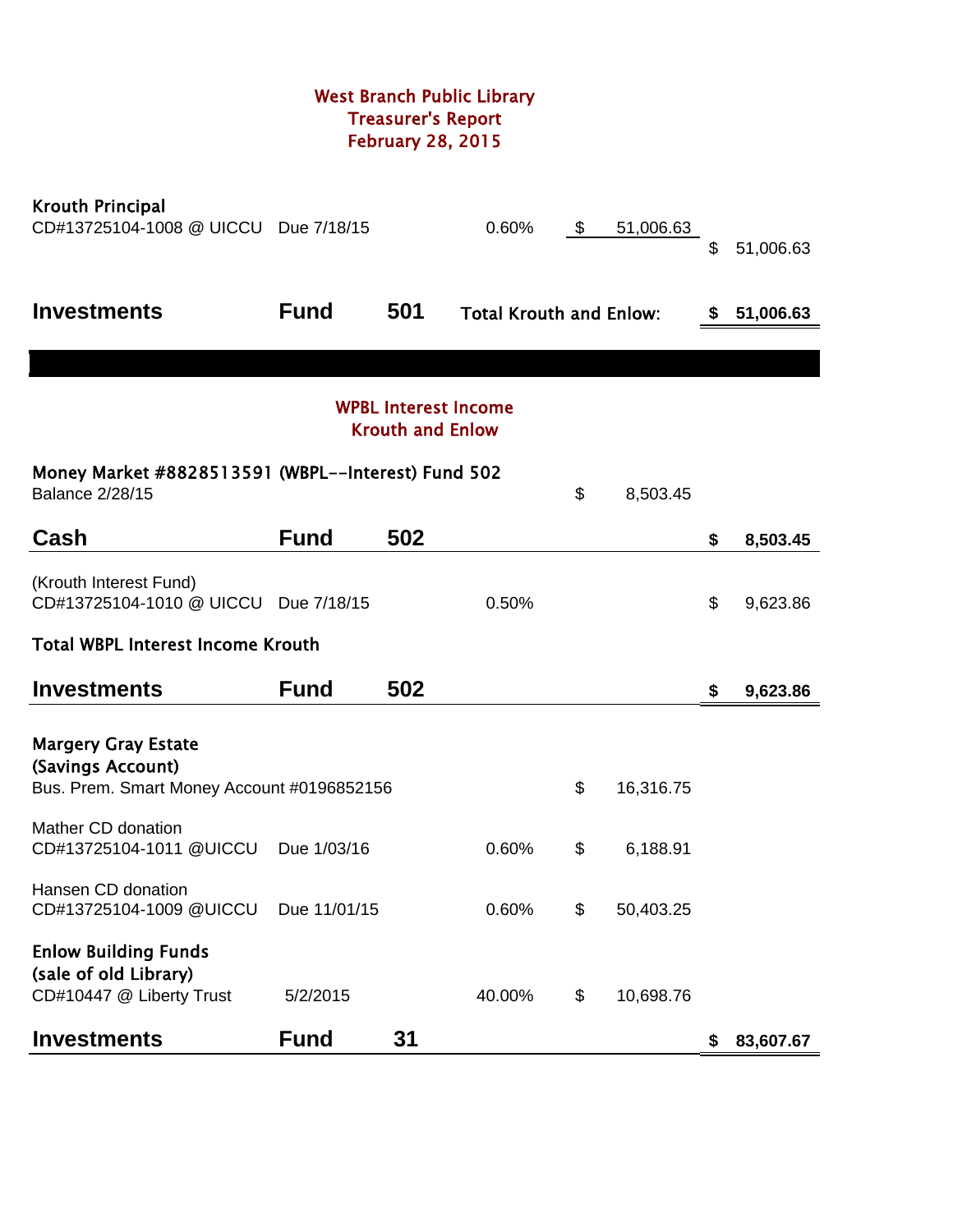# West Branch Public Library
## Treasurer's Report
## February 28, 2015

| | | | | | |
|---|---|---|---|---|---|
| **Krouth Principal** | | | | | |
| CD#13725104-1008 @ UICCU | Due 7/18/15 | | 0.60% | $ 51,006.63 | |
| | | | | | $ 51,006.63 |
| **Investments** | **Fund** | **501** | **Total Krouth and Enlow:** | | **$ 51,006.63** |

## WPBL Interest Income
## Krouth and Enlow

| | | | | | |
|---|---|---|---|---|---|
| **Money Market #8828513591 (WBPL--Interest) Fund 502** | | | | | |
| Balance 2/28/15 | | | | $ 8,503.45 | |
| **Cash** | **Fund** | **502** | | | **$ 8,503.45** |
| (Krouth Interest Fund) | | | | | |
| CD#13725104-1010 @ UICCU | Due 7/18/15 | | 0.50% | | $ 9,623.86 |
| **Total WBPL Interest Income Krouth** | | | | | |
| **Investments** | **Fund** | **502** | | | **$ 9,623.86** |
| **Margery Gray Estate** | | | | | |
| **(Savings Account)** | | | | | |
| Bus. Prem. Smart Money Account #0196852156 | | | | $ 16,316.75 | |
| Mather CD donation | | | | | |
| CD#13725104-1011 @UICCU | Due 1/03/16 | | 0.60% | $ 6,188.91 | |
| Hansen CD donation | | | | | |
| CD#13725104-1009 @UICCU | Due 11/01/15 | | 0.60% | $ 50,403.25 | |
| **Enlow Building Funds** | | | | | |
| **(sale of old Library)** | | | | | |
| CD#10447 @ Liberty Trust | 5/2/2015 | | 40.00% | $ 10,698.76 | |
| **Investments** | **Fund** | **31** | | | **$ 83,607.67** |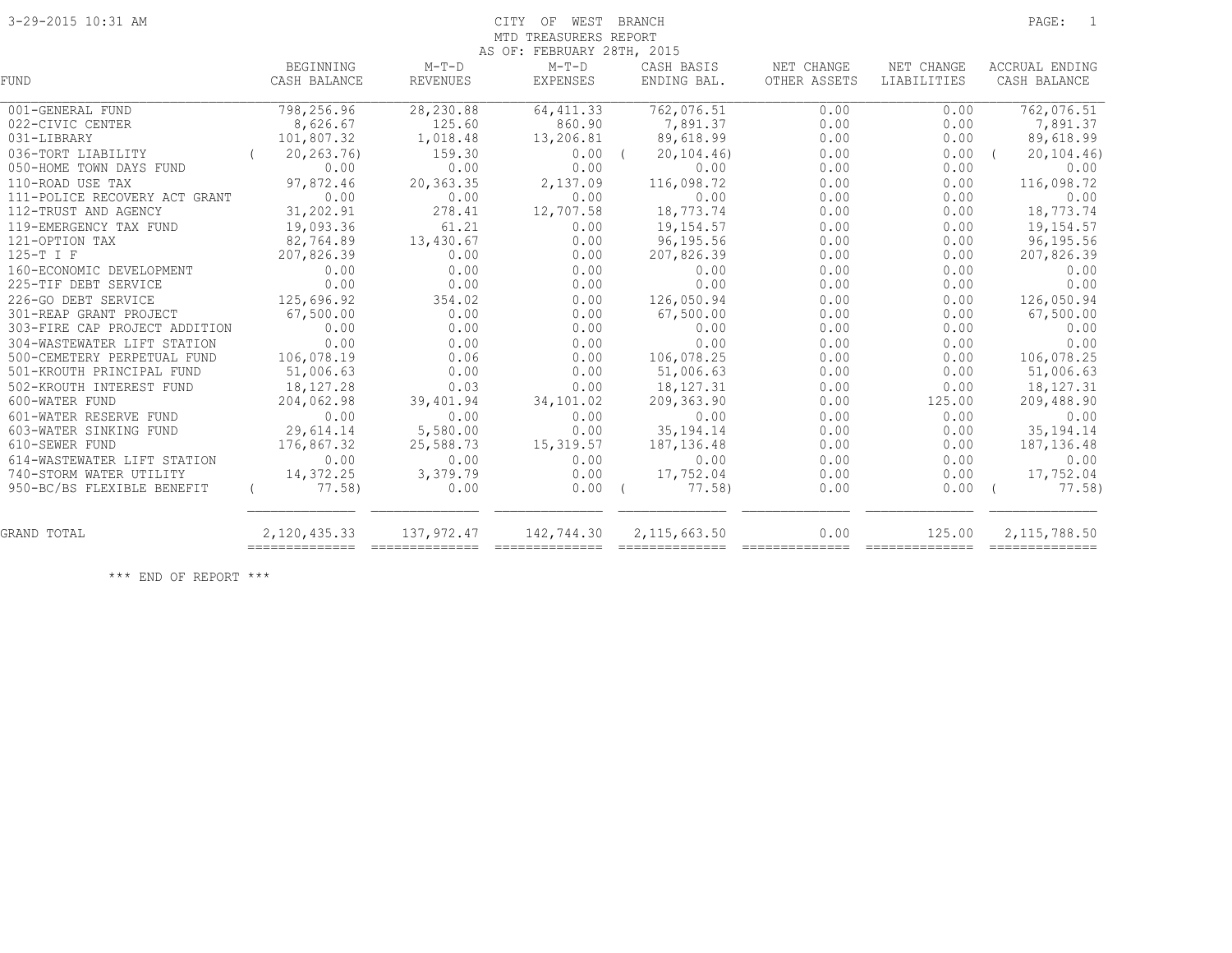CITY OF WEST BRANCH
MTD TREASURERS REPORT
AS OF: FEBRUARY 28TH, 2015

3-29-2015 10:31 AM

| FUND | BEGINNING CASH BALANCE | M-T-D REVENUES | M-T-D EXPENSES | CASH BASIS ENDING BAL. | NET CHANGE OTHER ASSETS | NET CHANGE LIABILITIES | ACCRUAL ENDING CASH BALANCE |
|---|---|---|---|---|---|---|---|
| 001-GENERAL FUND | 798,256.96 | 28,230.88 | 64,411.33 | 762,076.51 | 0.00 | 0.00 | 762,076.51 |
| 022-CIVIC CENTER | 8,626.67 | 125.60 | 860.90 | 7,891.37 | 0.00 | 0.00 | 7,891.37 |
| 031-LIBRARY | 101,807.32 | 1,018.48 | 13,206.81 | 89,618.99 | 0.00 | 0.00 | 89,618.99 |
| 036-TORT LIABILITY | ( 20,263.76) | 159.30 | 0.00 | ( 20,104.46) | 0.00 | 0.00 | ( 20,104.46) |
| 050-HOME TOWN DAYS FUND | 0.00 | 0.00 | 0.00 | 0.00 | 0.00 | 0.00 | 0.00 |
| 110-ROAD USE TAX | 97,872.46 | 20,363.35 | 2,137.09 | 116,098.72 | 0.00 | 0.00 | 116,098.72 |
| 111-POLICE RECOVERY ACT GRANT | 0.00 | 0.00 | 0.00 | 0.00 | 0.00 | 0.00 | 0.00 |
| 112-TRUST AND AGENCY | 31,202.91 | 278.41 | 12,707.58 | 18,773.74 | 0.00 | 0.00 | 18,773.74 |
| 119-EMERGENCY TAX FUND | 19,093.36 | 61.21 | 0.00 | 19,154.57 | 0.00 | 0.00 | 19,154.57 |
| 121-OPTION TAX | 82,764.89 | 13,430.67 | 0.00 | 96,195.56 | 0.00 | 0.00 | 96,195.56 |
| 125-T I F | 207,826.39 | 0.00 | 0.00 | 207,826.39 | 0.00 | 0.00 | 207,826.39 |
| 160-ECONOMIC DEVELOPMENT | 0.00 | 0.00 | 0.00 | 0.00 | 0.00 | 0.00 | 0.00 |
| 225-TIF DEBT SERVICE | 0.00 | 0.00 | 0.00 | 0.00 | 0.00 | 0.00 | 0.00 |
| 226-GO DEBT SERVICE | 125,696.92 | 354.02 | 0.00 | 126,050.94 | 0.00 | 0.00 | 126,050.94 |
| 301-REAP GRANT PROJECT | 67,500.00 | 0.00 | 0.00 | 67,500.00 | 0.00 | 0.00 | 67,500.00 |
| 303-FIRE CAP PROJECT ADDITION | 0.00 | 0.00 | 0.00 | 0.00 | 0.00 | 0.00 | 0.00 |
| 304-WASTEWATER LIFT STATION | 0.00 | 0.00 | 0.00 | 0.00 | 0.00 | 0.00 | 0.00 |
| 500-CEMETERY PERPETUAL FUND | 106,078.19 | 0.06 | 0.00 | 106,078.25 | 0.00 | 0.00 | 106,078.25 |
| 501-KROUTH PRINCIPAL FUND | 51,006.63 | 0.00 | 0.00 | 51,006.63 | 0.00 | 0.00 | 51,006.63 |
| 502-KROUTH INTEREST FUND | 18,127.28 | 0.03 | 0.00 | 18,127.31 | 0.00 | 0.00 | 18,127.31 |
| 600-WATER FUND | 204,062.98 | 39,401.94 | 34,101.02 | 209,363.90 | 0.00 | 125.00 | 209,488.90 |
| 601-WATER RESERVE FUND | 0.00 | 0.00 | 0.00 | 0.00 | 0.00 | 0.00 | 0.00 |
| 603-WATER SINKING FUND | 29,614.14 | 5,580.00 | 0.00 | 35,194.14 | 0.00 | 0.00 | 35,194.14 |
| 610-SEWER FUND | 176,867.32 | 25,588.73 | 15,319.57 | 187,136.48 | 0.00 | 0.00 | 187,136.48 |
| 614-WASTEWATER LIFT STATION | 0.00 | 0.00 | 0.00 | 0.00 | 0.00 | 0.00 | 0.00 |
| 740-STORM WATER UTILITY | 14,372.25 | 3,379.79 | 0.00 | 17,752.04 | 0.00 | 0.00 | 17,752.04 |
| 950-BC/BS FLEXIBLE BENEFIT | ( 77.58) | 0.00 | 0.00 | ( 77.58) | 0.00 | 0.00 | ( 77.58) |
| GRAND TOTAL | 2,120,435.33 | 137,972.47 | 142,744.30 | 2,115,663.50 | 0.00 | 125.00 | 2,115,788.50 |

*** END OF REPORT ***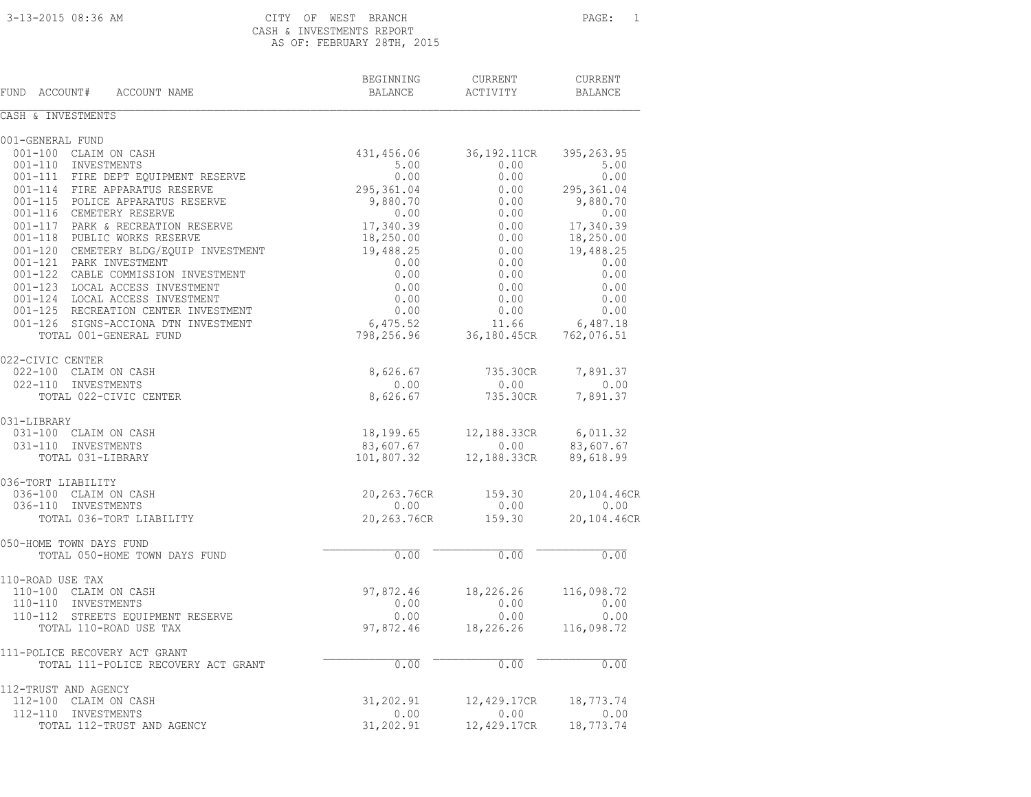# CITY OF WEST BRANCH
## CASH & INVESTMENTS REPORT
### AS OF: FEBRUARY 28TH, 2015

3-13-2015 08:36 AM

| FUND ACCOUNT# ACCOUNT NAME | BEGINNING BALANCE | CURRENT ACTIVITY | CURRENT BALANCE |
|---|---|---|---|
| **CASH & INVESTMENTS** | | | |
| **001-GENERAL FUND** | | | |
| 001-100 CLAIM ON CASH | 431,456.06 | 36,192.11CR | 395,263.95 |
| 001-110 INVESTMENTS | 5.00 | 0.00 | 5.00 |
| 001-111 FIRE DEPT EQUIPMENT RESERVE | 0.00 | 0.00 | 0.00 |
| 001-114 FIRE APPARATUS RESERVE | 295,361.04 | 0.00 | 295,361.04 |
| 001-115 POLICE APPARATUS RESERVE | 9,880.70 | 0.00 | 9,880.70 |
| 001-116 CEMETERY RESERVE | 0.00 | 0.00 | 0.00 |
| 001-117 PARK & RECREATION RESERVE | 17,340.39 | 0.00 | 17,340.39 |
| 001-118 PUBLIC WORKS RESERVE | 18,250.00 | 0.00 | 18,250.00 |
| 001-120 CEMETERY BLDG/EQUIP INVESTMENT | 19,488.25 | 0.00 | 19,488.25 |
| 001-121 PARK INVESTMENT | 0.00 | 0.00 | 0.00 |
| 001-122 CABLE COMMISSION INVESTMENT | 0.00 | 0.00 | 0.00 |
| 001-123 LOCAL ACCESS INVESTMENT | 0.00 | 0.00 | 0.00 |
| 001-124 LOCAL ACCESS INVESTMENT | 0.00 | 0.00 | 0.00 |
| 001-125 RECREATION CENTER INVESTMENT | 0.00 | 0.00 | 0.00 |
| 001-126 SIGNS-ACCIONA DTN INVESTMENT | 6,475.52 | 11.66 | 6,487.18 |
| TOTAL 001-GENERAL FUND | 798,256.96 | 36,180.45CR | 762,076.51 |
| **022-CIVIC CENTER** | | | |
| 022-100 CLAIM ON CASH | 8,626.67 | 735.30CR | 7,891.37 |
| 022-110 INVESTMENTS | 0.00 | 0.00 | 0.00 |
| TOTAL 022-CIVIC CENTER | 8,626.67 | 735.30CR | 7,891.37 |
| **031-LIBRARY** | | | |
| 031-100 CLAIM ON CASH | 18,199.65 | 12,188.33CR | 6,011.32 |
| 031-110 INVESTMENTS | 83,607.67 | 0.00 | 83,607.67 |
| TOTAL 031-LIBRARY | 101,807.32 | 12,188.33CR | 89,618.99 |
| **036-TORT LIABILITY** | | | |
| 036-100 CLAIM ON CASH | 20,263.76CR | 159.30 | 20,104.46CR |
| 036-110 INVESTMENTS | 0.00 | 0.00 | 0.00 |
| TOTAL 036-TORT LIABILITY | 20,263.76CR | 159.30 | 20,104.46CR |
| **050-HOME TOWN DAYS FUND** | | | |
| TOTAL 050-HOME TOWN DAYS FUND | 0.00 | 0.00 | 0.00 |
| **110-ROAD USE TAX** | | | |
| 110-100 CLAIM ON CASH | 97,872.46 | 18,226.26 | 116,098.72 |
| 110-110 INVESTMENTS | 0.00 | 0.00 | 0.00 |
| 110-112 STREETS EQUIPMENT RESERVE | 0.00 | 0.00 | 0.00 |
| TOTAL 110-ROAD USE TAX | 97,872.46 | 18,226.26 | 116,098.72 |
| **111-POLICE RECOVERY ACT GRANT** | | | |
| TOTAL 111-POLICE RECOVERY ACT GRANT | 0.00 | 0.00 | 0.00 |
| **112-TRUST AND AGENCY** | | | |
| 112-100 CLAIM ON CASH | 31,202.91 | 12,429.17CR | 18,773.74 |
| 112-110 INVESTMENTS | 0.00 | 0.00 | 0.00 |
| TOTAL 112-TRUST AND AGENCY | 31,202.91 | 12,429.17CR | 18,773.74 |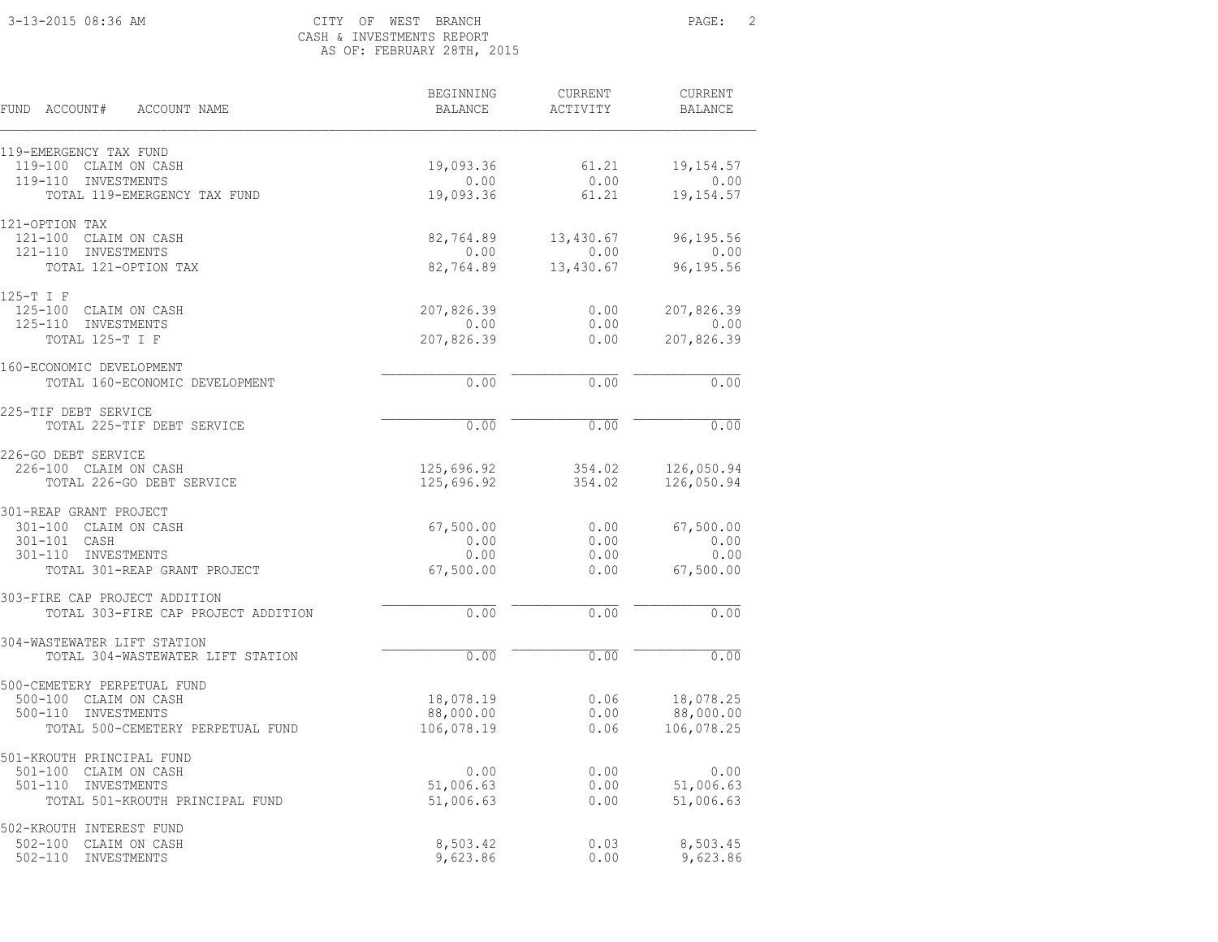CITY OF WEST BRANCH
CASH & INVESTMENTS REPORT
AS OF: FEBRUARY 28TH, 2015

| FUND ACCOUNT# ACCOUNT NAME | BEGINNING BALANCE | CURRENT ACTIVITY | CURRENT BALANCE |
|---|---|---|---|
| **119-EMERGENCY TAX FUND** | | | |
| 119-100 CLAIM ON CASH | 19,093.36 | 61.21 | 19,154.57 |
| 119-110 INVESTMENTS | 0.00 | 0.00 | 0.00 |
| TOTAL 119-EMERGENCY TAX FUND | 19,093.36 | 61.21 | 19,154.57 |
| **121-OPTION TAX** | | | |
| 121-100 CLAIM ON CASH | 82,764.89 | 13,430.67 | 96,195.56 |
| 121-110 INVESTMENTS | 0.00 | 0.00 | 0.00 |
| TOTAL 121-OPTION TAX | 82,764.89 | 13,430.67 | 96,195.56 |
| **125-T I F** | | | |
| 125-100 CLAIM ON CASH | 207,826.39 | 0.00 | 207,826.39 |
| 125-110 INVESTMENTS | 0.00 | 0.00 | 0.00 |
| TOTAL 125-T I F | 207,826.39 | 0.00 | 207,826.39 |
| **160-ECONOMIC DEVELOPMENT** | | | |
| TOTAL 160-ECONOMIC DEVELOPMENT | 0.00 | 0.00 | 0.00 |
| **225-TIF DEBT SERVICE** | | | |
| TOTAL 225-TIF DEBT SERVICE | 0.00 | 0.00 | 0.00 |
| **226-GO DEBT SERVICE** | | | |
| 226-100 CLAIM ON CASH | 125,696.92 | 354.02 | 126,050.94 |
| TOTAL 226-GO DEBT SERVICE | 125,696.92 | 354.02 | 126,050.94 |
| **301-REAP GRANT PROJECT** | | | |
| 301-100 CLAIM ON CASH | 67,500.00 | 0.00 | 67,500.00 |
| 301-101 CASH | 0.00 | 0.00 | 0.00 |
| 301-110 INVESTMENTS | 0.00 | 0.00 | 0.00 |
| TOTAL 301-REAP GRANT PROJECT | 67,500.00 | 0.00 | 67,500.00 |
| **303-FIRE CAP PROJECT ADDITION** | | | |
| TOTAL 303-FIRE CAP PROJECT ADDITION | 0.00 | 0.00 | 0.00 |
| **304-WASTEWATER LIFT STATION** | | | |
| TOTAL 304-WASTEWATER LIFT STATION | 0.00 | 0.00 | 0.00 |
| **500-CEMETERY PERPETUAL FUND** | | | |
| 500-100 CLAIM ON CASH | 18,078.19 | 0.06 | 18,078.25 |
| 500-110 INVESTMENTS | 88,000.00 | 0.00 | 88,000.00 |
| TOTAL 500-CEMETERY PERPETUAL FUND | 106,078.19 | 0.06 | 106,078.25 |
| **501-KROUTH PRINCIPAL FUND** | | | |
| 501-100 CLAIM ON CASH | 0.00 | 0.00 | 0.00 |
| 501-110 INVESTMENTS | 51,006.63 | 0.00 | 51,006.63 |
| TOTAL 501-KROUTH PRINCIPAL FUND | 51,006.63 | 0.00 | 51,006.63 |
| **502-KROUTH INTEREST FUND** | | | |
| 502-100 CLAIM ON CASH | 8,503.42 | 0.03 | 8,503.45 |
| 502-110 INVESTMENTS | 9,623.86 | 0.00 | 9,623.86 |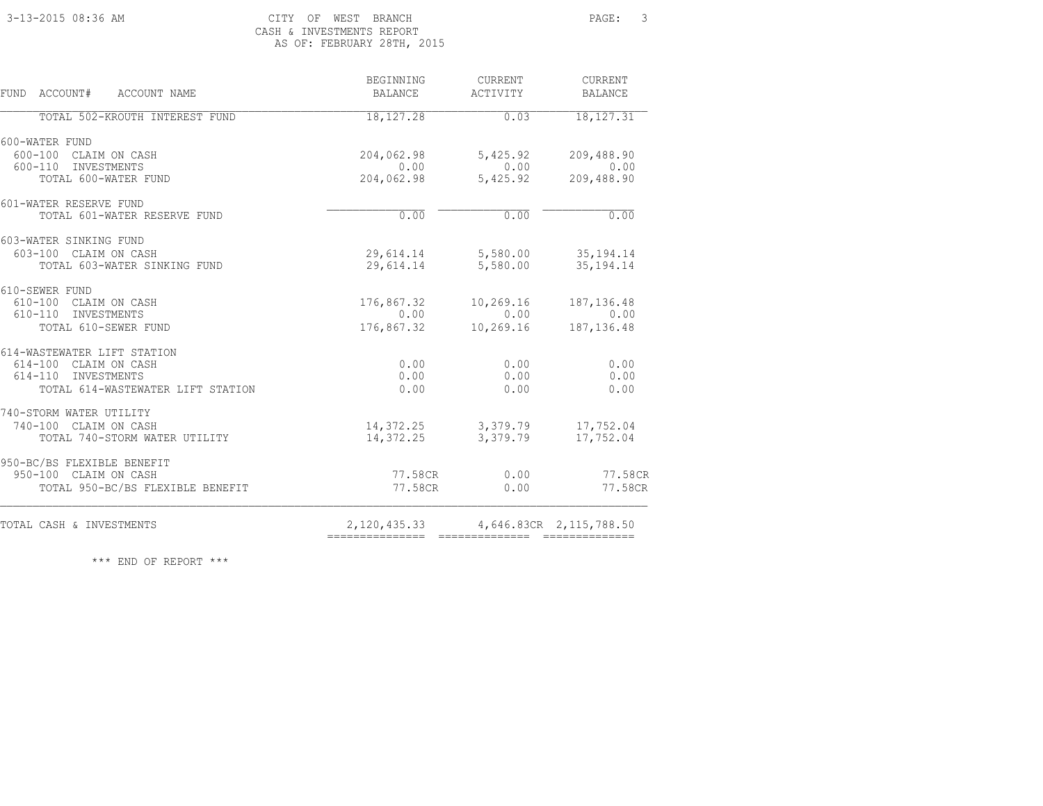CITY OF WEST BRANCH
CASH & INVESTMENTS REPORT
AS OF: FEBRUARY 28TH, 2015

| FUND ACCOUNT# ACCOUNT NAME | BEGINNING BALANCE | CURRENT ACTIVITY | CURRENT BALANCE |
|---|---|---|---|
| TOTAL 502-KROUTH INTEREST FUND | 18,127.28 | 0.03 | 18,127.31 |
| 600-WATER FUND | | | |
| 600-100 CLAIM ON CASH | 204,062.98 | 5,425.92 | 209,488.90 |
| 600-110 INVESTMENTS | 0.00 | 0.00 | 0.00 |
| TOTAL 600-WATER FUND | 204,062.98 | 5,425.92 | 209,488.90 |
| 601-WATER RESERVE FUND | | | |
| TOTAL 601-WATER RESERVE FUND | 0.00 | 0.00 | 0.00 |
| 603-WATER SINKING FUND | | | |
| 603-100 CLAIM ON CASH | 29,614.14 | 5,580.00 | 35,194.14 |
| TOTAL 603-WATER SINKING FUND | 29,614.14 | 5,580.00 | 35,194.14 |
| 610-SEWER FUND | | | |
| 610-100 CLAIM ON CASH | 176,867.32 | 10,269.16 | 187,136.48 |
| 610-110 INVESTMENTS | 0.00 | 0.00 | 0.00 |
| TOTAL 610-SEWER FUND | 176,867.32 | 10,269.16 | 187,136.48 |
| 614-WASTEWATER LIFT STATION | | | |
| 614-100 CLAIM ON CASH | 0.00 | 0.00 | 0.00 |
| 614-110 INVESTMENTS | 0.00 | 0.00 | 0.00 |
| TOTAL 614-WASTEWATER LIFT STATION | 0.00 | 0.00 | 0.00 |
| 740-STORM WATER UTILITY | | | |
| 740-100 CLAIM ON CASH | 14,372.25 | 3,379.79 | 17,752.04 |
| TOTAL 740-STORM WATER UTILITY | 14,372.25 | 3,379.79 | 17,752.04 |
| 950-BC/BS FLEXIBLE BENEFIT | | | |
| 950-100 CLAIM ON CASH | 77.58CR | 0.00 | 77.58CR |
| TOTAL 950-BC/BS FLEXIBLE BENEFIT | 77.58CR | 0.00 | 77.58CR |
| TOTAL CASH & INVESTMENTS | 2,120,435.33 | 4,646.83CR | 2,115,788.50 |

*** END OF REPORT ***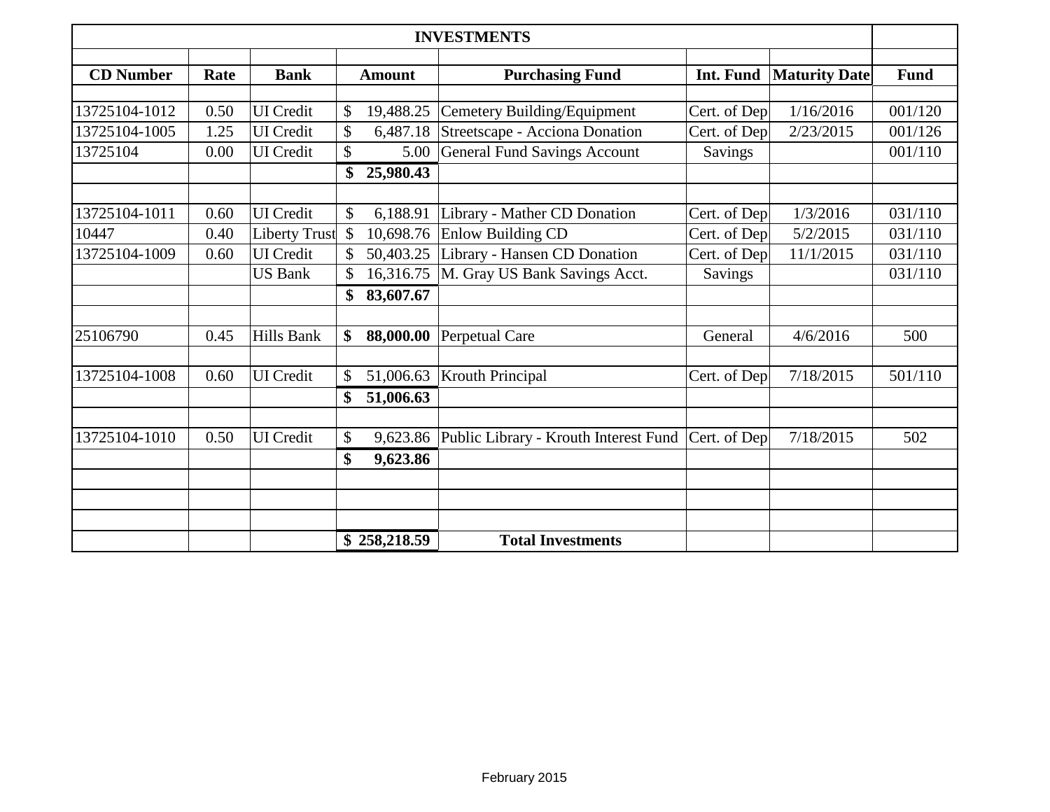# INVESTMENTS

| CD Number | Rate | Bank | Amount | Purchasing Fund | Int. Fund | Maturity Date | Fund |
|---|---|---|---|---|---|---|---|
| 13725104-1012 | 0.50 | UI Credit | $ 19,488.25 | Cemetery Building/Equipment | Cert. of Dep | 1/16/2016 | 001/120 |
| 13725104-1005 | 1.25 | UI Credit | $ 6,487.18 | Streetscape - Acciona Donation | Cert. of Dep | 2/23/2015 | 001/126 |
| 13725104 | 0.00 | UI Credit | $ 5.00 | General Fund Savings Account | Savings | | 001/110 |
| | | | **$ 25,980.43** | | | | |
| | | | | | | | |
| 13725104-1011 | 0.60 | UI Credit | $ 6,188.91 | Library - Mather CD Donation | Cert. of Dep | 1/3/2016 | 031/110 |
| 10447 | 0.40 | Liberty Trust | $ 10,698.76 | Enlow Building CD | Cert. of Dep | 5/2/2015 | 031/110 |
| 13725104-1009 | 0.60 | UI Credit | $ 50,403.25 | Library - Hansen CD Donation | Cert. of Dep | 11/1/2015 | 031/110 |
| | | US Bank | $ 16,316.75 | M. Gray US Bank Savings Acct. | Savings | | 031/110 |
| | | | **$ 83,607.67** | | | | |
| | | | | | | | |
| 25106790 | 0.45 | Hills Bank | **$ 88,000.00** | Perpetual Care | General | 4/6/2016 | 500 |
| | | | | | | | |
| 13725104-1008 | 0.60 | UI Credit | $ 51,006.63 | Krouth Principal | Cert. of Dep | 7/18/2015 | 501/110 |
| | | | **$ 51,006.63** | | | | |
| | | | | | | | |
| 13725104-1010 | 0.50 | UI Credit | $ 9,623.86 | Public Library - Krouth Interest Fund | Cert. of Dep | 7/18/2015 | 502 |
| | | | **$ 9,623.86** | | | | |
| | | | | | | | |
| | | | | | | | |
| | | | | | | | |
| | | | **$ 258,218.59** | **Total Investments** | | | |

February 2015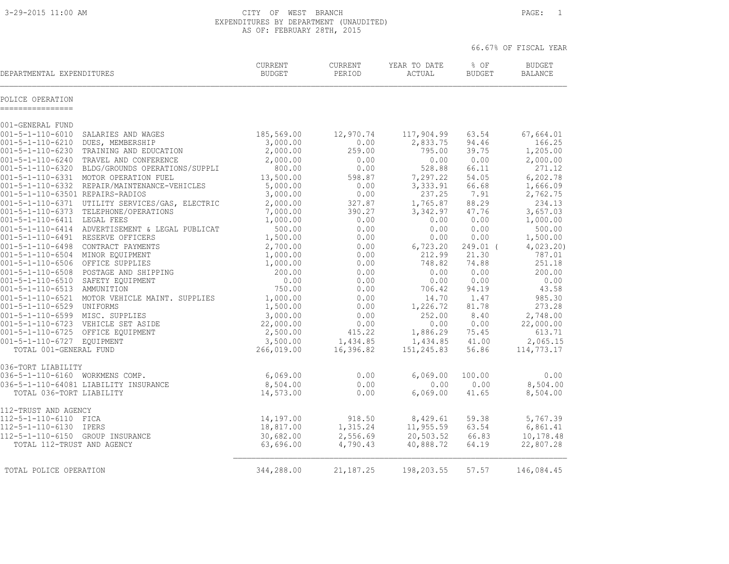CITY OF WEST BRANCH
EXPENDITURES BY DEPARTMENT (UNAUDITED)
AS OF: FEBRUARY 28TH, 2015

66.67% OF FISCAL YEAR

| DEPARTMENTAL EXPENDITURES | | CURRENT BUDGET | CURRENT PERIOD | YEAR TO DATE ACTUAL | % OF BUDGET | BUDGET BALANCE |
|---|---|---|---|---|---|---|
| **POLICE OPERATION** | | | | | | |
| 001-GENERAL FUND | | | | | | |
| 001-5-1-110-6010 | SALARIES AND WAGES | 185,569.00 | 12,970.74 | 117,904.99 | 63.54 | 67,664.01 |
| 001-5-1-110-6210 | DUES, MEMBERSHIP | 3,000.00 | 0.00 | 2,833.75 | 94.46 | 166.25 |
| 001-5-1-110-6230 | TRAINING AND EDUCATION | 2,000.00 | 259.00 | 795.00 | 39.75 | 1,205.00 |
| 001-5-1-110-6240 | TRAVEL AND CONFERENCE | 2,000.00 | 0.00 | 0.00 | 0.00 | 2,000.00 |
| 001-5-1-110-6320 | BLDG/GROUNDS OPERATIONS/SUPPLI | 800.00 | 0.00 | 528.88 | 66.11 | 271.12 |
| 001-5-1-110-6331 | MOTOR OPERATION FUEL | 13,500.00 | 598.87 | 7,297.22 | 54.05 | 6,202.78 |
| 001-5-1-110-6332 | REPAIR/MAINTENANCE-VEHICLES | 5,000.00 | 0.00 | 3,333.91 | 66.68 | 1,666.09 |
| 001-5-1-110-63501 | REPAIRS-RADIOS | 3,000.00 | 0.00 | 237.25 | 7.91 | 2,762.75 |
| 001-5-1-110-6371 | UTILITY SERVICES/GAS, ELECTRIC | 2,000.00 | 327.87 | 1,765.87 | 88.29 | 234.13 |
| 001-5-1-110-6373 | TELEPHONE/OPERATIONS | 7,000.00 | 390.27 | 3,342.97 | 47.76 | 3,657.03 |
| 001-5-1-110-6411 | LEGAL FEES | 1,000.00 | 0.00 | 0.00 | 0.00 | 1,000.00 |
| 001-5-1-110-6414 | ADVERTISEMENT & LEGAL PUBLICAT | 500.00 | 0.00 | 0.00 | 0.00 | 500.00 |
| 001-5-1-110-6491 | RESERVE OFFICERS | 1,500.00 | 0.00 | 0.00 | 0.00 | 1,500.00 |
| 001-5-1-110-6498 | CONTRACT PAYMENTS | 2,700.00 | 0.00 | 6,723.20 | 249.01 | ( 4,023.20) |
| 001-5-1-110-6504 | MINOR EQUIPMENT | 1,000.00 | 0.00 | 212.99 | 21.30 | 787.01 |
| 001-5-1-110-6506 | OFFICE SUPPLIES | 1,000.00 | 0.00 | 748.82 | 74.88 | 251.18 |
| 001-5-1-110-6508 | POSTAGE AND SHIPPING | 200.00 | 0.00 | 0.00 | 0.00 | 200.00 |
| 001-5-1-110-6510 | SAFETY EQUIPMENT | 0.00 | 0.00 | 0.00 | 0.00 | 0.00 |
| 001-5-1-110-6513 | AMMUNITION | 750.00 | 0.00 | 706.42 | 94.19 | 43.58 |
| 001-5-1-110-6521 | MOTOR VEHICLE MAINT. SUPPLIES | 1,000.00 | 0.00 | 14.70 | 1.47 | 985.30 |
| 001-5-1-110-6529 | UNIFORMS | 1,500.00 | 0.00 | 1,226.72 | 81.78 | 273.28 |
| 001-5-1-110-6599 | MISC. SUPPLIES | 3,000.00 | 0.00 | 252.00 | 8.40 | 2,748.00 |
| 001-5-1-110-6723 | VEHICLE SET ASIDE | 22,000.00 | 0.00 | 0.00 | 0.00 | 22,000.00 |
| 001-5-1-110-6725 | OFFICE EQUIPMENT | 2,500.00 | 415.22 | 1,886.29 | 75.45 | 613.71 |
| 001-5-1-110-6727 | EQUIPMENT | 3,500.00 | 1,434.85 | 1,434.85 | 41.00 | 2,065.15 |
| TOTAL 001-GENERAL FUND | | 266,019.00 | 16,396.82 | 151,245.83 | 56.86 | 114,773.17 |
| 036-TORT LIABILITY | | | | | | |
| 036-5-1-110-6160 | WORKMENS COMP. | 6,069.00 | 0.00 | 6,069.00 | 100.00 | 0.00 |
| 036-5-1-110-64081 | LIABILITY INSURANCE | 8,504.00 | 0.00 | 0.00 | 0.00 | 8,504.00 |
| TOTAL 036-TORT LIABILITY | | 14,573.00 | 0.00 | 6,069.00 | 41.65 | 8,504.00 |
| 112-TRUST AND AGENCY | | | | | | |
| 112-5-1-110-6110 | FICA | 14,197.00 | 918.50 | 8,429.61 | 59.38 | 5,767.39 |
| 112-5-1-110-6130 | IPERS | 18,817.00 | 1,315.24 | 11,955.59 | 63.54 | 6,861.41 |
| 112-5-1-110-6150 | GROUP INSURANCE | 30,682.00 | 2,556.69 | 20,503.52 | 66.83 | 10,178.48 |
| TOTAL 112-TRUST AND AGENCY | | 63,696.00 | 4,790.43 | 40,888.72 | 64.19 | 22,807.28 |
| TOTAL POLICE OPERATION | | 344,288.00 | 21,187.25 | 198,203.55 | 57.57 | 146,084.45 |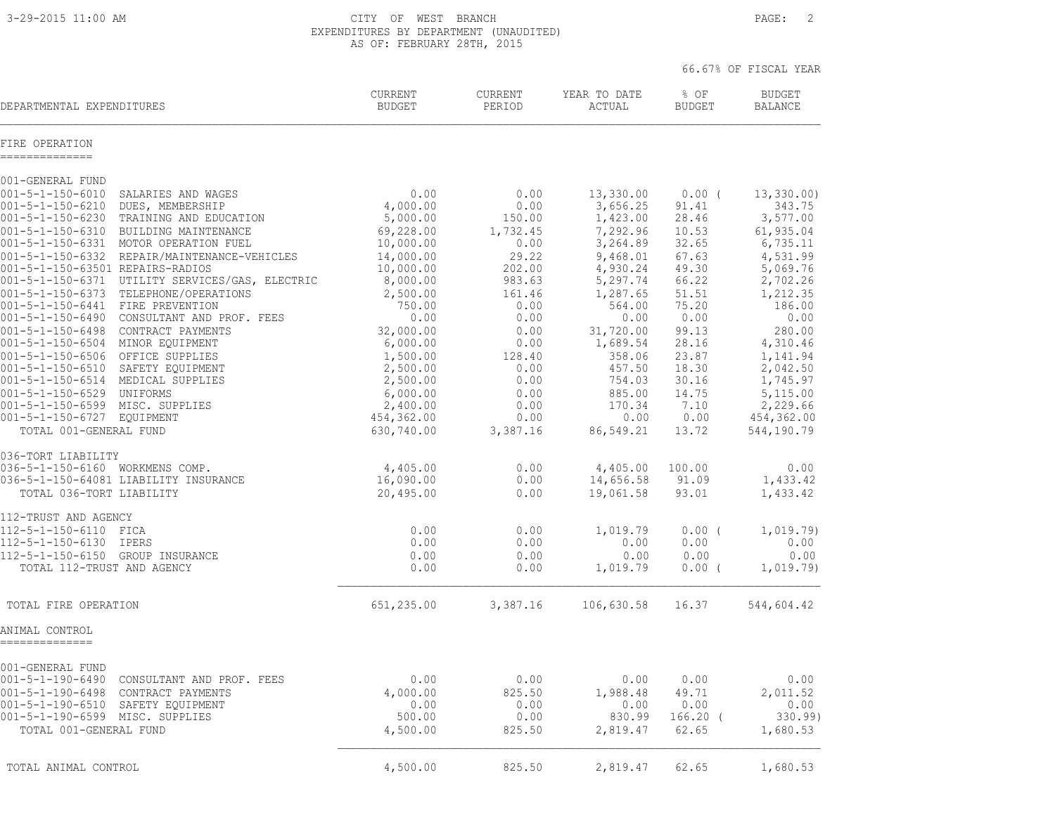CITY OF WEST BRANCH
EXPENDITURES BY DEPARTMENT (UNAUDITED)
AS OF: FEBRUARY 28TH, 2015

66.67% OF FISCAL YEAR

| DEPARTMENTAL EXPENDITURES | CURRENT BUDGET | CURRENT PERIOD | YEAR TO DATE ACTUAL | % OF BUDGET | BUDGET BALANCE |
|---|---|---|---|---|---|
| **FIRE OPERATION** | | | | | |
| 001-GENERAL FUND | | | | | |
| 001-5-1-150-6010 SALARIES AND WAGES | 0.00 | 0.00 | 13,330.00 | 0.00 ( | 13,330.00) |
| 001-5-1-150-6210 DUES, MEMBERSHIP | 4,000.00 | 0.00 | 3,656.25 | 91.41 | 343.75 |
| 001-5-1-150-6230 TRAINING AND EDUCATION | 5,000.00 | 150.00 | 1,423.00 | 28.46 | 3,577.00 |
| 001-5-1-150-6310 BUILDING MAINTENANCE | 69,228.00 | 1,732.45 | 7,292.96 | 10.53 | 61,935.04 |
| 001-5-1-150-6331 MOTOR OPERATION FUEL | 10,000.00 | 0.00 | 3,264.89 | 32.65 | 6,735.11 |
| 001-5-1-150-6332 REPAIR/MAINTENANCE-VEHICLES | 14,000.00 | 29.22 | 9,468.01 | 67.63 | 4,531.99 |
| 001-5-1-150-63501 REPAIRS-RADIOS | 10,000.00 | 202.00 | 4,930.24 | 49.30 | 5,069.76 |
| 001-5-1-150-6371 UTILITY SERVICES/GAS, ELECTRIC | 8,000.00 | 983.63 | 5,297.74 | 66.22 | 2,702.26 |
| 001-5-1-150-6373 TELEPHONE/OPERATIONS | 2,500.00 | 161.46 | 1,287.65 | 51.51 | 1,212.35 |
| 001-5-1-150-6441 FIRE PREVENTION | 750.00 | 0.00 | 564.00 | 75.20 | 186.00 |
| 001-5-1-150-6490 CONSULTANT AND PROF. FEES | 0.00 | 0.00 | 0.00 | 0.00 | 0.00 |
| 001-5-1-150-6498 CONTRACT PAYMENTS | 32,000.00 | 0.00 | 31,720.00 | 99.13 | 280.00 |
| 001-5-1-150-6504 MINOR EQUIPMENT | 6,000.00 | 0.00 | 1,689.54 | 28.16 | 4,310.46 |
| 001-5-1-150-6506 OFFICE SUPPLIES | 1,500.00 | 128.40 | 358.06 | 23.87 | 1,141.94 |
| 001-5-1-150-6510 SAFETY EQUIPMENT | 2,500.00 | 0.00 | 457.50 | 18.30 | 2,042.50 |
| 001-5-1-150-6514 MEDICAL SUPPLIES | 2,500.00 | 0.00 | 754.03 | 30.16 | 1,745.97 |
| 001-5-1-150-6529 UNIFORMS | 6,000.00 | 0.00 | 885.00 | 14.75 | 5,115.00 |
| 001-5-1-150-6599 MISC. SUPPLIES | 2,400.00 | 0.00 | 170.34 | 7.10 | 2,229.66 |
| 001-5-1-150-6727 EQUIPMENT | 454,362.00 | 0.00 | 0.00 | 0.00 | 454,362.00 |
| TOTAL 001-GENERAL FUND | 630,740.00 | 3,387.16 | 86,549.21 | 13.72 | 544,190.79 |
| 036-TORT LIABILITY | | | | | |
| 036-5-1-150-6160 WORKMENS COMP. | 4,405.00 | 0.00 | 4,405.00 | 100.00 | 0.00 |
| 036-5-1-150-64081 LIABILITY INSURANCE | 16,090.00 | 0.00 | 14,656.58 | 91.09 | 1,433.42 |
| TOTAL 036-TORT LIABILITY | 20,495.00 | 0.00 | 19,061.58 | 93.01 | 1,433.42 |
| 112-TRUST AND AGENCY | | | | | |
| 112-5-1-150-6110 FICA | 0.00 | 0.00 | 1,019.79 | 0.00 ( | 1,019.79) |
| 112-5-1-150-6130 IPERS | 0.00 | 0.00 | 0.00 | 0.00 | 0.00 |
| 112-5-1-150-6150 GROUP INSURANCE | 0.00 | 0.00 | 0.00 | 0.00 | 0.00 |
| TOTAL 112-TRUST AND AGENCY | 0.00 | 0.00 | 1,019.79 | 0.00 ( | 1,019.79) |
| TOTAL FIRE OPERATION | 651,235.00 | 3,387.16 | 106,630.58 | 16.37 | 544,604.42 |
| **ANIMAL CONTROL** | | | | | |
| 001-GENERAL FUND | | | | | |
| 001-5-1-190-6490 CONSULTANT AND PROF. FEES | 0.00 | 0.00 | 0.00 | 0.00 | 0.00 |
| 001-5-1-190-6498 CONTRACT PAYMENTS | 4,000.00 | 825.50 | 1,988.48 | 49.71 | 2,011.52 |
| 001-5-1-190-6510 SAFETY EQUIPMENT | 0.00 | 0.00 | 0.00 | 0.00 | 0.00 |
| 001-5-1-190-6599 MISC. SUPPLIES | 500.00 | 0.00 | 830.99 | 166.20 ( | 330.99) |
| TOTAL 001-GENERAL FUND | 4,500.00 | 825.50 | 2,819.47 | 62.65 | 1,680.53 |
| TOTAL ANIMAL CONTROL | 4,500.00 | 825.50 | 2,819.47 | 62.65 | 1,680.53 |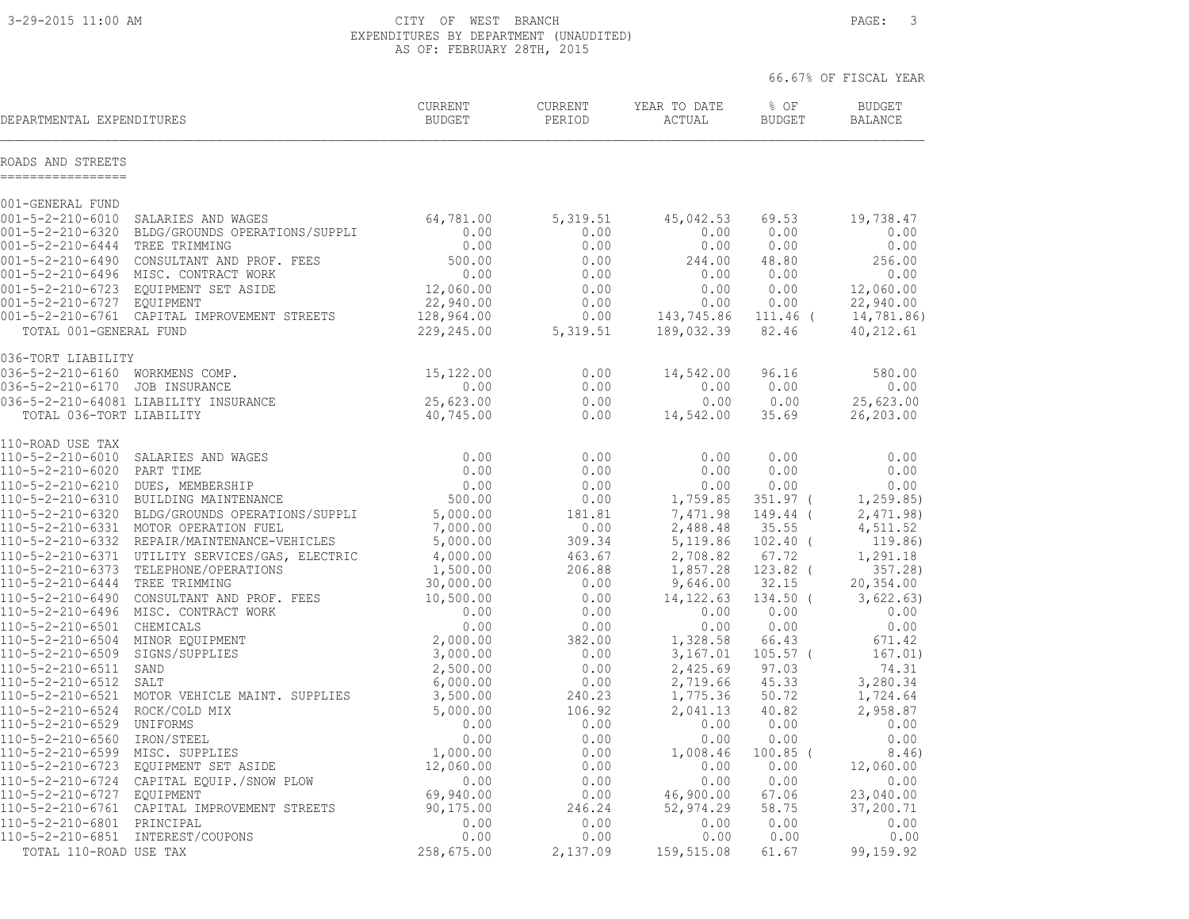CITY OF WEST BRANCH
EXPENDITURES BY DEPARTMENT (UNAUDITED)
AS OF: FEBRUARY 28TH, 2015

66.67% OF FISCAL YEAR

## ROADS AND STREETS

| DEPARTMENTAL EXPENDITURES | | CURRENT BUDGET | CURRENT PERIOD | YEAR TO DATE ACTUAL | % OF BUDGET | BUDGET BALANCE |
|---|---|---|---|---|---|---|
| **001-GENERAL FUND** | | | | | | |
| 001-5-2-210-6010 | SALARIES AND WAGES | 64,781.00 | 5,319.51 | 45,042.53 | 69.53 | 19,738.47 |
| 001-5-2-210-6320 | BLDG/GROUNDS OPERATIONS/SUPPLI | 0.00 | 0.00 | 0.00 | 0.00 | 0.00 |
| 001-5-2-210-6444 | TREE TRIMMING | 0.00 | 0.00 | 0.00 | 0.00 | 0.00 |
| 001-5-2-210-6490 | CONSULTANT AND PROF. FEES | 500.00 | 0.00 | 244.00 | 48.80 | 256.00 |
| 001-5-2-210-6496 | MISC. CONTRACT WORK | 0.00 | 0.00 | 0.00 | 0.00 | 0.00 |
| 001-5-2-210-6723 | EQUIPMENT SET ASIDE | 12,060.00 | 0.00 | 0.00 | 0.00 | 12,060.00 |
| 001-5-2-210-6727 | EQUIPMENT | 22,940.00 | 0.00 | 0.00 | 0.00 | 22,940.00 |
| 001-5-2-210-6761 | CAPITAL IMPROVEMENT STREETS | 128,964.00 | 0.00 | 143,745.86 | 111.46 | ( 14,781.86) |
| TOTAL 001-GENERAL FUND | | 229,245.00 | 5,319.51 | 189,032.39 | 82.46 | 40,212.61 |
| **036-TORT LIABILITY** | | | | | | |
| 036-5-2-210-6160 | WORKMENS COMP. | 15,122.00 | 0.00 | 14,542.00 | 96.16 | 580.00 |
| 036-5-2-210-6170 | JOB INSURANCE | 0.00 | 0.00 | 0.00 | 0.00 | 0.00 |
| 036-5-2-210-64081 | LIABILITY INSURANCE | 25,623.00 | 0.00 | 0.00 | 0.00 | 25,623.00 |
| TOTAL 036-TORT LIABILITY | | 40,745.00 | 0.00 | 14,542.00 | 35.69 | 26,203.00 |
| **110-ROAD USE TAX** | | | | | | |
| 110-5-2-210-6010 | SALARIES AND WAGES | 0.00 | 0.00 | 0.00 | 0.00 | 0.00 |
| 110-5-2-210-6020 | PART TIME | 0.00 | 0.00 | 0.00 | 0.00 | 0.00 |
| 110-5-2-210-6210 | DUES, MEMBERSHIP | 0.00 | 0.00 | 0.00 | 0.00 | 0.00 |
| 110-5-2-210-6310 | BUILDING MAINTENANCE | 500.00 | 0.00 | 1,759.85 | 351.97 | ( 1,259.85) |
| 110-5-2-210-6320 | BLDG/GROUNDS OPERATIONS/SUPPLI | 5,000.00 | 181.81 | 7,471.98 | 149.44 | ( 2,471.98) |
| 110-5-2-210-6331 | MOTOR OPERATION FUEL | 7,000.00 | 0.00 | 2,488.48 | 35.55 | 4,511.52 |
| 110-5-2-210-6332 | REPAIR/MAINTENANCE-VEHICLES | 5,000.00 | 309.34 | 5,119.86 | 102.40 | ( 119.86) |
| 110-5-2-210-6371 | UTILITY SERVICES/GAS, ELECTRIC | 4,000.00 | 463.67 | 2,708.82 | 67.72 | 1,291.18 |
| 110-5-2-210-6373 | TELEPHONE/OPERATIONS | 1,500.00 | 206.88 | 1,857.28 | 123.82 | ( 357.28) |
| 110-5-2-210-6444 | TREE TRIMMING | 30,000.00 | 0.00 | 9,646.00 | 32.15 | 20,354.00 |
| 110-5-2-210-6490 | CONSULTANT AND PROF. FEES | 10,500.00 | 0.00 | 14,122.63 | 134.50 | ( 3,622.63) |
| 110-5-2-210-6496 | MISC. CONTRACT WORK | 0.00 | 0.00 | 0.00 | 0.00 | 0.00 |
| 110-5-2-210-6501 | CHEMICALS | 0.00 | 0.00 | 0.00 | 0.00 | 0.00 |
| 110-5-2-210-6504 | MINOR EQUIPMENT | 2,000.00 | 382.00 | 1,328.58 | 66.43 | 671.42 |
| 110-5-2-210-6509 | SIGNS/SUPPLIES | 3,000.00 | 0.00 | 3,167.01 | 105.57 | ( 167.01) |
| 110-5-2-210-6511 | SAND | 2,500.00 | 0.00 | 2,425.69 | 97.03 | 74.31 |
| 110-5-2-210-6512 | SALT | 6,000.00 | 0.00 | 2,719.66 | 45.33 | 3,280.34 |
| 110-5-2-210-6521 | MOTOR VEHICLE MAINT. SUPPLIES | 3,500.00 | 240.23 | 1,775.36 | 50.72 | 1,724.64 |
| 110-5-2-210-6524 | ROCK/COLD MIX | 5,000.00 | 106.92 | 2,041.13 | 40.82 | 2,958.87 |
| 110-5-2-210-6529 | UNIFORMS | 0.00 | 0.00 | 0.00 | 0.00 | 0.00 |
| 110-5-2-210-6560 | IRON/STEEL | 0.00 | 0.00 | 0.00 | 0.00 | 0.00 |
| 110-5-2-210-6599 | MISC. SUPPLIES | 1,000.00 | 0.00 | 1,008.46 | 100.85 | ( 8.46) |
| 110-5-2-210-6723 | EQUIPMENT SET ASIDE | 12,060.00 | 0.00 | 0.00 | 0.00 | 12,060.00 |
| 110-5-2-210-6724 | CAPITAL EQUIP./SNOW PLOW | 0.00 | 0.00 | 0.00 | 0.00 | 0.00 |
| 110-5-2-210-6727 | EQUIPMENT | 69,940.00 | 0.00 | 46,900.00 | 67.06 | 23,040.00 |
| 110-5-2-210-6761 | CAPITAL IMPROVEMENT STREETS | 90,175.00 | 246.24 | 52,974.29 | 58.75 | 37,200.71 |
| 110-5-2-210-6801 | PRINCIPAL | 0.00 | 0.00 | 0.00 | 0.00 | 0.00 |
| 110-5-2-210-6851 | INTEREST/COUPONS | 0.00 | 0.00 | 0.00 | 0.00 | 0.00 |
| TOTAL 110-ROAD USE TAX | | 258,675.00 | 2,137.09 | 159,515.08 | 61.67 | 99,159.92 |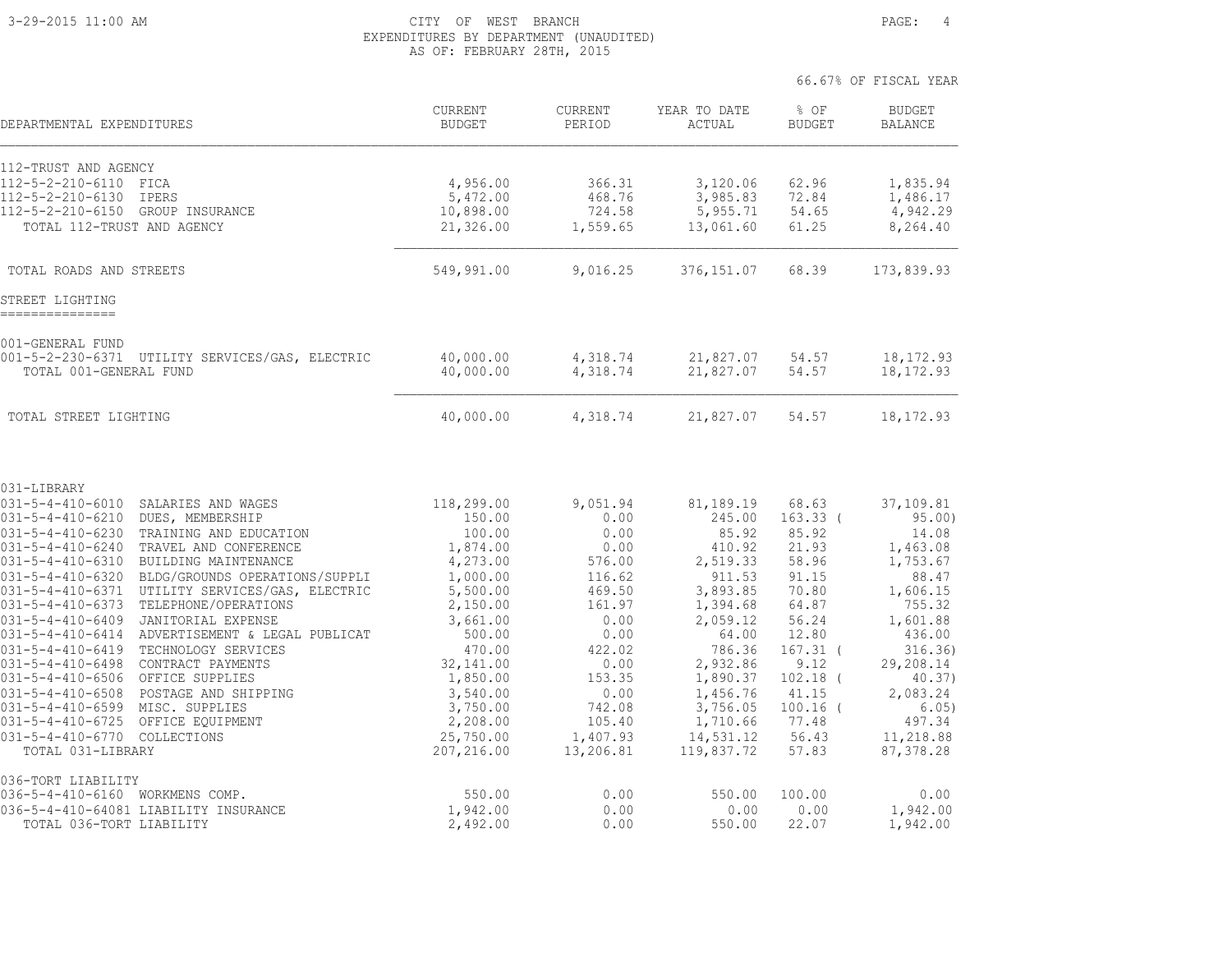CITY OF WEST BRANCH
EXPENDITURES BY DEPARTMENT (UNAUDITED)
AS OF: FEBRUARY 28TH, 2015

66.67% OF FISCAL YEAR

| DEPARTMENTAL EXPENDITURES | CURRENT BUDGET | CURRENT PERIOD | YEAR TO DATE ACTUAL | % OF BUDGET | BUDGET BALANCE |
|---|---|---|---|---|---|
| **112-TRUST AND AGENCY** | | | | | |
| 112-5-2-210-6110 FICA | 4,956.00 | 366.31 | 3,120.06 | 62.96 | 1,835.94 |
| 112-5-2-210-6130 IPERS | 5,472.00 | 468.76 | 3,985.83 | 72.84 | 1,486.17 |
| 112-5-2-210-6150 GROUP INSURANCE | 10,898.00 | 724.58 | 5,955.71 | 54.65 | 4,942.29 |
| TOTAL 112-TRUST AND AGENCY | 21,326.00 | 1,559.65 | 13,061.60 | 61.25 | 8,264.40 |
| TOTAL ROADS AND STREETS | 549,991.00 | 9,016.25 | 376,151.07 | 68.39 | 173,839.93 |
| **STREET LIGHTING** | | | | | |
| **001-GENERAL FUND** | | | | | |
| 001-5-2-230-6371 UTILITY SERVICES/GAS, ELECTRIC | 40,000.00 | 4,318.74 | 21,827.07 | 54.57 | 18,172.93 |
| TOTAL 001-GENERAL FUND | 40,000.00 | 4,318.74 | 21,827.07 | 54.57 | 18,172.93 |
| TOTAL STREET LIGHTING | 40,000.00 | 4,318.74 | 21,827.07 | 54.57 | 18,172.93 |
| **031-LIBRARY** | | | | | |
| 031-5-4-410-6010 SALARIES AND WAGES | 118,299.00 | 9,051.94 | 81,189.19 | 68.63 | 37,109.81 |
| 031-5-4-410-6210 DUES, MEMBERSHIP | 150.00 | 0.00 | 245.00 | 163.33 | ( 95.00) |
| 031-5-4-410-6230 TRAINING AND EDUCATION | 100.00 | 0.00 | 85.92 | 85.92 | 14.08 |
| 031-5-4-410-6240 TRAVEL AND CONFERENCE | 1,874.00 | 0.00 | 410.92 | 21.93 | 1,463.08 |
| 031-5-4-410-6310 BUILDING MAINTENANCE | 4,273.00 | 576.00 | 2,519.33 | 58.96 | 1,753.67 |
| 031-5-4-410-6320 BLDG/GROUNDS OPERATIONS/SUPPLI | 1,000.00 | 116.62 | 911.53 | 91.15 | 88.47 |
| 031-5-4-410-6371 UTILITY SERVICES/GAS, ELECTRIC | 5,500.00 | 469.50 | 3,893.85 | 70.80 | 1,606.15 |
| 031-5-4-410-6373 TELEPHONE/OPERATIONS | 2,150.00 | 161.97 | 1,394.68 | 64.87 | 755.32 |
| 031-5-4-410-6409 JANITORIAL EXPENSE | 3,661.00 | 0.00 | 2,059.12 | 56.24 | 1,601.88 |
| 031-5-4-410-6414 ADVERTISEMENT & LEGAL PUBLICAT | 500.00 | 0.00 | 64.00 | 12.80 | 436.00 |
| 031-5-4-410-6419 TECHNOLOGY SERVICES | 470.00 | 422.02 | 786.36 | 167.31 | ( 316.36) |
| 031-5-4-410-6498 CONTRACT PAYMENTS | 32,141.00 | 0.00 | 2,932.86 | 9.12 | 29,208.14 |
| 031-5-4-410-6506 OFFICE SUPPLIES | 1,850.00 | 153.35 | 1,890.37 | 102.18 | ( 40.37) |
| 031-5-4-410-6508 POSTAGE AND SHIPPING | 3,540.00 | 0.00 | 1,456.76 | 41.15 | 2,083.24 |
| 031-5-4-410-6599 MISC. SUPPLIES | 3,750.00 | 742.08 | 3,756.05 | 100.16 | ( 6.05) |
| 031-5-4-410-6725 OFFICE EQUIPMENT | 2,208.00 | 105.40 | 1,710.66 | 77.48 | 497.34 |
| 031-5-4-410-6770 COLLECTIONS | 25,750.00 | 1,407.93 | 14,531.12 | 56.43 | 11,218.88 |
| TOTAL 031-LIBRARY | 207,216.00 | 13,206.81 | 119,837.72 | 57.83 | 87,378.28 |
| **036-TORT LIABILITY** | | | | | |
| 036-5-4-410-6160 WORKMENS COMP. | 550.00 | 0.00 | 550.00 | 100.00 | 0.00 |
| 036-5-4-410-64081 LIABILITY INSURANCE | 1,942.00 | 0.00 | 0.00 | 0.00 | 1,942.00 |
| TOTAL 036-TORT LIABILITY | 2,492.00 | 0.00 | 550.00 | 22.07 | 1,942.00 |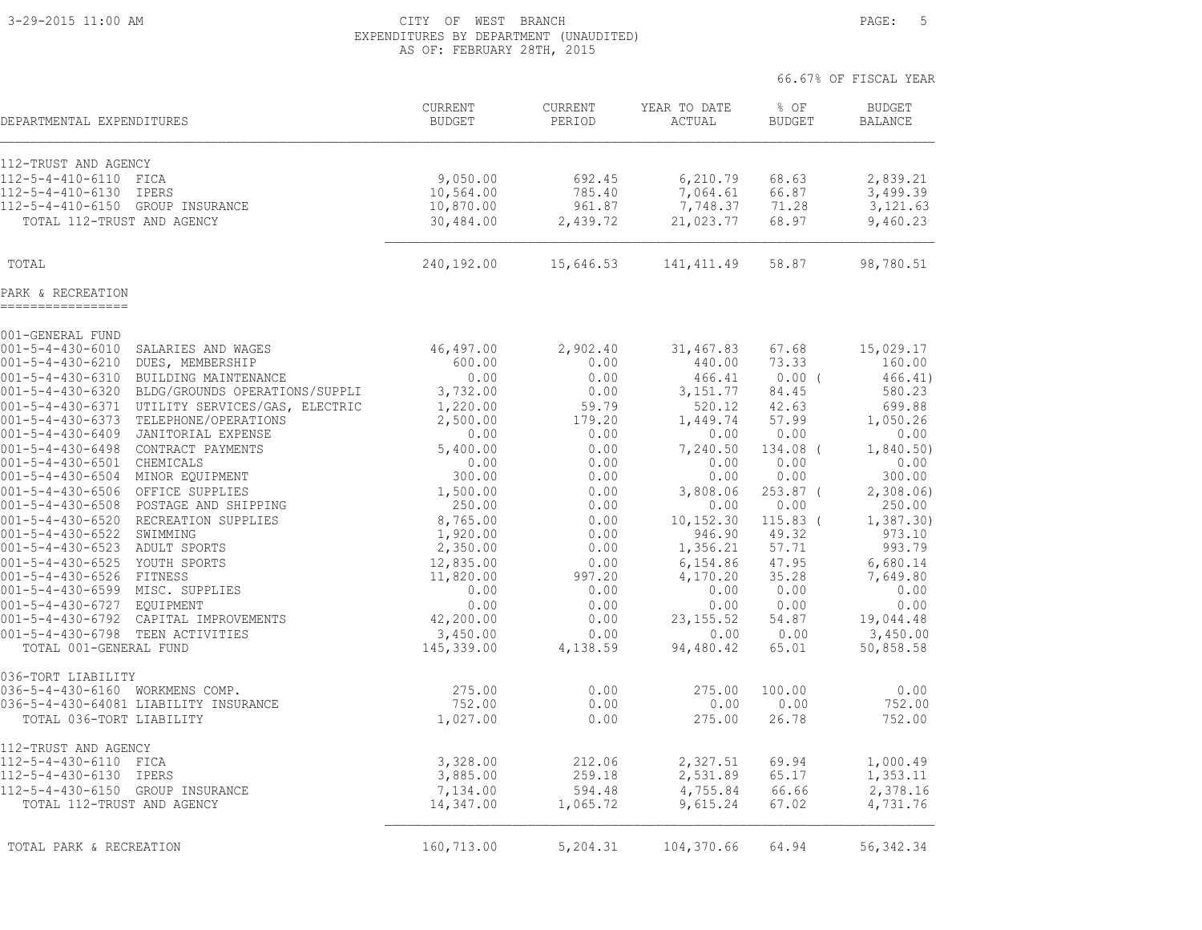CITY OF WEST BRANCH
EXPENDITURES BY DEPARTMENT (UNAUDITED)
AS OF: FEBRUARY 28TH, 2015

66.67% OF FISCAL YEAR

| DEPARTMENTAL EXPENDITURES | CURRENT BUDGET | CURRENT PERIOD | YEAR TO DATE ACTUAL | % OF BUDGET | BUDGET BALANCE |
|---|---|---|---|---|---|
| 112-TRUST AND AGENCY | | | | | |
| 112-5-4-410-6110 FICA | 9,050.00 | 692.45 | 6,210.79 | 68.63 | 2,839.21 |
| 112-5-4-410-6130 IPERS | 10,564.00 | 785.40 | 7,064.61 | 66.87 | 3,499.39 |
| 112-5-4-410-6150 GROUP INSURANCE | 10,870.00 | 961.87 | 7,748.37 | 71.28 | 3,121.63 |
| TOTAL 112-TRUST AND AGENCY | 30,484.00 | 2,439.72 | 21,023.77 | 68.97 | 9,460.23 |
| TOTAL | 240,192.00 | 15,646.53 | 141,411.49 | 58.87 | 98,780.51 |

## PARK & RECREATION

| DEPARTMENTAL EXPENDITURES | CURRENT BUDGET | CURRENT PERIOD | YEAR TO DATE ACTUAL | % OF BUDGET | BUDGET BALANCE |
|---|---|---|---|---|---|
| 001-GENERAL FUND | | | | | |
| 001-5-4-430-6010 SALARIES AND WAGES | 46,497.00 | 2,902.40 | 31,467.83 | 67.68 | 15,029.17 |
| 001-5-4-430-6210 DUES, MEMBERSHIP | 600.00 | 0.00 | 440.00 | 73.33 | 160.00 |
| 001-5-4-430-6310 BUILDING MAINTENANCE | 0.00 | 0.00 | 466.41 | 0.00 ( | 466.41) |
| 001-5-4-430-6320 BLDG/GROUNDS OPERATIONS/SUPPLI | 3,732.00 | 0.00 | 3,151.77 | 84.45 | 580.23 |
| 001-5-4-430-6371 UTILITY SERVICES/GAS, ELECTRIC | 1,220.00 | 59.79 | 520.12 | 42.63 | 699.88 |
| 001-5-4-430-6373 TELEPHONE/OPERATIONS | 2,500.00 | 179.20 | 1,449.74 | 57.99 | 1,050.26 |
| 001-5-4-430-6409 JANITORIAL EXPENSE | 0.00 | 0.00 | 0.00 | 0.00 | 0.00 |
| 001-5-4-430-6498 CONTRACT PAYMENTS | 5,400.00 | 0.00 | 7,240.50 | 134.08 ( | 1,840.50) |
| 001-5-4-430-6501 CHEMICALS | 0.00 | 0.00 | 0.00 | 0.00 | 0.00 |
| 001-5-4-430-6504 MINOR EQUIPMENT | 300.00 | 0.00 | 0.00 | 0.00 | 300.00 |
| 001-5-4-430-6506 OFFICE SUPPLIES | 1,500.00 | 0.00 | 3,808.06 | 253.87 ( | 2,308.06) |
| 001-5-4-430-6508 POSTAGE AND SHIPPING | 250.00 | 0.00 | 0.00 | 0.00 | 250.00 |
| 001-5-4-430-6520 RECREATION SUPPLIES | 8,765.00 | 0.00 | 10,152.30 | 115.83 ( | 1,387.30) |
| 001-5-4-430-6522 SWIMMING | 1,920.00 | 0.00 | 946.90 | 49.32 | 973.10 |
| 001-5-4-430-6523 ADULT SPORTS | 2,350.00 | 0.00 | 1,356.21 | 57.71 | 993.79 |
| 001-5-4-430-6525 YOUTH SPORTS | 12,835.00 | 0.00 | 6,154.86 | 47.95 | 6,680.14 |
| 001-5-4-430-6526 FITNESS | 11,820.00 | 997.20 | 4,170.20 | 35.28 | 7,649.80 |
| 001-5-4-430-6599 MISC. SUPPLIES | 0.00 | 0.00 | 0.00 | 0.00 | 0.00 |
| 001-5-4-430-6727 EQUIPMENT | 0.00 | 0.00 | 0.00 | 0.00 | 0.00 |
| 001-5-4-430-6792 CAPITAL IMPROVEMENTS | 42,200.00 | 0.00 | 23,155.52 | 54.87 | 19,044.48 |
| 001-5-4-430-6798 TEEN ACTIVITIES | 3,450.00 | 0.00 | 0.00 | 0.00 | 3,450.00 |
| TOTAL 001-GENERAL FUND | 145,339.00 | 4,138.59 | 94,480.42 | 65.01 | 50,858.58 |
| 036-TORT LIABILITY | | | | | |
| 036-5-4-430-6160 WORKMENS COMP. | 275.00 | 0.00 | 275.00 | 100.00 | 0.00 |
| 036-5-4-430-64081 LIABILITY INSURANCE | 752.00 | 0.00 | 0.00 | 0.00 | 752.00 |
| TOTAL 036-TORT LIABILITY | 1,027.00 | 0.00 | 275.00 | 26.78 | 752.00 |
| 112-TRUST AND AGENCY | | | | | |
| 112-5-4-430-6110 FICA | 3,328.00 | 212.06 | 2,327.51 | 69.94 | 1,000.49 |
| 112-5-4-430-6130 IPERS | 3,885.00 | 259.18 | 2,531.89 | 65.17 | 1,353.11 |
| 112-5-4-430-6150 GROUP INSURANCE | 7,134.00 | 594.48 | 4,755.84 | 66.66 | 2,378.16 |
| TOTAL 112-TRUST AND AGENCY | 14,347.00 | 1,065.72 | 9,615.24 | 67.02 | 4,731.76 |
| TOTAL PARK & RECREATION | 160,713.00 | 5,204.31 | 104,370.66 | 64.94 | 56,342.34 |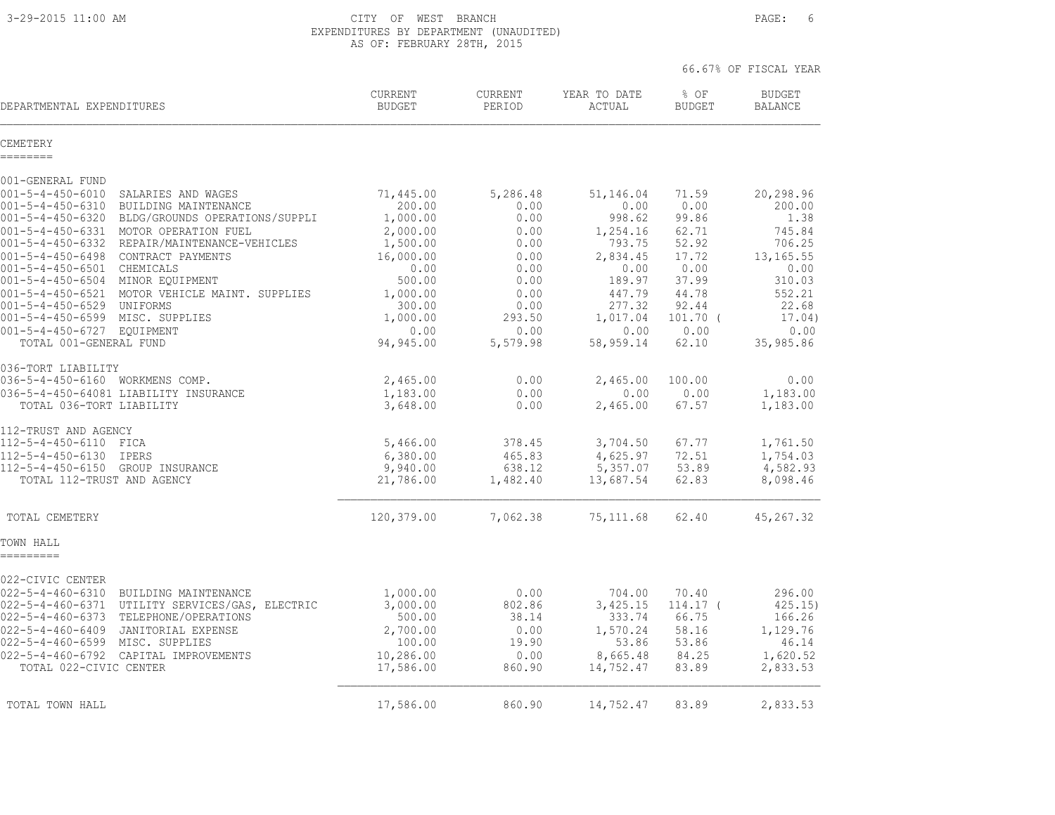# CITY OF WEST BRANCH

EXPENDITURES BY DEPARTMENT (UNAUDITED)

AS OF: FEBRUARY 28TH, 2015

66.67% OF FISCAL YEAR

| DEPARTMENTAL EXPENDITURES | CURRENT BUDGET | CURRENT PERIOD | YEAR TO DATE ACTUAL | % OF BUDGET | BUDGET BALANCE |
|---|---|---|---|---|---|
| **CEMETERY** | | | | | |
| 001-GENERAL FUND | | | | | |
| 001-5-4-450-6010 SALARIES AND WAGES | 71,445.00 | 5,286.48 | 51,146.04 | 71.59 | 20,298.96 |
| 001-5-4-450-6310 BUILDING MAINTENANCE | 200.00 | 0.00 | 0.00 | 0.00 | 200.00 |
| 001-5-4-450-6320 BLDG/GROUNDS OPERATIONS/SUPPLI | 1,000.00 | 0.00 | 998.62 | 99.86 | 1.38 |
| 001-5-4-450-6331 MOTOR OPERATION FUEL | 2,000.00 | 0.00 | 1,254.16 | 62.71 | 745.84 |
| 001-5-4-450-6332 REPAIR/MAINTENANCE-VEHICLES | 1,500.00 | 0.00 | 793.75 | 52.92 | 706.25 |
| 001-5-4-450-6498 CONTRACT PAYMENTS | 16,000.00 | 0.00 | 2,834.45 | 17.72 | 13,165.55 |
| 001-5-4-450-6501 CHEMICALS | 0.00 | 0.00 | 0.00 | 0.00 | 0.00 |
| 001-5-4-450-6504 MINOR EQUIPMENT | 500.00 | 0.00 | 189.97 | 37.99 | 310.03 |
| 001-5-4-450-6521 MOTOR VEHICLE MAINT. SUPPLIES | 1,000.00 | 0.00 | 447.79 | 44.78 | 552.21 |
| 001-5-4-450-6529 UNIFORMS | 300.00 | 0.00 | 277.32 | 92.44 | 22.68 |
| 001-5-4-450-6599 MISC. SUPPLIES | 1,000.00 | 293.50 | 1,017.04 | 101.70 | (17.04) |
| 001-5-4-450-6727 EQUIPMENT | 0.00 | 0.00 | 0.00 | 0.00 | 0.00 |
| TOTAL 001-GENERAL FUND | 94,945.00 | 5,579.98 | 58,959.14 | 62.10 | 35,985.86 |
| 036-TORT LIABILITY | | | | | |
| 036-5-4-450-6160 WORKMENS COMP. | 2,465.00 | 0.00 | 2,465.00 | 100.00 | 0.00 |
| 036-5-4-450-64081 LIABILITY INSURANCE | 1,183.00 | 0.00 | 0.00 | 0.00 | 1,183.00 |
| TOTAL 036-TORT LIABILITY | 3,648.00 | 0.00 | 2,465.00 | 67.57 | 1,183.00 |
| 112-TRUST AND AGENCY | | | | | |
| 112-5-4-450-6110 FICA | 5,466.00 | 378.45 | 3,704.50 | 67.77 | 1,761.50 |
| 112-5-4-450-6130 IPERS | 6,380.00 | 465.83 | 4,625.97 | 72.51 | 1,754.03 |
| 112-5-4-450-6150 GROUP INSURANCE | 9,940.00 | 638.12 | 5,357.07 | 53.89 | 4,582.93 |
| TOTAL 112-TRUST AND AGENCY | 21,786.00 | 1,482.40 | 13,687.54 | 62.83 | 8,098.46 |
| TOTAL CEMETERY | 120,379.00 | 7,062.38 | 75,111.68 | 62.40 | 45,267.32 |
| **TOWN HALL** | | | | | |
| 022-CIVIC CENTER | | | | | |
| 022-5-4-460-6310 BUILDING MAINTENANCE | 1,000.00 | 0.00 | 704.00 | 70.40 | 296.00 |
| 022-5-4-460-6371 UTILITY SERVICES/GAS, ELECTRIC | 3,000.00 | 802.86 | 3,425.15 | 114.17 | (425.15) |
| 022-5-4-460-6373 TELEPHONE/OPERATIONS | 500.00 | 38.14 | 333.74 | 66.75 | 166.26 |
| 022-5-4-460-6409 JANITORIAL EXPENSE | 2,700.00 | 0.00 | 1,570.24 | 58.16 | 1,129.76 |
| 022-5-4-460-6599 MISC. SUPPLIES | 100.00 | 19.90 | 53.86 | 53.86 | 46.14 |
| 022-5-4-460-6792 CAPITAL IMPROVEMENTS | 10,286.00 | 0.00 | 8,665.48 | 84.25 | 1,620.52 |
| TOTAL 022-CIVIC CENTER | 17,586.00 | 860.90 | 14,752.47 | 83.89 | 2,833.53 |
| TOTAL TOWN HALL | 17,586.00 | 860.90 | 14,752.47 | 83.89 | 2,833.53 |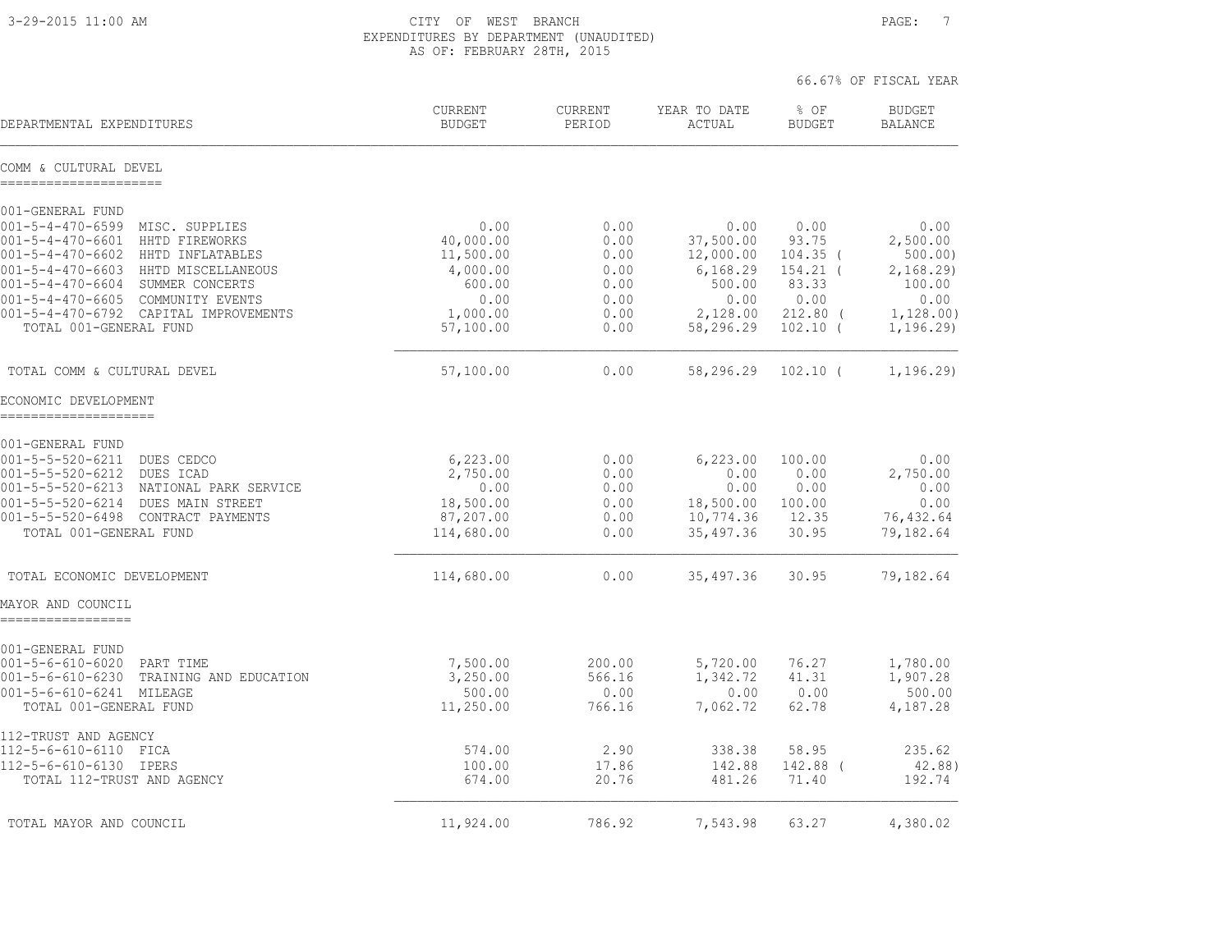CITY OF WEST BRANCH
EXPENDITURES BY DEPARTMENT (UNAUDITED)
AS OF: FEBRUARY 28TH, 2015

66.67% OF FISCAL YEAR

| DEPARTMENTAL EXPENDITURES | CURRENT BUDGET | CURRENT PERIOD | YEAR TO DATE ACTUAL | % OF BUDGET | BUDGET BALANCE |
|---|---|---|---|---|---|
| **COMM & CULTURAL DEVEL** | | | | | |
| 001-GENERAL FUND | | | | | |
| 001-5-4-470-6599 MISC. SUPPLIES | 0.00 | 0.00 | 0.00 | 0.00 | 0.00 |
| 001-5-4-470-6601 HHTD FIREWORKS | 40,000.00 | 0.00 | 37,500.00 | 93.75 | 2,500.00 |
| 001-5-4-470-6602 HHTD INFLATABLES | 11,500.00 | 0.00 | 12,000.00 | 104.35 | ( 500.00) |
| 001-5-4-470-6603 HHTD MISCELLANEOUS | 4,000.00 | 0.00 | 6,168.29 | 154.21 | ( 2,168.29) |
| 001-5-4-470-6604 SUMMER CONCERTS | 600.00 | 0.00 | 500.00 | 83.33 | 100.00 |
| 001-5-4-470-6605 COMMUNITY EVENTS | 0.00 | 0.00 | 0.00 | 0.00 | 0.00 |
| 001-5-4-470-6792 CAPITAL IMPROVEMENTS | 1,000.00 | 0.00 | 2,128.00 | 212.80 | ( 1,128.00) |
| TOTAL 001-GENERAL FUND | 57,100.00 | 0.00 | 58,296.29 | 102.10 | ( 1,196.29) |
| TOTAL COMM & CULTURAL DEVEL | 57,100.00 | 0.00 | 58,296.29 | 102.10 | ( 1,196.29) |
| **ECONOMIC DEVELOPMENT** | | | | | |
| 001-GENERAL FUND | | | | | |
| 001-5-5-520-6211 DUES CEDCO | 6,223.00 | 0.00 | 6,223.00 | 100.00 | 0.00 |
| 001-5-5-520-6212 DUES ICAD | 2,750.00 | 0.00 | 0.00 | 0.00 | 2,750.00 |
| 001-5-5-520-6213 NATIONAL PARK SERVICE | 0.00 | 0.00 | 0.00 | 0.00 | 0.00 |
| 001-5-5-520-6214 DUES MAIN STREET | 18,500.00 | 0.00 | 18,500.00 | 100.00 | 0.00 |
| 001-5-5-520-6498 CONTRACT PAYMENTS | 87,207.00 | 0.00 | 10,774.36 | 12.35 | 76,432.64 |
| TOTAL 001-GENERAL FUND | 114,680.00 | 0.00 | 35,497.36 | 30.95 | 79,182.64 |
| TOTAL ECONOMIC DEVELOPMENT | 114,680.00 | 0.00 | 35,497.36 | 30.95 | 79,182.64 |
| **MAYOR AND COUNCIL** | | | | | |
| 001-GENERAL FUND | | | | | |
| 001-5-6-610-6020 PART TIME | 7,500.00 | 200.00 | 5,720.00 | 76.27 | 1,780.00 |
| 001-5-6-610-6230 TRAINING AND EDUCATION | 3,250.00 | 566.16 | 1,342.72 | 41.31 | 1,907.28 |
| 001-5-6-610-6241 MILEAGE | 500.00 | 0.00 | 0.00 | 0.00 | 500.00 |
| TOTAL 001-GENERAL FUND | 11,250.00 | 766.16 | 7,062.72 | 62.78 | 4,187.28 |
| 112-TRUST AND AGENCY | | | | | |
| 112-5-6-610-6110 FICA | 574.00 | 2.90 | 338.38 | 58.95 | 235.62 |
| 112-5-6-610-6130 IPERS | 100.00 | 17.86 | 142.88 | 142.88 | ( 42.88) |
| TOTAL 112-TRUST AND AGENCY | 674.00 | 20.76 | 481.26 | 71.40 | 192.74 |
| TOTAL MAYOR AND COUNCIL | 11,924.00 | 786.92 | 7,543.98 | 63.27 | 4,380.02 |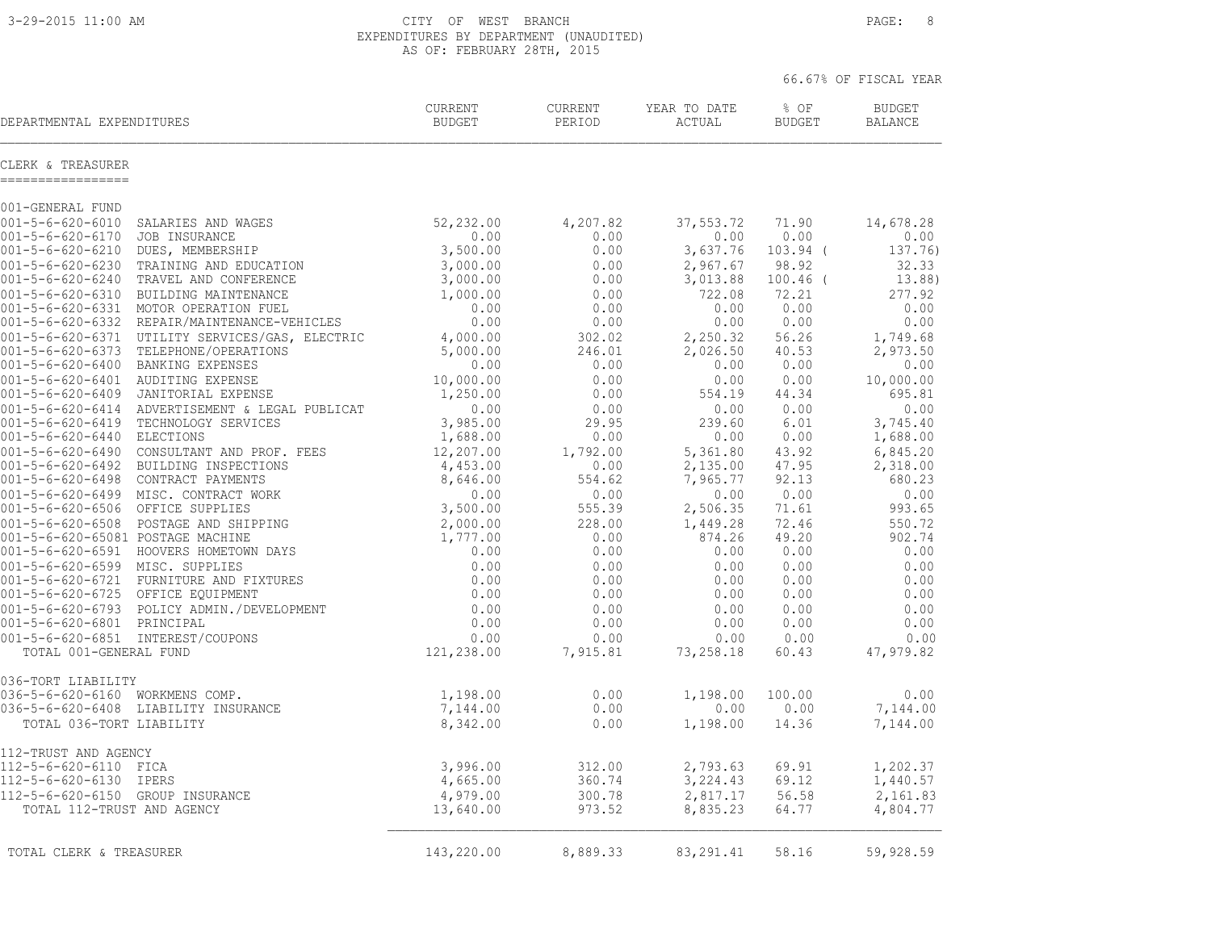CITY OF WEST BRANCH

EXPENDITURES BY DEPARTMENT (UNAUDITED)

AS OF: FEBRUARY 28TH, 2015

66.67% OF FISCAL YEAR

## CLERK & TREASURER

| DEPARTMENTAL EXPENDITURES | | CURRENT BUDGET | CURRENT PERIOD | YEAR TO DATE ACTUAL | % OF BUDGET | BUDGET BALANCE |
|---|---|---|---|---|---|---|
| **001-GENERAL FUND** | | | | | | |
| 001-5-6-620-6010 | SALARIES AND WAGES | 52,232.00 | 4,207.82 | 37,553.72 | 71.90 | 14,678.28 |
| 001-5-6-620-6170 | JOB INSURANCE | 0.00 | 0.00 | 0.00 | 0.00 | 0.00 |
| 001-5-6-620-6210 | DUES, MEMBERSHIP | 3,500.00 | 0.00 | 3,637.76 | 103.94 | ( 137.76) |
| 001-5-6-620-6230 | TRAINING AND EDUCATION | 3,000.00 | 0.00 | 2,967.67 | 98.92 | 32.33 |
| 001-5-6-620-6240 | TRAVEL AND CONFERENCE | 3,000.00 | 0.00 | 3,013.88 | 100.46 | ( 13.88) |
| 001-5-6-620-6310 | BUILDING MAINTENANCE | 1,000.00 | 0.00 | 722.08 | 72.21 | 277.92 |
| 001-5-6-620-6331 | MOTOR OPERATION FUEL | 0.00 | 0.00 | 0.00 | 0.00 | 0.00 |
| 001-5-6-620-6332 | REPAIR/MAINTENANCE-VEHICLES | 0.00 | 0.00 | 0.00 | 0.00 | 0.00 |
| 001-5-6-620-6371 | UTILITY SERVICES/GAS, ELECTRIC | 4,000.00 | 302.02 | 2,250.32 | 56.26 | 1,749.68 |
| 001-5-6-620-6373 | TELEPHONE/OPERATIONS | 5,000.00 | 246.01 | 2,026.50 | 40.53 | 2,973.50 |
| 001-5-6-620-6400 | BANKING EXPENSES | 0.00 | 0.00 | 0.00 | 0.00 | 0.00 |
| 001-5-6-620-6401 | AUDITING EXPENSE | 10,000.00 | 0.00 | 0.00 | 0.00 | 10,000.00 |
| 001-5-6-620-6409 | JANITORIAL EXPENSE | 1,250.00 | 0.00 | 554.19 | 44.34 | 695.81 |
| 001-5-6-620-6414 | ADVERTISEMENT & LEGAL PUBLICAT | 0.00 | 0.00 | 0.00 | 0.00 | 0.00 |
| 001-5-6-620-6419 | TECHNOLOGY SERVICES | 3,985.00 | 29.95 | 239.60 | 6.01 | 3,745.40 |
| 001-5-6-620-6440 | ELECTIONS | 1,688.00 | 0.00 | 0.00 | 0.00 | 1,688.00 |
| 001-5-6-620-6490 | CONSULTANT AND PROF. FEES | 12,207.00 | 1,792.00 | 5,361.80 | 43.92 | 6,845.20 |
| 001-5-6-620-6492 | BUILDING INSPECTIONS | 4,453.00 | 0.00 | 2,135.00 | 47.95 | 2,318.00 |
| 001-5-6-620-6498 | CONTRACT PAYMENTS | 8,646.00 | 554.62 | 7,965.77 | 92.13 | 680.23 |
| 001-5-6-620-6499 | MISC. CONTRACT WORK | 0.00 | 0.00 | 0.00 | 0.00 | 0.00 |
| 001-5-6-620-6506 | OFFICE SUPPLIES | 3,500.00 | 555.39 | 2,506.35 | 71.61 | 993.65 |
| 001-5-6-620-6508 | POSTAGE AND SHIPPING | 2,000.00 | 228.00 | 1,449.28 | 72.46 | 550.72 |
| 001-5-6-620-65081 | POSTAGE MACHINE | 1,777.00 | 0.00 | 874.26 | 49.20 | 902.74 |
| 001-5-6-620-6591 | HOOVERS HOMETOWN DAYS | 0.00 | 0.00 | 0.00 | 0.00 | 0.00 |
| 001-5-6-620-6599 | MISC. SUPPLIES | 0.00 | 0.00 | 0.00 | 0.00 | 0.00 |
| 001-5-6-620-6721 | FURNITURE AND FIXTURES | 0.00 | 0.00 | 0.00 | 0.00 | 0.00 |
| 001-5-6-620-6725 | OFFICE EQUIPMENT | 0.00 | 0.00 | 0.00 | 0.00 | 0.00 |
| 001-5-6-620-6793 | POLICY ADMIN./DEVELOPMENT | 0.00 | 0.00 | 0.00 | 0.00 | 0.00 |
| 001-5-6-620-6801 | PRINCIPAL | 0.00 | 0.00 | 0.00 | 0.00 | 0.00 |
| 001-5-6-620-6851 | INTEREST/COUPONS | 0.00 | 0.00 | 0.00 | 0.00 | 0.00 |
| TOTAL 001-GENERAL FUND | | 121,238.00 | 7,915.81 | 73,258.18 | 60.43 | 47,979.82 |
| **036-TORT LIABILITY** | | | | | | |
| 036-5-6-620-6160 | WORKMENS COMP. | 1,198.00 | 0.00 | 1,198.00 | 100.00 | 0.00 |
| 036-5-6-620-6408 | LIABILITY INSURANCE | 7,144.00 | 0.00 | 0.00 | 0.00 | 7,144.00 |
| TOTAL 036-TORT LIABILITY | | 8,342.00 | 0.00 | 1,198.00 | 14.36 | 7,144.00 |
| **112-TRUST AND AGENCY** | | | | | | |
| 112-5-6-620-6110 | FICA | 3,996.00 | 312.00 | 2,793.63 | 69.91 | 1,202.37 |
| 112-5-6-620-6130 | IPERS | 4,665.00 | 360.74 | 3,224.43 | 69.12 | 1,440.57 |
| 112-5-6-620-6150 | GROUP INSURANCE | 4,979.00 | 300.78 | 2,817.17 | 56.58 | 2,161.83 |
| TOTAL 112-TRUST AND AGENCY | | 13,640.00 | 973.52 | 8,835.23 | 64.77 | 4,804.77 |
| **TOTAL CLERK & TREASURER** | | 143,220.00 | 8,889.33 | 83,291.41 | 58.16 | 59,928.59 |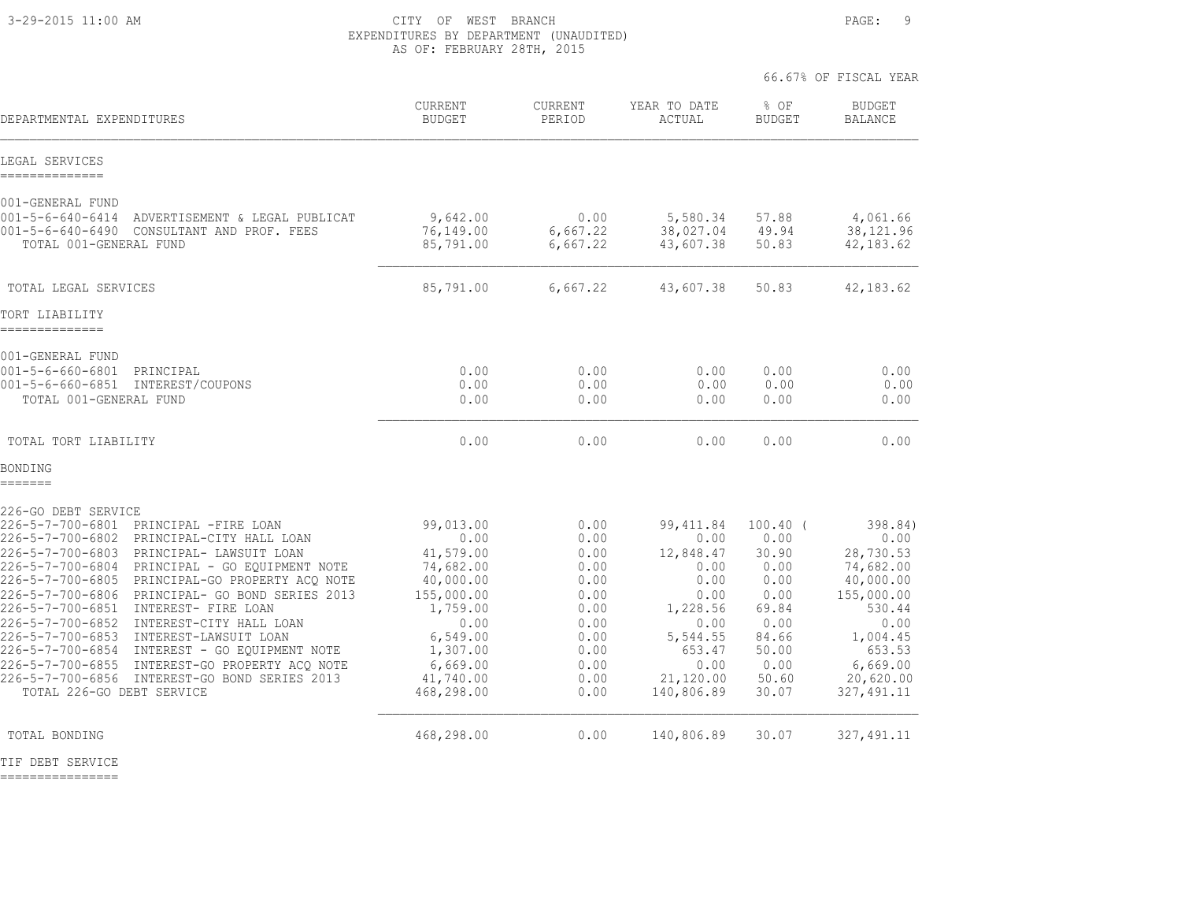CITY OF WEST BRANCH
EXPENDITURES BY DEPARTMENT (UNAUDITED)
AS OF: FEBRUARY 28TH, 2015

66.67% OF FISCAL YEAR

| DEPARTMENTAL EXPENDITURES | CURRENT BUDGET | CURRENT PERIOD | YEAR TO DATE ACTUAL | % OF BUDGET | BUDGET BALANCE |
|---|---|---|---|---|---|
| **LEGAL SERVICES** | | | | | |
| 001-GENERAL FUND | | | | | |
| 001-5-6-640-6414 ADVERTISEMENT & LEGAL PUBLICAT | 9,642.00 | 0.00 | 5,580.34 | 57.88 | 4,061.66 |
| 001-5-6-640-6490 CONSULTANT AND PROF. FEES | 76,149.00 | 6,667.22 | 38,027.04 | 49.94 | 38,121.96 |
| TOTAL 001-GENERAL FUND | 85,791.00 | 6,667.22 | 43,607.38 | 50.83 | 42,183.62 |
| TOTAL LEGAL SERVICES | 85,791.00 | 6,667.22 | 43,607.38 | 50.83 | 42,183.62 |
| **TORT LIABILITY** | | | | | |
| 001-GENERAL FUND | | | | | |
| 001-5-6-660-6801 PRINCIPAL | 0.00 | 0.00 | 0.00 | 0.00 | 0.00 |
| 001-5-6-660-6851 INTEREST/COUPONS | 0.00 | 0.00 | 0.00 | 0.00 | 0.00 |
| TOTAL 001-GENERAL FUND | 0.00 | 0.00 | 0.00 | 0.00 | 0.00 |
| TOTAL TORT LIABILITY | 0.00 | 0.00 | 0.00 | 0.00 | 0.00 |
| **BONDING** | | | | | |
| 226-GO DEBT SERVICE | | | | | |
| 226-5-7-700-6801 PRINCIPAL -FIRE LOAN | 99,013.00 | 0.00 | 99,411.84 | 100.40 | ( 398.84) |
| 226-5-7-700-6802 PRINCIPAL-CITY HALL LOAN | 0.00 | 0.00 | 0.00 | 0.00 | 0.00 |
| 226-5-7-700-6803 PRINCIPAL- LAWSUIT LOAN | 41,579.00 | 0.00 | 12,848.47 | 30.90 | 28,730.53 |
| 226-5-7-700-6804 PRINCIPAL - GO EQUIPMENT NOTE | 74,682.00 | 0.00 | 0.00 | 0.00 | 74,682.00 |
| 226-5-7-700-6805 PRINCIPAL-GO PROPERTY ACQ NOTE | 40,000.00 | 0.00 | 0.00 | 0.00 | 40,000.00 |
| 226-5-7-700-6806 PRINCIPAL- GO BOND SERIES 2013 | 155,000.00 | 0.00 | 0.00 | 0.00 | 155,000.00 |
| 226-5-7-700-6851 INTEREST- FIRE LOAN | 1,759.00 | 0.00 | 1,228.56 | 69.84 | 530.44 |
| 226-5-7-700-6852 INTEREST-CITY HALL LOAN | 0.00 | 0.00 | 0.00 | 0.00 | 0.00 |
| 226-5-7-700-6853 INTEREST-LAWSUIT LOAN | 6,549.00 | 0.00 | 5,544.55 | 84.66 | 1,004.45 |
| 226-5-7-700-6854 INTEREST - GO EQUIPMENT NOTE | 1,307.00 | 0.00 | 653.47 | 50.00 | 653.53 |
| 226-5-7-700-6855 INTEREST-GO PROPERTY ACQ NOTE | 6,669.00 | 0.00 | 0.00 | 0.00 | 6,669.00 |
| 226-5-7-700-6856 INTEREST-GO BOND SERIES 2013 | 41,740.00 | 0.00 | 21,120.00 | 50.60 | 20,620.00 |
| TOTAL 226-GO DEBT SERVICE | 468,298.00 | 0.00 | 140,806.89 | 30.07 | 327,491.11 |
| TOTAL BONDING | 468,298.00 | 0.00 | 140,806.89 | 30.07 | 327,491.11 |

**TIF DEBT SERVICE**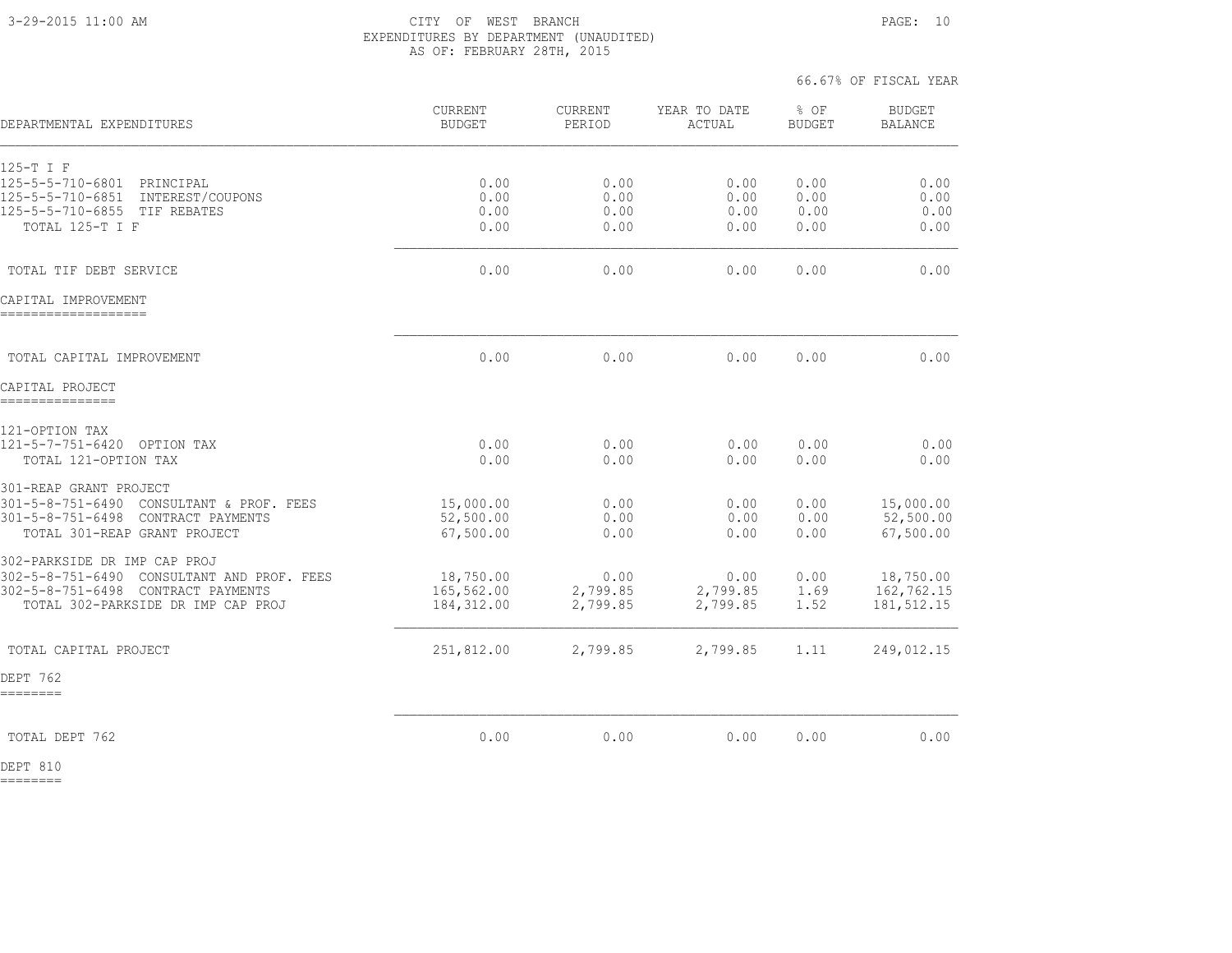CITY OF WEST BRANCH
EXPENDITURES BY DEPARTMENT (UNAUDITED)
AS OF: FEBRUARY 28TH, 2015

66.67% OF FISCAL YEAR

| DEPARTMENTAL EXPENDITURES | CURRENT BUDGET | CURRENT PERIOD | YEAR TO DATE ACTUAL | % OF BUDGET | BUDGET BALANCE |
|---|---|---|---|---|---|
| **125-T I F** | | | | | |
| 125-5-5-710-6801 PRINCIPAL | 0.00 | 0.00 | 0.00 | 0.00 | 0.00 |
| 125-5-5-710-6851 INTEREST/COUPONS | 0.00 | 0.00 | 0.00 | 0.00 | 0.00 |
| 125-5-5-710-6855 TIF REBATES | 0.00 | 0.00 | 0.00 | 0.00 | 0.00 |
| TOTAL 125-T I F | 0.00 | 0.00 | 0.00 | 0.00 | 0.00 |
| TOTAL TIF DEBT SERVICE | 0.00 | 0.00 | 0.00 | 0.00 | 0.00 |
| **CAPITAL IMPROVEMENT** | | | | | |
| TOTAL CAPITAL IMPROVEMENT | 0.00 | 0.00 | 0.00 | 0.00 | 0.00 |
| **CAPITAL PROJECT** | | | | | |
| **121-OPTION TAX** | | | | | |
| 121-5-7-751-6420 OPTION TAX | 0.00 | 0.00 | 0.00 | 0.00 | 0.00 |
| TOTAL 121-OPTION TAX | 0.00 | 0.00 | 0.00 | 0.00 | 0.00 |
| **301-REAP GRANT PROJECT** | | | | | |
| 301-5-8-751-6490 CONSULTANT & PROF. FEES | 15,000.00 | 0.00 | 0.00 | 0.00 | 15,000.00 |
| 301-5-8-751-6498 CONTRACT PAYMENTS | 52,500.00 | 0.00 | 0.00 | 0.00 | 52,500.00 |
| TOTAL 301-REAP GRANT PROJECT | 67,500.00 | 0.00 | 0.00 | 0.00 | 67,500.00 |
| **302-PARKSIDE DR IMP CAP PROJ** | | | | | |
| 302-5-8-751-6490 CONSULTANT AND PROF. FEES | 18,750.00 | 0.00 | 0.00 | 0.00 | 18,750.00 |
| 302-5-8-751-6498 CONTRACT PAYMENTS | 165,562.00 | 2,799.85 | 2,799.85 | 1.69 | 162,762.15 |
| TOTAL 302-PARKSIDE DR IMP CAP PROJ | 184,312.00 | 2,799.85 | 2,799.85 | 1.52 | 181,512.15 |
| TOTAL CAPITAL PROJECT | 251,812.00 | 2,799.85 | 2,799.85 | 1.11 | 249,012.15 |
| **DEPT 762** | | | | | |
| TOTAL DEPT 762 | 0.00 | 0.00 | 0.00 | 0.00 | 0.00 |

DEPT 810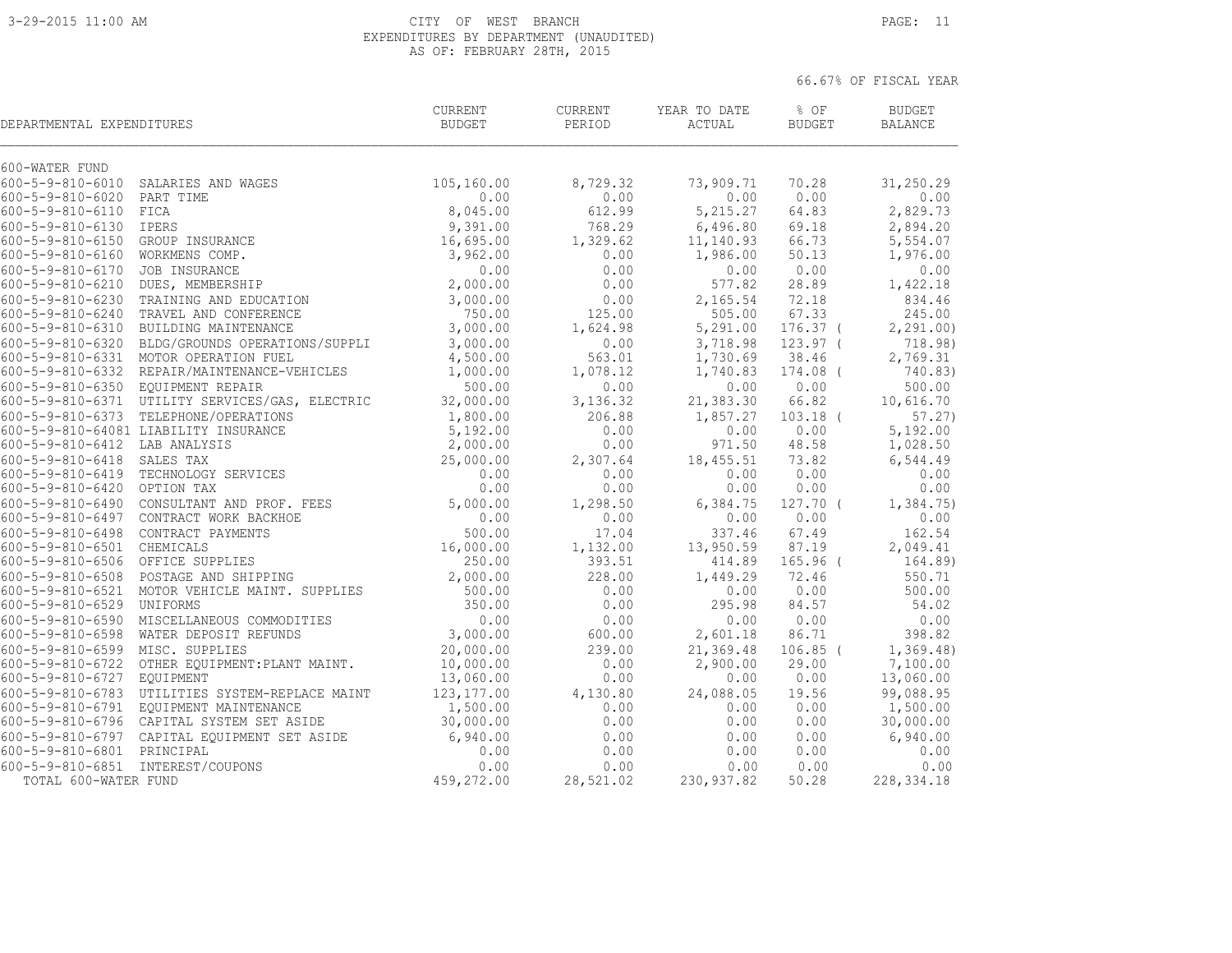CITY OF WEST BRANCH
EXPENDITURES BY DEPARTMENT (UNAUDITED)
AS OF: FEBRUARY 28TH, 2015

66.67% OF FISCAL YEAR

| DEPARTMENTAL EXPENDITURES | | CURRENT BUDGET | CURRENT PERIOD | YEAR TO DATE ACTUAL | % OF BUDGET | BUDGET BALANCE |
|---|---|---|---|---|---|---|
| 600-WATER FUND | | | | | | |
| 600-5-9-810-6010 | SALARIES AND WAGES | 105,160.00 | 8,729.32 | 73,909.71 | 70.28 | 31,250.29 |
| 600-5-9-810-6020 | PART TIME | 0.00 | 0.00 | 0.00 | 0.00 | 0.00 |
| 600-5-9-810-6110 | FICA | 8,045.00 | 612.99 | 5,215.27 | 64.83 | 2,829.73 |
| 600-5-9-810-6130 | IPERS | 9,391.00 | 768.29 | 6,496.80 | 69.18 | 2,894.20 |
| 600-5-9-810-6150 | GROUP INSURANCE | 16,695.00 | 1,329.62 | 11,140.93 | 66.73 | 5,554.07 |
| 600-5-9-810-6160 | WORKMENS COMP. | 3,962.00 | 0.00 | 1,986.00 | 50.13 | 1,976.00 |
| 600-5-9-810-6170 | JOB INSURANCE | 0.00 | 0.00 | 0.00 | 0.00 | 0.00 |
| 600-5-9-810-6210 | DUES, MEMBERSHIP | 2,000.00 | 0.00 | 577.82 | 28.89 | 1,422.18 |
| 600-5-9-810-6230 | TRAINING AND EDUCATION | 3,000.00 | 0.00 | 2,165.54 | 72.18 | 834.46 |
| 600-5-9-810-6240 | TRAVEL AND CONFERENCE | 750.00 | 125.00 | 505.00 | 67.33 | 245.00 |
| 600-5-9-810-6310 | BUILDING MAINTENANCE | 3,000.00 | 1,624.98 | 5,291.00 | 176.37 | ( 2,291.00) |
| 600-5-9-810-6320 | BLDG/GROUNDS OPERATIONS/SUPPLI | 3,000.00 | 0.00 | 3,718.98 | 123.97 | ( 718.98) |
| 600-5-9-810-6331 | MOTOR OPERATION FUEL | 4,500.00 | 563.01 | 1,730.69 | 38.46 | 2,769.31 |
| 600-5-9-810-6332 | REPAIR/MAINTENANCE-VEHICLES | 1,000.00 | 1,078.12 | 1,740.83 | 174.08 | ( 740.83) |
| 600-5-9-810-6350 | EQUIPMENT REPAIR | 500.00 | 0.00 | 0.00 | 0.00 | 500.00 |
| 600-5-9-810-6371 | UTILITY SERVICES/GAS, ELECTRIC | 32,000.00 | 3,136.32 | 21,383.30 | 66.82 | 10,616.70 |
| 600-5-9-810-6373 | TELEPHONE/OPERATIONS | 1,800.00 | 206.88 | 1,857.27 | 103.18 | ( 57.27) |
| 600-5-9-810-64081 | LIABILITY INSURANCE | 5,192.00 | 0.00 | 0.00 | 0.00 | 5,192.00 |
| 600-5-9-810-6412 | LAB ANALYSIS | 2,000.00 | 0.00 | 971.50 | 48.58 | 1,028.50 |
| 600-5-9-810-6418 | SALES TAX | 25,000.00 | 2,307.64 | 18,455.51 | 73.82 | 6,544.49 |
| 600-5-9-810-6419 | TECHNOLOGY SERVICES | 0.00 | 0.00 | 0.00 | 0.00 | 0.00 |
| 600-5-9-810-6420 | OPTION TAX | 0.00 | 0.00 | 0.00 | 0.00 | 0.00 |
| 600-5-9-810-6490 | CONSULTANT AND PROF. FEES | 5,000.00 | 1,298.50 | 6,384.75 | 127.70 | ( 1,384.75) |
| 600-5-9-810-6497 | CONTRACT WORK BACKHOE | 0.00 | 0.00 | 0.00 | 0.00 | 0.00 |
| 600-5-9-810-6498 | CONTRACT PAYMENTS | 500.00 | 17.04 | 337.46 | 67.49 | 162.54 |
| 600-5-9-810-6501 | CHEMICALS | 16,000.00 | 1,132.00 | 13,950.59 | 87.19 | 2,049.41 |
| 600-5-9-810-6506 | OFFICE SUPPLIES | 250.00 | 393.51 | 414.89 | 165.96 | ( 164.89) |
| 600-5-9-810-6508 | POSTAGE AND SHIPPING | 2,000.00 | 228.00 | 1,449.29 | 72.46 | 550.71 |
| 600-5-9-810-6521 | MOTOR VEHICLE MAINT. SUPPLIES | 500.00 | 0.00 | 0.00 | 0.00 | 500.00 |
| 600-5-9-810-6529 | UNIFORMS | 350.00 | 0.00 | 295.98 | 84.57 | 54.02 |
| 600-5-9-810-6590 | MISCELLANEOUS COMMODITIES | 0.00 | 0.00 | 0.00 | 0.00 | 0.00 |
| 600-5-9-810-6598 | WATER DEPOSIT REFUNDS | 3,000.00 | 600.00 | 2,601.18 | 86.71 | 398.82 |
| 600-5-9-810-6599 | MISC. SUPPLIES | 20,000.00 | 239.00 | 21,369.48 | 106.85 | ( 1,369.48) |
| 600-5-9-810-6722 | OTHER EQUIPMENT:PLANT MAINT. | 10,000.00 | 0.00 | 2,900.00 | 29.00 | 7,100.00 |
| 600-5-9-810-6727 | EQUIPMENT | 13,060.00 | 0.00 | 0.00 | 0.00 | 13,060.00 |
| 600-5-9-810-6783 | UTILITIES SYSTEM-REPLACE MAINT | 123,177.00 | 4,130.80 | 24,088.05 | 19.56 | 99,088.95 |
| 600-5-9-810-6791 | EQUIPMENT MAINTENANCE | 1,500.00 | 0.00 | 0.00 | 0.00 | 1,500.00 |
| 600-5-9-810-6796 | CAPITAL SYSTEM SET ASIDE | 30,000.00 | 0.00 | 0.00 | 0.00 | 30,000.00 |
| 600-5-9-810-6797 | CAPITAL EQUIPMENT SET ASIDE | 6,940.00 | 0.00 | 0.00 | 0.00 | 6,940.00 |
| 600-5-9-810-6801 | PRINCIPAL | 0.00 | 0.00 | 0.00 | 0.00 | 0.00 |
| 600-5-9-810-6851 | INTEREST/COUPONS | 0.00 | 0.00 | 0.00 | 0.00 | 0.00 |
| TOTAL 600-WATER FUND | | 459,272.00 | 28,521.02 | 230,937.82 | 50.28 | 228,334.18 |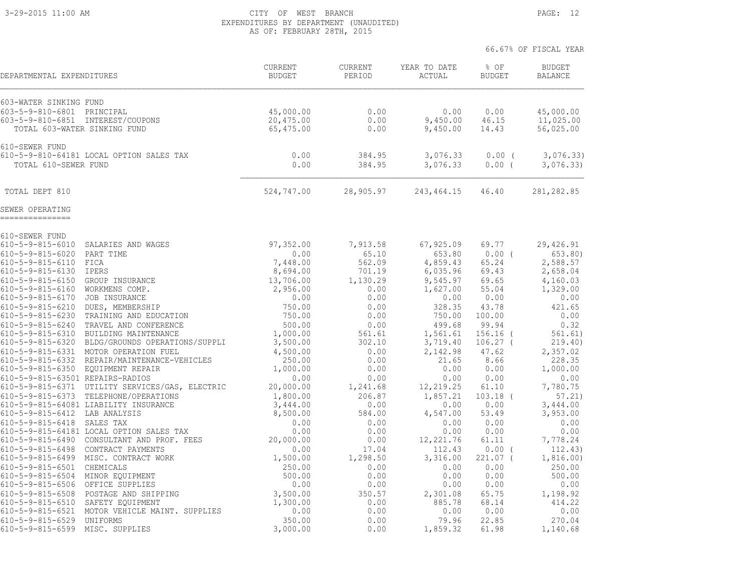# CITY OF WEST BRANCH
## EXPENDITURES BY DEPARTMENT (UNAUDITED)
### AS OF: FEBRUARY 28TH, 2015

66.67% OF FISCAL YEAR

| DEPARTMENTAL EXPENDITURES | CURRENT BUDGET | CURRENT PERIOD | YEAR TO DATE ACTUAL | % OF BUDGET | BUDGET BALANCE |
|---|---|---|---|---|---|
| 603-WATER SINKING FUND | | | | | |
| 603-5-9-810-6801 PRINCIPAL | 45,000.00 | 0.00 | 0.00 | 0.00 | 45,000.00 |
| 603-5-9-810-6851 INTEREST/COUPONS | 20,475.00 | 0.00 | 9,450.00 | 46.15 | 11,025.00 |
| TOTAL 603-WATER SINKING FUND | 65,475.00 | 0.00 | 9,450.00 | 14.43 | 56,025.00 |
| 610-SEWER FUND | | | | | |
| 610-5-9-810-64181 LOCAL OPTION SALES TAX | 0.00 | 384.95 | 3,076.33 | 0.00 ( | 3,076.33) |
| TOTAL 610-SEWER FUND | 0.00 | 384.95 | 3,076.33 | 0.00 ( | 3,076.33) |
| TOTAL DEPT 810 | 524,747.00 | 28,905.97 | 243,464.15 | 46.40 | 281,282.85 |

SEWER OPERATING
===============

| DEPARTMENTAL EXPENDITURES | CURRENT BUDGET | CURRENT PERIOD | YEAR TO DATE ACTUAL | % OF BUDGET | BUDGET BALANCE |
|---|---|---|---|---|---|
| 610-SEWER FUND | | | | | |
| 610-5-9-815-6010 SALARIES AND WAGES | 97,352.00 | 7,913.58 | 67,925.09 | 69.77 | 29,426.91 |
| 610-5-9-815-6020 PART TIME | 0.00 | 65.10 | 653.80 | 0.00 ( | 653.80) |
| 610-5-9-815-6110 FICA | 7,448.00 | 562.09 | 4,859.43 | 65.24 | 2,588.57 |
| 610-5-9-815-6130 IPERS | 8,694.00 | 701.19 | 6,035.96 | 69.43 | 2,658.04 |
| 610-5-9-815-6150 GROUP INSURANCE | 13,706.00 | 1,130.29 | 9,545.97 | 69.65 | 4,160.03 |
| 610-5-9-815-6160 WORKMENS COMP. | 2,956.00 | 0.00 | 1,627.00 | 55.04 | 1,329.00 |
| 610-5-9-815-6170 JOB INSURANCE | 0.00 | 0.00 | 0.00 | 0.00 | 0.00 |
| 610-5-9-815-6210 DUES, MEMBERSHIP | 750.00 | 0.00 | 328.35 | 43.78 | 421.65 |
| 610-5-9-815-6230 TRAINING AND EDUCATION | 750.00 | 0.00 | 750.00 | 100.00 | 0.00 |
| 610-5-9-815-6240 TRAVEL AND CONFERENCE | 500.00 | 0.00 | 499.68 | 99.94 | 0.32 |
| 610-5-9-815-6310 BUILDING MAINTENANCE | 1,000.00 | 561.61 | 1,561.61 | 156.16 ( | 561.61) |
| 610-5-9-815-6320 BLDG/GROUNDS OPERATIONS/SUPPLI | 3,500.00 | 302.10 | 3,719.40 | 106.27 ( | 219.40) |
| 610-5-9-815-6331 MOTOR OPERATION FUEL | 4,500.00 | 0.00 | 2,142.98 | 47.62 | 2,357.02 |
| 610-5-9-815-6332 REPAIR/MAINTENANCE-VEHICLES | 250.00 | 0.00 | 21.65 | 8.66 | 228.35 |
| 610-5-9-815-6350 EQUIPMENT REPAIR | 1,000.00 | 0.00 | 0.00 | 0.00 | 1,000.00 |
| 610-5-9-815-63501 REPAIRS-RADIOS | 0.00 | 0.00 | 0.00 | 0.00 | 0.00 |
| 610-5-9-815-6371 UTILITY SERVICES/GAS, ELECTRIC | 20,000.00 | 1,241.68 | 12,219.25 | 61.10 | 7,780.75 |
| 610-5-9-815-6373 TELEPHONE/OPERATIONS | 1,800.00 | 206.87 | 1,857.21 | 103.18 ( | 57.21) |
| 610-5-9-815-64081 LIABILITY INSURANCE | 3,444.00 | 0.00 | 0.00 | 0.00 | 3,444.00 |
| 610-5-9-815-6412 LAB ANALYSIS | 8,500.00 | 584.00 | 4,547.00 | 53.49 | 3,953.00 |
| 610-5-9-815-6418 SALES TAX | 0.00 | 0.00 | 0.00 | 0.00 | 0.00 |
| 610-5-9-815-64181 LOCAL OPTION SALES TAX | 0.00 | 0.00 | 0.00 | 0.00 | 0.00 |
| 610-5-9-815-6490 CONSULTANT AND PROF. FEES | 20,000.00 | 0.00 | 12,221.76 | 61.11 | 7,778.24 |
| 610-5-9-815-6498 CONTRACT PAYMENTS | 0.00 | 17.04 | 112.43 | 0.00 ( | 112.43) |
| 610-5-9-815-6499 MISC. CONTRACT WORK | 1,500.00 | 1,298.50 | 3,316.00 | 221.07 ( | 1,816.00) |
| 610-5-9-815-6501 CHEMICALS | 250.00 | 0.00 | 0.00 | 0.00 | 250.00 |
| 610-5-9-815-6504 MINOR EQUIPMENT | 500.00 | 0.00 | 0.00 | 0.00 | 500.00 |
| 610-5-9-815-6506 OFFICE SUPPLIES | 0.00 | 0.00 | 0.00 | 0.00 | 0.00 |
| 610-5-9-815-6508 POSTAGE AND SHIPPING | 3,500.00 | 350.57 | 2,301.08 | 65.75 | 1,198.92 |
| 610-5-9-815-6510 SAFETY EQUIPMENT | 1,300.00 | 0.00 | 885.78 | 68.14 | 414.22 |
| 610-5-9-815-6521 MOTOR VEHICLE MAINT. SUPPLIES | 0.00 | 0.00 | 0.00 | 0.00 | 0.00 |
| 610-5-9-815-6529 UNIFORMS | 350.00 | 0.00 | 79.96 | 22.85 | 270.04 |
| 610-5-9-815-6599 MISC. SUPPLIES | 3,000.00 | 0.00 | 1,859.32 | 61.98 | 1,140.68 |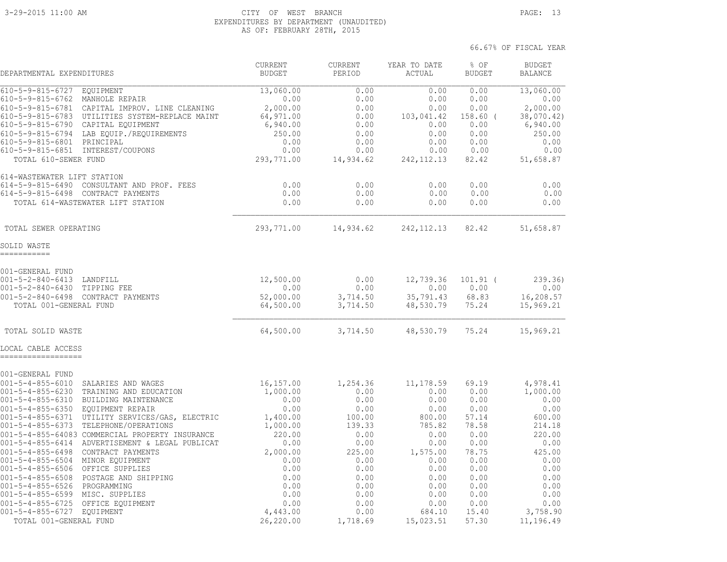CITY OF WEST BRANCH
EXPENDITURES BY DEPARTMENT (UNAUDITED)
AS OF: FEBRUARY 28TH, 2015

66.67% OF FISCAL YEAR

| DEPARTMENTAL EXPENDITURES | CURRENT BUDGET | CURRENT PERIOD | YEAR TO DATE ACTUAL | % OF BUDGET | BUDGET BALANCE |
|---|---|---|---|---|---|
| 610-5-9-815-6727 EQUIPMENT | 13,060.00 | 0.00 | 0.00 | 0.00 | 13,060.00 |
| 610-5-9-815-6762 MANHOLE REPAIR | 0.00 | 0.00 | 0.00 | 0.00 | 0.00 |
| 610-5-9-815-6781 CAPITAL IMPROV. LINE CLEANING | 2,000.00 | 0.00 | 0.00 | 0.00 | 2,000.00 |
| 610-5-9-815-6783 UTILITIES SYSTEM-REPLACE MAINT | 64,971.00 | 0.00 | 103,041.42 | 158.60 | ( 38,070.42) |
| 610-5-9-815-6790 CAPITAL EQUIPMENT | 6,940.00 | 0.00 | 0.00 | 0.00 | 6,940.00 |
| 610-5-9-815-6794 LAB EQUIP./REQUIREMENTS | 250.00 | 0.00 | 0.00 | 0.00 | 250.00 |
| 610-5-9-815-6801 PRINCIPAL | 0.00 | 0.00 | 0.00 | 0.00 | 0.00 |
| 610-5-9-815-6851 INTEREST/COUPONS | 0.00 | 0.00 | 0.00 | 0.00 | 0.00 |
| TOTAL 610-SEWER FUND | 293,771.00 | 14,934.62 | 242,112.13 | 82.42 | 51,658.87 |
| 614-WASTEWATER LIFT STATION | | | | | |
| 614-5-9-815-6490 CONSULTANT AND PROF. FEES | 0.00 | 0.00 | 0.00 | 0.00 | 0.00 |
| 614-5-9-815-6498 CONTRACT PAYMENTS | 0.00 | 0.00 | 0.00 | 0.00 | 0.00 |
| TOTAL 614-WASTEWATER LIFT STATION | 0.00 | 0.00 | 0.00 | 0.00 | 0.00 |
| TOTAL SEWER OPERATING | 293,771.00 | 14,934.62 | 242,112.13 | 82.42 | 51,658.87 |

SOLID WASTE
===========

| DEPARTMENTAL EXPENDITURES | CURRENT BUDGET | CURRENT PERIOD | YEAR TO DATE ACTUAL | % OF BUDGET | BUDGET BALANCE |
|---|---|---|---|---|---|
| 001-GENERAL FUND | | | | | |
| 001-5-2-840-6413 LANDFILL | 12,500.00 | 0.00 | 12,739.36 | 101.91 | ( 239.36) |
| 001-5-2-840-6430 TIPPING FEE | 0.00 | 0.00 | 0.00 | 0.00 | 0.00 |
| 001-5-2-840-6498 CONTRACT PAYMENTS | 52,000.00 | 3,714.50 | 35,791.43 | 68.83 | 16,208.57 |
| TOTAL 001-GENERAL FUND | 64,500.00 | 3,714.50 | 48,530.79 | 75.24 | 15,969.21 |
| TOTAL SOLID WASTE | 64,500.00 | 3,714.50 | 48,530.79 | 75.24 | 15,969.21 |

LOCAL CABLE ACCESS
==================

| DEPARTMENTAL EXPENDITURES | CURRENT BUDGET | CURRENT PERIOD | YEAR TO DATE ACTUAL | % OF BUDGET | BUDGET BALANCE |
|---|---|---|---|---|---|
| 001-GENERAL FUND | | | | | |
| 001-5-4-855-6010 SALARIES AND WAGES | 16,157.00 | 1,254.36 | 11,178.59 | 69.19 | 4,978.41 |
| 001-5-4-855-6230 TRAINING AND EDUCATION | 1,000.00 | 0.00 | 0.00 | 0.00 | 1,000.00 |
| 001-5-4-855-6310 BUILDING MAINTENANCE | 0.00 | 0.00 | 0.00 | 0.00 | 0.00 |
| 001-5-4-855-6350 EQUIPMENT REPAIR | 0.00 | 0.00 | 0.00 | 0.00 | 0.00 |
| 001-5-4-855-6371 UTILITY SERVICES/GAS, ELECTRIC | 1,400.00 | 100.00 | 800.00 | 57.14 | 600.00 |
| 001-5-4-855-6373 TELEPHONE/OPERATIONS | 1,000.00 | 139.33 | 785.82 | 78.58 | 214.18 |
| 001-5-4-855-64083 COMMERCIAL PROPERTY INSURANCE | 220.00 | 0.00 | 0.00 | 0.00 | 220.00 |
| 001-5-4-855-6414 ADVERTISEMENT & LEGAL PUBLICAT | 0.00 | 0.00 | 0.00 | 0.00 | 0.00 |
| 001-5-4-855-6498 CONTRACT PAYMENTS | 2,000.00 | 225.00 | 1,575.00 | 78.75 | 425.00 |
| 001-5-4-855-6504 MINOR EQUIPMENT | 0.00 | 0.00 | 0.00 | 0.00 | 0.00 |
| 001-5-4-855-6506 OFFICE SUPPLIES | 0.00 | 0.00 | 0.00 | 0.00 | 0.00 |
| 001-5-4-855-6508 POSTAGE AND SHIPPING | 0.00 | 0.00 | 0.00 | 0.00 | 0.00 |
| 001-5-4-855-6526 PROGRAMMING | 0.00 | 0.00 | 0.00 | 0.00 | 0.00 |
| 001-5-4-855-6599 MISC. SUPPLIES | 0.00 | 0.00 | 0.00 | 0.00 | 0.00 |
| 001-5-4-855-6725 OFFICE EQUIPMENT | 0.00 | 0.00 | 0.00 | 0.00 | 0.00 |
| 001-5-4-855-6727 EQUIPMENT | 4,443.00 | 0.00 | 684.10 | 15.40 | 3,758.90 |
| TOTAL 001-GENERAL FUND | 26,220.00 | 1,718.69 | 15,023.51 | 57.30 | 11,196.49 |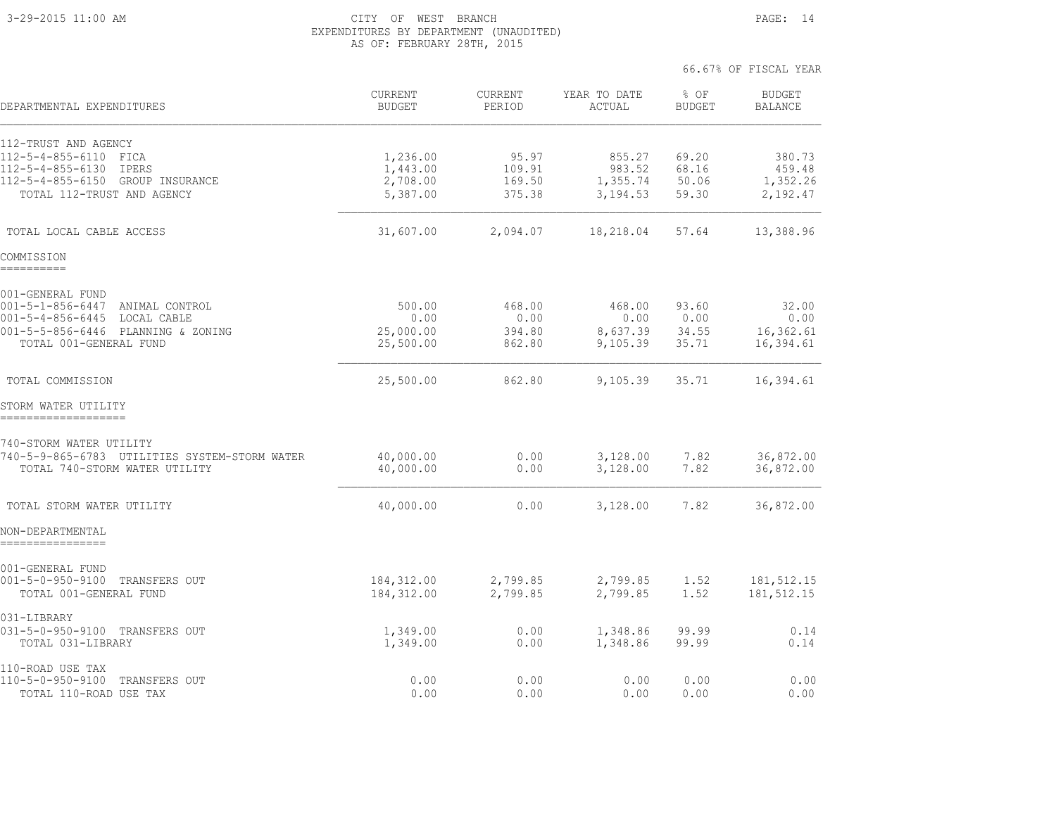CITY OF WEST BRANCH
EXPENDITURES BY DEPARTMENT (UNAUDITED)
AS OF: FEBRUARY 28TH, 2015

66.67% OF FISCAL YEAR

| DEPARTMENTAL EXPENDITURES | CURRENT BUDGET | CURRENT PERIOD | YEAR TO DATE ACTUAL | % OF BUDGET | BUDGET BALANCE |
|---|---|---|---|---|---|
| 112-TRUST AND AGENCY | | | | | |
| 112-5-4-855-6110 FICA | 1,236.00 | 95.97 | 855.27 | 69.20 | 380.73 |
| 112-5-4-855-6130 IPERS | 1,443.00 | 109.91 | 983.52 | 68.16 | 459.48 |
| 112-5-4-855-6150 GROUP INSURANCE | 2,708.00 | 169.50 | 1,355.74 | 50.06 | 1,352.26 |
| TOTAL 112-TRUST AND AGENCY | 5,387.00 | 375.38 | 3,194.53 | 59.30 | 2,192.47 |
| TOTAL LOCAL CABLE ACCESS | 31,607.00 | 2,094.07 | 18,218.04 | 57.64 | 13,388.96 |
| **COMMISSION** | | | | | |
| 001-GENERAL FUND | | | | | |
| 001-5-1-856-6447 ANIMAL CONTROL | 500.00 | 468.00 | 468.00 | 93.60 | 32.00 |
| 001-5-4-856-6445 LOCAL CABLE | 0.00 | 0.00 | 0.00 | 0.00 | 0.00 |
| 001-5-5-856-6446 PLANNING & ZONING | 25,000.00 | 394.80 | 8,637.39 | 34.55 | 16,362.61 |
| TOTAL 001-GENERAL FUND | 25,500.00 | 862.80 | 9,105.39 | 35.71 | 16,394.61 |
| TOTAL COMMISSION | 25,500.00 | 862.80 | 9,105.39 | 35.71 | 16,394.61 |
| **STORM WATER UTILITY** | | | | | |
| 740-STORM WATER UTILITY | | | | | |
| 740-5-9-865-6783 UTILITIES SYSTEM-STORM WATER | 40,000.00 | 0.00 | 3,128.00 | 7.82 | 36,872.00 |
| TOTAL 740-STORM WATER UTILITY | 40,000.00 | 0.00 | 3,128.00 | 7.82 | 36,872.00 |
| TOTAL STORM WATER UTILITY | 40,000.00 | 0.00 | 3,128.00 | 7.82 | 36,872.00 |
| **NON-DEPARTMENTAL** | | | | | |
| 001-GENERAL FUND | | | | | |
| 001-5-0-950-9100 TRANSFERS OUT | 184,312.00 | 2,799.85 | 2,799.85 | 1.52 | 181,512.15 |
| TOTAL 001-GENERAL FUND | 184,312.00 | 2,799.85 | 2,799.85 | 1.52 | 181,512.15 |
| 031-LIBRARY | | | | | |
| 031-5-0-950-9100 TRANSFERS OUT | 1,349.00 | 0.00 | 1,348.86 | 99.99 | 0.14 |
| TOTAL 031-LIBRARY | 1,349.00 | 0.00 | 1,348.86 | 99.99 | 0.14 |
| 110-ROAD USE TAX | | | | | |
| 110-5-0-950-9100 TRANSFERS OUT | 0.00 | 0.00 | 0.00 | 0.00 | 0.00 |
| TOTAL 110-ROAD USE TAX | 0.00 | 0.00 | 0.00 | 0.00 | 0.00 |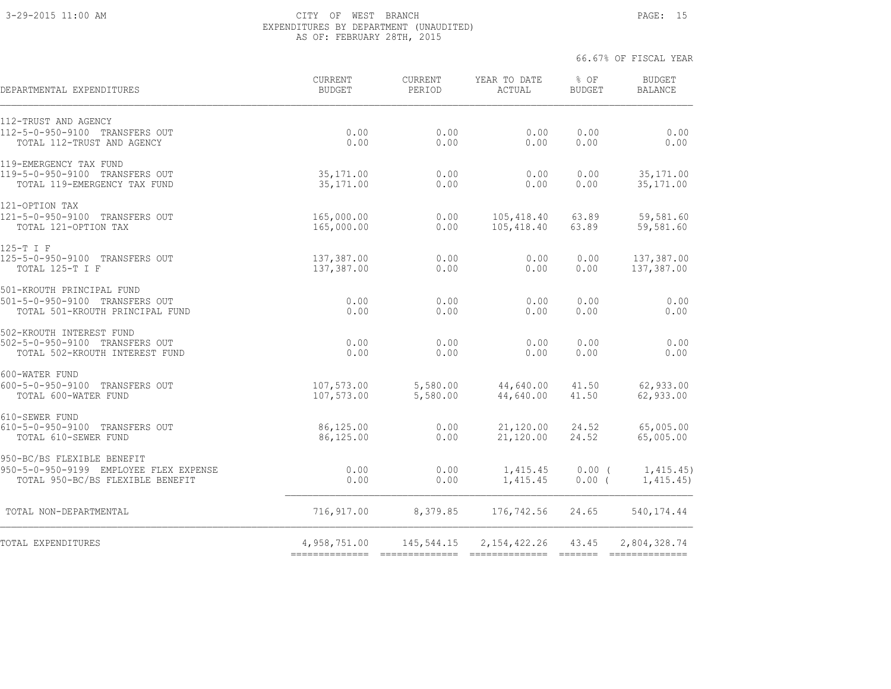CITY OF WEST BRANCH
EXPENDITURES BY DEPARTMENT (UNAUDITED)
AS OF: FEBRUARY 28TH, 2015

66.67% OF FISCAL YEAR

| DEPARTMENTAL EXPENDITURES | CURRENT BUDGET | CURRENT PERIOD | YEAR TO DATE ACTUAL | % OF BUDGET | BUDGET BALANCE |
|---|---|---|---|---|---|
| 112-TRUST AND AGENCY | | | | | |
| 112-5-0-950-9100 TRANSFERS OUT | 0.00 | 0.00 | 0.00 | 0.00 | 0.00 |
| TOTAL 112-TRUST AND AGENCY | 0.00 | 0.00 | 0.00 | 0.00 | 0.00 |
| 119-EMERGENCY TAX FUND | | | | | |
| 119-5-0-950-9100 TRANSFERS OUT | 35,171.00 | 0.00 | 0.00 | 0.00 | 35,171.00 |
| TOTAL 119-EMERGENCY TAX FUND | 35,171.00 | 0.00 | 0.00 | 0.00 | 35,171.00 |
| 121-OPTION TAX | | | | | |
| 121-5-0-950-9100 TRANSFERS OUT | 165,000.00 | 0.00 | 105,418.40 | 63.89 | 59,581.60 |
| TOTAL 121-OPTION TAX | 165,000.00 | 0.00 | 105,418.40 | 63.89 | 59,581.60 |
| 125-T I F | | | | | |
| 125-5-0-950-9100 TRANSFERS OUT | 137,387.00 | 0.00 | 0.00 | 0.00 | 137,387.00 |
| TOTAL 125-T I F | 137,387.00 | 0.00 | 0.00 | 0.00 | 137,387.00 |
| 501-KROUTH PRINCIPAL FUND | | | | | |
| 501-5-0-950-9100 TRANSFERS OUT | 0.00 | 0.00 | 0.00 | 0.00 | 0.00 |
| TOTAL 501-KROUTH PRINCIPAL FUND | 0.00 | 0.00 | 0.00 | 0.00 | 0.00 |
| 502-KROUTH INTEREST FUND | | | | | |
| 502-5-0-950-9100 TRANSFERS OUT | 0.00 | 0.00 | 0.00 | 0.00 | 0.00 |
| TOTAL 502-KROUTH INTEREST FUND | 0.00 | 0.00 | 0.00 | 0.00 | 0.00 |
| 600-WATER FUND | | | | | |
| 600-5-0-950-9100 TRANSFERS OUT | 107,573.00 | 5,580.00 | 44,640.00 | 41.50 | 62,933.00 |
| TOTAL 600-WATER FUND | 107,573.00 | 5,580.00 | 44,640.00 | 41.50 | 62,933.00 |
| 610-SEWER FUND | | | | | |
| 610-5-0-950-9100 TRANSFERS OUT | 86,125.00 | 0.00 | 21,120.00 | 24.52 | 65,005.00 |
| TOTAL 610-SEWER FUND | 86,125.00 | 0.00 | 21,120.00 | 24.52 | 65,005.00 |
| 950-BC/BS FLEXIBLE BENEFIT | | | | | |
| 950-5-0-950-9199 EMPLOYEE FLEX EXPENSE | 0.00 | 0.00 | 1,415.45 | 0.00 | ( 1,415.45) |
| TOTAL 950-BC/BS FLEXIBLE BENEFIT | 0.00 | 0.00 | 1,415.45 | 0.00 | ( 1,415.45) |
| TOTAL NON-DEPARTMENTAL | 716,917.00 | 8,379.85 | 176,742.56 | 24.65 | 540,174.44 |
| TOTAL EXPENDITURES | 4,958,751.00 | 145,544.15 | 2,154,422.26 | 43.45 | 2,804,328.74 |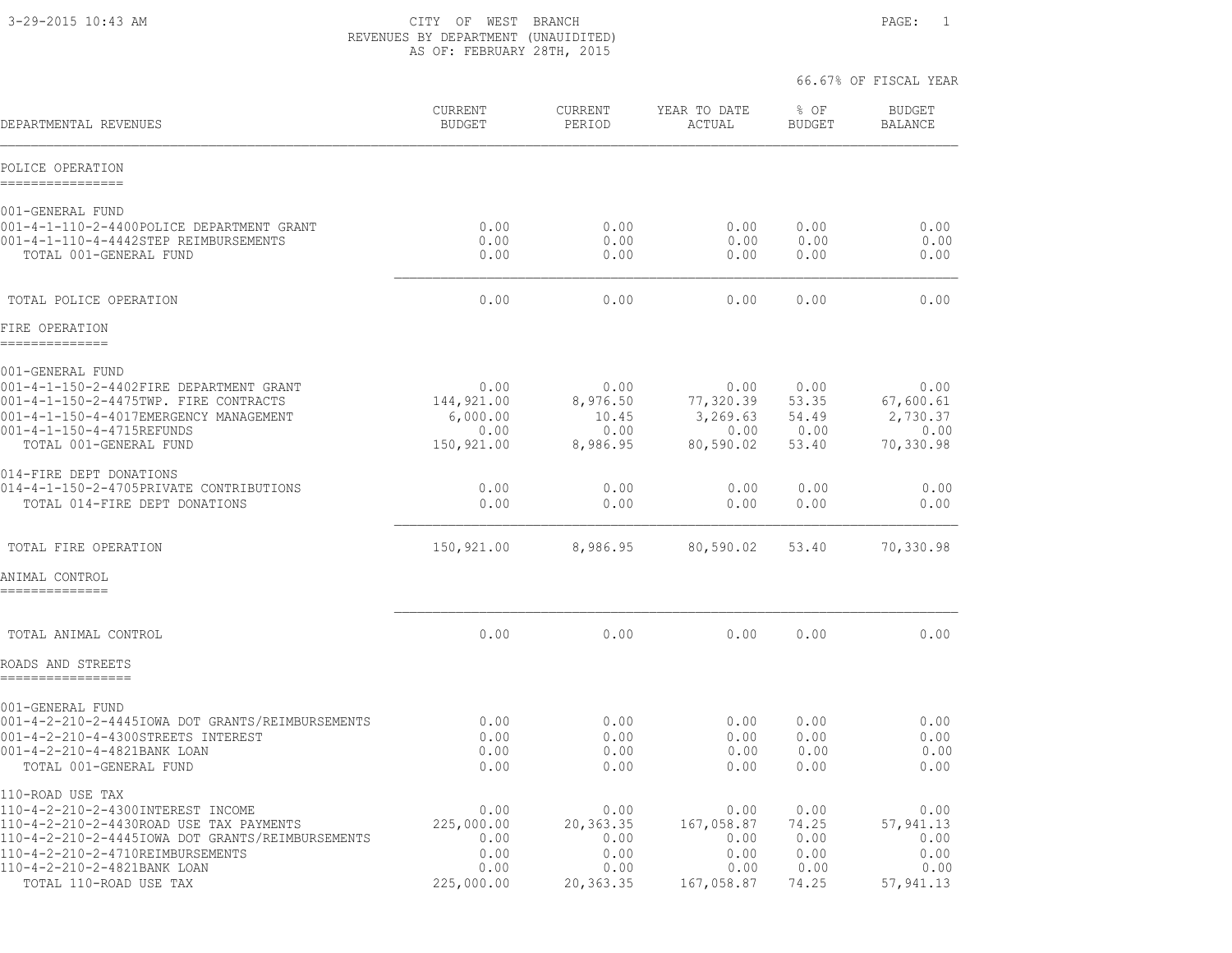# CITY OF WEST BRANCH
## REVENUES BY DEPARTMENT (UNAUIDITED)
### AS OF: FEBRUARY 28TH, 2015

66.67% OF FISCAL YEAR

| DEPARTMENTAL REVENUES | CURRENT BUDGET | CURRENT PERIOD | YEAR TO DATE ACTUAL | % OF BUDGET | BUDGET BALANCE |
|---|---|---|---|---|---|
| **POLICE OPERATION** | | | | | |
| 001-GENERAL FUND | | | | | |
| 001-4-1-110-2-4400POLICE DEPARTMENT GRANT | 0.00 | 0.00 | 0.00 | 0.00 | 0.00 |
| 001-4-1-110-4-4442STEP REIMBURSEMENTS | 0.00 | 0.00 | 0.00 | 0.00 | 0.00 |
| TOTAL 001-GENERAL FUND | 0.00 | 0.00 | 0.00 | 0.00 | 0.00 |
| TOTAL POLICE OPERATION | 0.00 | 0.00 | 0.00 | 0.00 | 0.00 |
| **FIRE OPERATION** | | | | | |
| 001-GENERAL FUND | | | | | |
| 001-4-1-150-2-4402FIRE DEPARTMENT GRANT | 0.00 | 0.00 | 0.00 | 0.00 | 0.00 |
| 001-4-1-150-2-4475TWP. FIRE CONTRACTS | 144,921.00 | 8,976.50 | 77,320.39 | 53.35 | 67,600.61 |
| 001-4-1-150-4-4017EMERGENCY MANAGEMENT | 6,000.00 | 10.45 | 3,269.63 | 54.49 | 2,730.37 |
| 001-4-1-150-4-4715REFUNDS | 0.00 | 0.00 | 0.00 | 0.00 | 0.00 |
| TOTAL 001-GENERAL FUND | 150,921.00 | 8,986.95 | 80,590.02 | 53.40 | 70,330.98 |
| 014-FIRE DEPT DONATIONS | | | | | |
| 014-4-1-150-2-4705PRIVATE CONTRIBUTIONS | 0.00 | 0.00 | 0.00 | 0.00 | 0.00 |
| TOTAL 014-FIRE DEPT DONATIONS | 0.00 | 0.00 | 0.00 | 0.00 | 0.00 |
| TOTAL FIRE OPERATION | 150,921.00 | 8,986.95 | 80,590.02 | 53.40 | 70,330.98 |
| **ANIMAL CONTROL** | | | | | |
| TOTAL ANIMAL CONTROL | 0.00 | 0.00 | 0.00 | 0.00 | 0.00 |
| **ROADS AND STREETS** | | | | | |
| 001-GENERAL FUND | | | | | |
| 001-4-2-210-2-4445IOWA DOT GRANTS/REIMBURSEMENTS | 0.00 | 0.00 | 0.00 | 0.00 | 0.00 |
| 001-4-2-210-4-4300STREETS INTEREST | 0.00 | 0.00 | 0.00 | 0.00 | 0.00 |
| 001-4-2-210-4-4821BANK LOAN | 0.00 | 0.00 | 0.00 | 0.00 | 0.00 |
| TOTAL 001-GENERAL FUND | 0.00 | 0.00 | 0.00 | 0.00 | 0.00 |
| 110-ROAD USE TAX | | | | | |
| 110-4-2-210-2-4300INTEREST INCOME | 0.00 | 0.00 | 0.00 | 0.00 | 0.00 |
| 110-4-2-210-2-4430ROAD USE TAX PAYMENTS | 225,000.00 | 20,363.35 | 167,058.87 | 74.25 | 57,941.13 |
| 110-4-2-210-2-4445IOWA DOT GRANTS/REIMBURSEMENTS | 0.00 | 0.00 | 0.00 | 0.00 | 0.00 |
| 110-4-2-210-2-4710REIMBURSEMENTS | 0.00 | 0.00 | 0.00 | 0.00 | 0.00 |
| 110-4-2-210-2-4821BANK LOAN | 0.00 | 0.00 | 0.00 | 0.00 | 0.00 |
| TOTAL 110-ROAD USE TAX | 225,000.00 | 20,363.35 | 167,058.87 | 74.25 | 57,941.13 |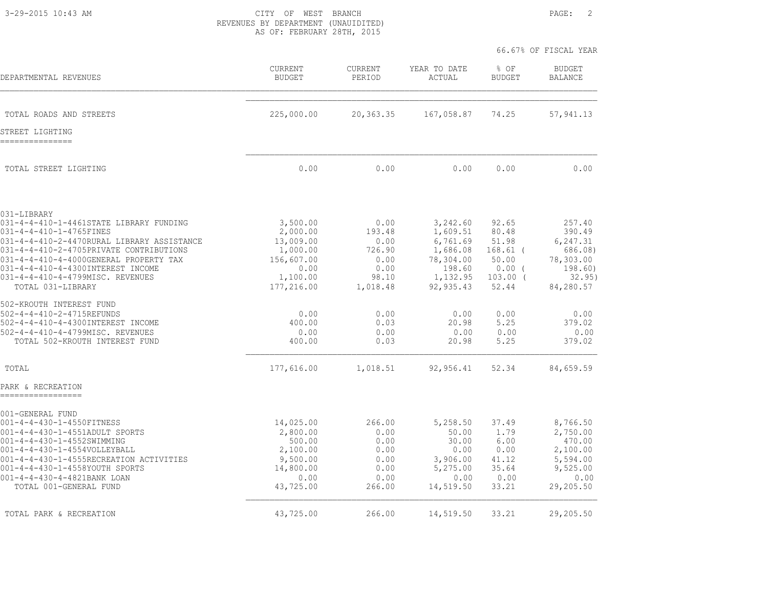# CITY OF WEST BRANCH

## REVENUES BY DEPARTMENT (UNAUIDITED)

AS OF: FEBRUARY 28TH, 2015

66.67% OF FISCAL YEAR

| DEPARTMENTAL REVENUES | CURRENT BUDGET | CURRENT PERIOD | YEAR TO DATE ACTUAL | % OF BUDGET | BUDGET BALANCE |
|---|---|---|---|---|---|
| TOTAL ROADS AND STREETS | 225,000.00 | 20,363.35 | 167,058.87 | 74.25 | 57,941.13 |
| **STREET LIGHTING** | | | | | |
| TOTAL STREET LIGHTING | 0.00 | 0.00 | 0.00 | 0.00 | 0.00 |
| 031-LIBRARY | | | | | |
| 031-4-4-410-1-4461STATE LIBRARY FUNDING | 3,500.00 | 0.00 | 3,242.60 | 92.65 | 257.40 |
| 031-4-4-410-1-4765FINES | 2,000.00 | 193.48 | 1,609.51 | 80.48 | 390.49 |
| 031-4-4-410-2-4470RURAL LIBRARY ASSISTANCE | 13,009.00 | 0.00 | 6,761.69 | 51.98 | 6,247.31 |
| 031-4-4-410-2-4705PRIVATE CONTRIBUTIONS | 1,000.00 | 726.90 | 1,686.08 | 168.61 | ( 686.08) |
| 031-4-4-410-4-4000GENERAL PROPERTY TAX | 156,607.00 | 0.00 | 78,304.00 | 50.00 | 78,303.00 |
| 031-4-4-410-4-4300INTEREST INCOME | 0.00 | 0.00 | 198.60 | 0.00 | ( 198.60) |
| 031-4-4-410-4-4799MISC. REVENUES | 1,100.00 | 98.10 | 1,132.95 | 103.00 | ( 32.95) |
| TOTAL 031-LIBRARY | 177,216.00 | 1,018.48 | 92,935.43 | 52.44 | 84,280.57 |
| 502-KROUTH INTEREST FUND | | | | | |
| 502-4-4-410-2-4715REFUNDS | 0.00 | 0.00 | 0.00 | 0.00 | 0.00 |
| 502-4-4-410-4-4300INTEREST INCOME | 400.00 | 0.03 | 20.98 | 5.25 | 379.02 |
| 502-4-4-410-4-4799MISC. REVENUES | 0.00 | 0.00 | 0.00 | 0.00 | 0.00 |
| TOTAL 502-KROUTH INTEREST FUND | 400.00 | 0.03 | 20.98 | 5.25 | 379.02 |
| TOTAL | 177,616.00 | 1,018.51 | 92,956.41 | 52.34 | 84,659.59 |
| **PARK & RECREATION** | | | | | |
| 001-GENERAL FUND | | | | | |
| 001-4-4-430-1-4550FITNESS | 14,025.00 | 266.00 | 5,258.50 | 37.49 | 8,766.50 |
| 001-4-4-430-1-4551ADULT SPORTS | 2,800.00 | 0.00 | 50.00 | 1.79 | 2,750.00 |
| 001-4-4-430-1-4552SWIMMING | 500.00 | 0.00 | 30.00 | 6.00 | 470.00 |
| 001-4-4-430-1-4554VOLLEYBALL | 2,100.00 | 0.00 | 0.00 | 0.00 | 2,100.00 |
| 001-4-4-430-1-4555RECREATION ACTIVITIES | 9,500.00 | 0.00 | 3,906.00 | 41.12 | 5,594.00 |
| 001-4-4-430-1-4558YOUTH SPORTS | 14,800.00 | 0.00 | 5,275.00 | 35.64 | 9,525.00 |
| 001-4-4-430-4-4821BANK LOAN | 0.00 | 0.00 | 0.00 | 0.00 | 0.00 |
| TOTAL 001-GENERAL FUND | 43,725.00 | 266.00 | 14,519.50 | 33.21 | 29,205.50 |
| TOTAL PARK & RECREATION | 43,725.00 | 266.00 | 14,519.50 | 33.21 | 29,205.50 |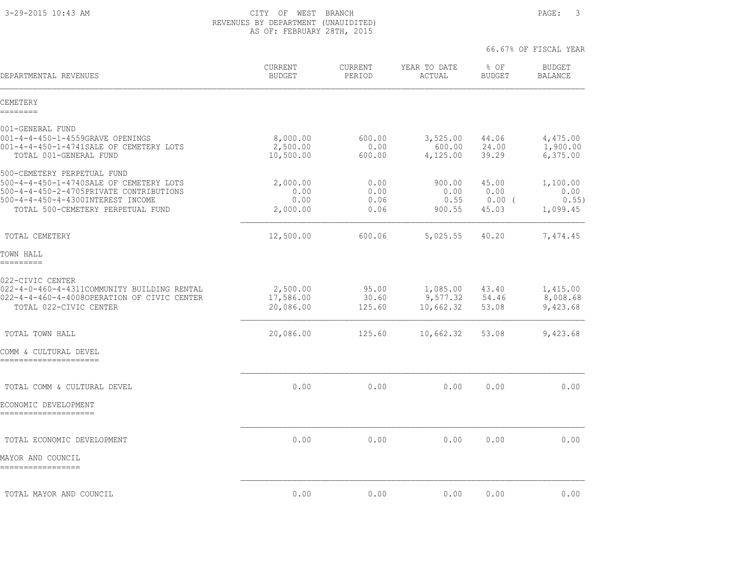CITY OF WEST BRANCH
REVENUES BY DEPARTMENT (UNAUIDITED)
AS OF: FEBRUARY 28TH, 2015

66.67% OF FISCAL YEAR

| DEPARTMENTAL REVENUES | CURRENT BUDGET | CURRENT PERIOD | YEAR TO DATE ACTUAL | % OF BUDGET | BUDGET BALANCE |
|---|---|---|---|---|---|
| **CEMETERY** | | | | | |
| 001-GENERAL FUND | | | | | |
| 001-4-4-450-1-4559GRAVE OPENINGS | 8,000.00 | 600.00 | 3,525.00 | 44.06 | 4,475.00 |
| 001-4-4-450-1-4741SALE OF CEMETERY LOTS | 2,500.00 | 0.00 | 600.00 | 24.00 | 1,900.00 |
| TOTAL 001-GENERAL FUND | 10,500.00 | 600.00 | 4,125.00 | 39.29 | 6,375.00 |
| 500-CEMETERY PERPETUAL FUND | | | | | |
| 500-4-4-450-1-4740SALE OF CEMETERY LOTS | 2,000.00 | 0.00 | 900.00 | 45.00 | 1,100.00 |
| 500-4-4-450-2-4705PRIVATE CONTRIBUTIONS | 0.00 | 0.00 | 0.00 | 0.00 | 0.00 |
| 500-4-4-450-4-4300INTEREST INCOME | 0.00 | 0.06 | 0.55 | 0.00 | ( 0.55) |
| TOTAL 500-CEMETERY PERPETUAL FUND | 2,000.00 | 0.06 | 900.55 | 45.03 | 1,099.45 |
| TOTAL CEMETERY | 12,500.00 | 600.06 | 5,025.55 | 40.20 | 7,474.45 |
| **TOWN HALL** | | | | | |
| 022-CIVIC CENTER | | | | | |
| 022-4-0-460-4-4311COMMUNITY BUILDING RENTAL | 2,500.00 | 95.00 | 1,085.00 | 43.40 | 1,415.00 |
| 022-4-4-460-4-4008OPERATION OF CIVIC CENTER | 17,586.00 | 30.60 | 9,577.32 | 54.46 | 8,008.68 |
| TOTAL 022-CIVIC CENTER | 20,086.00 | 125.60 | 10,662.32 | 53.08 | 9,423.68 |
| TOTAL TOWN HALL | 20,086.00 | 125.60 | 10,662.32 | 53.08 | 9,423.68 |
| **COMM & CULTURAL DEVEL** | | | | | |
| TOTAL COMM & CULTURAL DEVEL | 0.00 | 0.00 | 0.00 | 0.00 | 0.00 |
| **ECONOMIC DEVELOPMENT** | | | | | |
| TOTAL ECONOMIC DEVELOPMENT | 0.00 | 0.00 | 0.00 | 0.00 | 0.00 |
| **MAYOR AND COUNCIL** | | | | | |
| TOTAL MAYOR AND COUNCIL | 0.00 | 0.00 | 0.00 | 0.00 | 0.00 |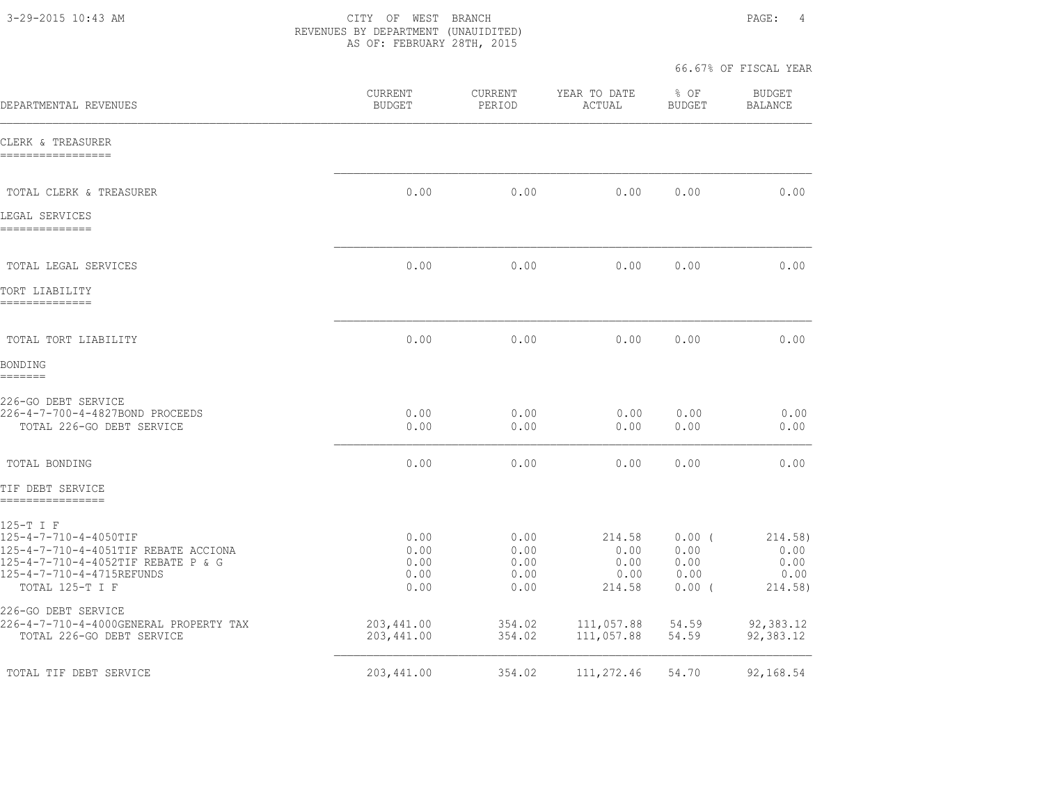CITY OF WEST BRANCH
REVENUES BY DEPARTMENT (UNAUIDITED)
AS OF: FEBRUARY 28TH, 2015

66.67% OF FISCAL YEAR

| DEPARTMENTAL REVENUES | CURRENT BUDGET | CURRENT PERIOD | YEAR TO DATE ACTUAL | % OF BUDGET | BUDGET BALANCE |
|---|---|---|---|---|---|
| **CLERK & TREASURER** | | | | | |
| TOTAL CLERK & TREASURER | 0.00 | 0.00 | 0.00 | 0.00 | 0.00 |
| **LEGAL SERVICES** | | | | | |
| TOTAL LEGAL SERVICES | 0.00 | 0.00 | 0.00 | 0.00 | 0.00 |
| **TORT LIABILITY** | | | | | |
| TOTAL TORT LIABILITY | 0.00 | 0.00 | 0.00 | 0.00 | 0.00 |
| **BONDING** | | | | | |
| 226-GO DEBT SERVICE | | | | | |
| 226-4-7-700-4-4827BOND PROCEEDS | 0.00 | 0.00 | 0.00 | 0.00 | 0.00 |
| TOTAL 226-GO DEBT SERVICE | 0.00 | 0.00 | 0.00 | 0.00 | 0.00 |
| TOTAL BONDING | 0.00 | 0.00 | 0.00 | 0.00 | 0.00 |
| **TIF DEBT SERVICE** | | | | | |
| 125-T I F | | | | | |
| 125-4-7-710-4-4050TIF | 0.00 | 0.00 | 214.58 | 0.00 | ( 214.58) |
| 125-4-7-710-4-4051TIF REBATE ACCIONA | 0.00 | 0.00 | 0.00 | 0.00 | 0.00 |
| 125-4-7-710-4-4052TIF REBATE P & G | 0.00 | 0.00 | 0.00 | 0.00 | 0.00 |
| 125-4-7-710-4-4715REFUNDS | 0.00 | 0.00 | 0.00 | 0.00 | 0.00 |
| TOTAL 125-T I F | 0.00 | 0.00 | 214.58 | 0.00 | ( 214.58) |
| 226-GO DEBT SERVICE | | | | | |
| 226-4-7-710-4-4000GENERAL PROPERTY TAX | 203,441.00 | 354.02 | 111,057.88 | 54.59 | 92,383.12 |
| TOTAL 226-GO DEBT SERVICE | 203,441.00 | 354.02 | 111,057.88 | 54.59 | 92,383.12 |
| TOTAL TIF DEBT SERVICE | 203,441.00 | 354.02 | 111,272.46 | 54.70 | 92,168.54 |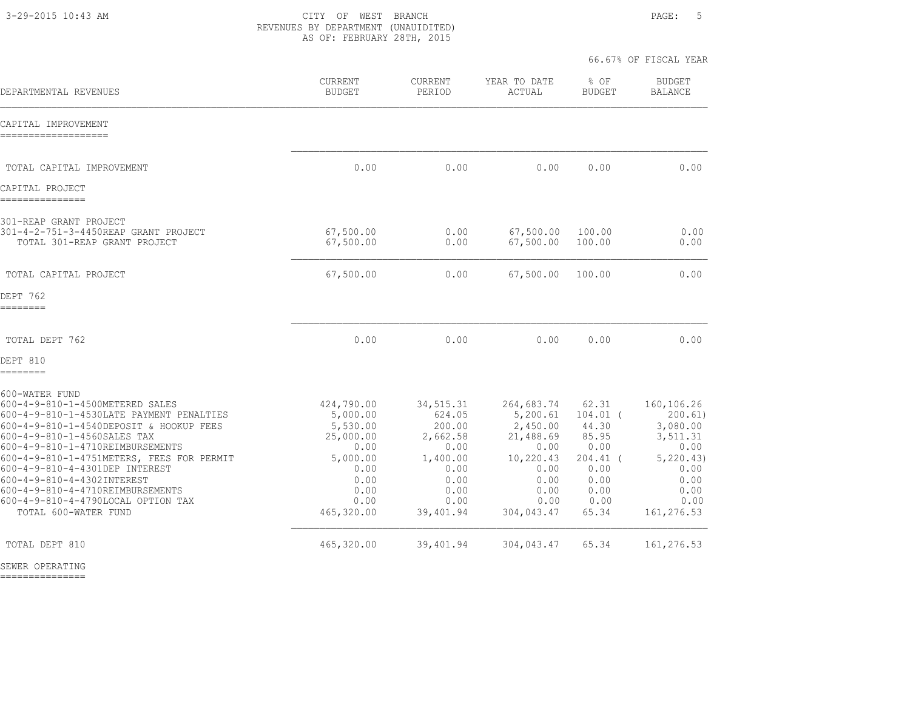CITY OF WEST BRANCH
REVENUES BY DEPARTMENT (UNAUIDITED)
AS OF: FEBRUARY 28TH, 2015

66.67% OF FISCAL YEAR

| DEPARTMENTAL REVENUES | CURRENT BUDGET | CURRENT PERIOD | YEAR TO DATE ACTUAL | % OF BUDGET | BUDGET BALANCE |
|---|---|---|---|---|---|
| **CAPITAL IMPROVEMENT** | | | | | |
| TOTAL CAPITAL IMPROVEMENT | 0.00 | 0.00 | 0.00 | 0.00 | 0.00 |
| **CAPITAL PROJECT** | | | | | |
| 301-REAP GRANT PROJECT | | | | | |
| 301-4-2-751-3-4450REAP GRANT PROJECT | 67,500.00 | 0.00 | 67,500.00 | 100.00 | 0.00 |
| TOTAL 301-REAP GRANT PROJECT | 67,500.00 | 0.00 | 67,500.00 | 100.00 | 0.00 |
| TOTAL CAPITAL PROJECT | 67,500.00 | 0.00 | 67,500.00 | 100.00 | 0.00 |
| **DEPT 762** | | | | | |
| TOTAL DEPT 762 | 0.00 | 0.00 | 0.00 | 0.00 | 0.00 |
| **DEPT 810** | | | | | |
| 600-WATER FUND | | | | | |
| 600-4-9-810-1-4500METERED SALES | 424,790.00 | 34,515.31 | 264,683.74 | 62.31 | 160,106.26 |
| 600-4-9-810-1-4530LATE PAYMENT PENALTIES | 5,000.00 | 624.05 | 5,200.61 | 104.01 | ( 200.61) |
| 600-4-9-810-1-4540DEPOSIT & HOOKUP FEES | 5,530.00 | 200.00 | 2,450.00 | 44.30 | 3,080.00 |
| 600-4-9-810-1-4560SALES TAX | 25,000.00 | 2,662.58 | 21,488.69 | 85.95 | 3,511.31 |
| 600-4-9-810-1-4710REIMBURSEMENTS | 0.00 | 0.00 | 0.00 | 0.00 | 0.00 |
| 600-4-9-810-1-4751METERS, FEES FOR PERMIT | 5,000.00 | 1,400.00 | 10,220.43 | 204.41 | ( 5,220.43) |
| 600-4-9-810-4-4301DEP INTEREST | 0.00 | 0.00 | 0.00 | 0.00 | 0.00 |
| 600-4-9-810-4-4302INTEREST | 0.00 | 0.00 | 0.00 | 0.00 | 0.00 |
| 600-4-9-810-4-4710REIMBURSEMENTS | 0.00 | 0.00 | 0.00 | 0.00 | 0.00 |
| 600-4-9-810-4-4790LOCAL OPTION TAX | 0.00 | 0.00 | 0.00 | 0.00 | 0.00 |
| TOTAL 600-WATER FUND | 465,320.00 | 39,401.94 | 304,043.47 | 65.34 | 161,276.53 |
| TOTAL DEPT 810 | 465,320.00 | 39,401.94 | 304,043.47 | 65.34 | 161,276.53 |
| **SEWER OPERATING** | | | | | |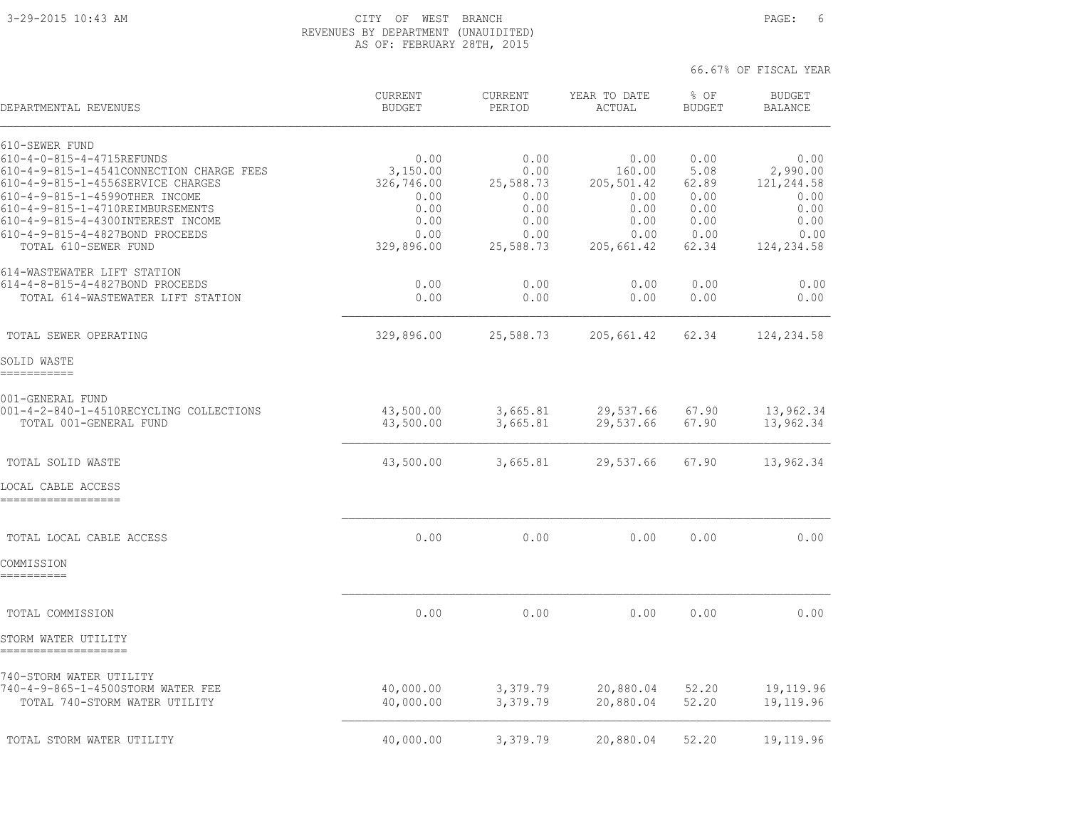CITY OF WEST BRANCH
REVENUES BY DEPARTMENT (UNAUIDITED)
AS OF: FEBRUARY 28TH, 2015

66.67% OF FISCAL YEAR

| DEPARTMENTAL REVENUES | CURRENT BUDGET | CURRENT PERIOD | YEAR TO DATE ACTUAL | % OF BUDGET | BUDGET BALANCE |
|---|---|---|---|---|---|
| 610-SEWER FUND | | | | | |
| 610-4-0-815-4-4715REFUNDS | 0.00 | 0.00 | 0.00 | 0.00 | 0.00 |
| 610-4-9-815-1-4541CONNECTION CHARGE FEES | 3,150.00 | 0.00 | 160.00 | 5.08 | 2,990.00 |
| 610-4-9-815-1-4556SERVICE CHARGES | 326,746.00 | 25,588.73 | 205,501.42 | 62.89 | 121,244.58 |
| 610-4-9-815-1-4599OTHER INCOME | 0.00 | 0.00 | 0.00 | 0.00 | 0.00 |
| 610-4-9-815-1-4710REIMBURSEMENTS | 0.00 | 0.00 | 0.00 | 0.00 | 0.00 |
| 610-4-9-815-4-4300INTEREST INCOME | 0.00 | 0.00 | 0.00 | 0.00 | 0.00 |
| 610-4-9-815-4-4827BOND PROCEEDS | 0.00 | 0.00 | 0.00 | 0.00 | 0.00 |
| TOTAL 610-SEWER FUND | 329,896.00 | 25,588.73 | 205,661.42 | 62.34 | 124,234.58 |
| 614-WASTEWATER LIFT STATION | | | | | |
| 614-4-8-815-4-4827BOND PROCEEDS | 0.00 | 0.00 | 0.00 | 0.00 | 0.00 |
| TOTAL 614-WASTEWATER LIFT STATION | 0.00 | 0.00 | 0.00 | 0.00 | 0.00 |
| TOTAL SEWER OPERATING | 329,896.00 | 25,588.73 | 205,661.42 | 62.34 | 124,234.58 |
| **SOLID WASTE** | | | | | |
| 001-GENERAL FUND | | | | | |
| 001-4-2-840-1-4510RECYCLING COLLECTIONS | 43,500.00 | 3,665.81 | 29,537.66 | 67.90 | 13,962.34 |
| TOTAL 001-GENERAL FUND | 43,500.00 | 3,665.81 | 29,537.66 | 67.90 | 13,962.34 |
| TOTAL SOLID WASTE | 43,500.00 | 3,665.81 | 29,537.66 | 67.90 | 13,962.34 |
| **LOCAL CABLE ACCESS** | | | | | |
| TOTAL LOCAL CABLE ACCESS | 0.00 | 0.00 | 0.00 | 0.00 | 0.00 |
| **COMMISSION** | | | | | |
| TOTAL COMMISSION | 0.00 | 0.00 | 0.00 | 0.00 | 0.00 |
| **STORM WATER UTILITY** | | | | | |
| 740-STORM WATER UTILITY | | | | | |
| 740-4-9-865-1-4500STORM WATER FEE | 40,000.00 | 3,379.79 | 20,880.04 | 52.20 | 19,119.96 |
| TOTAL 740-STORM WATER UTILITY | 40,000.00 | 3,379.79 | 20,880.04 | 52.20 | 19,119.96 |
| TOTAL STORM WATER UTILITY | 40,000.00 | 3,379.79 | 20,880.04 | 52.20 | 19,119.96 |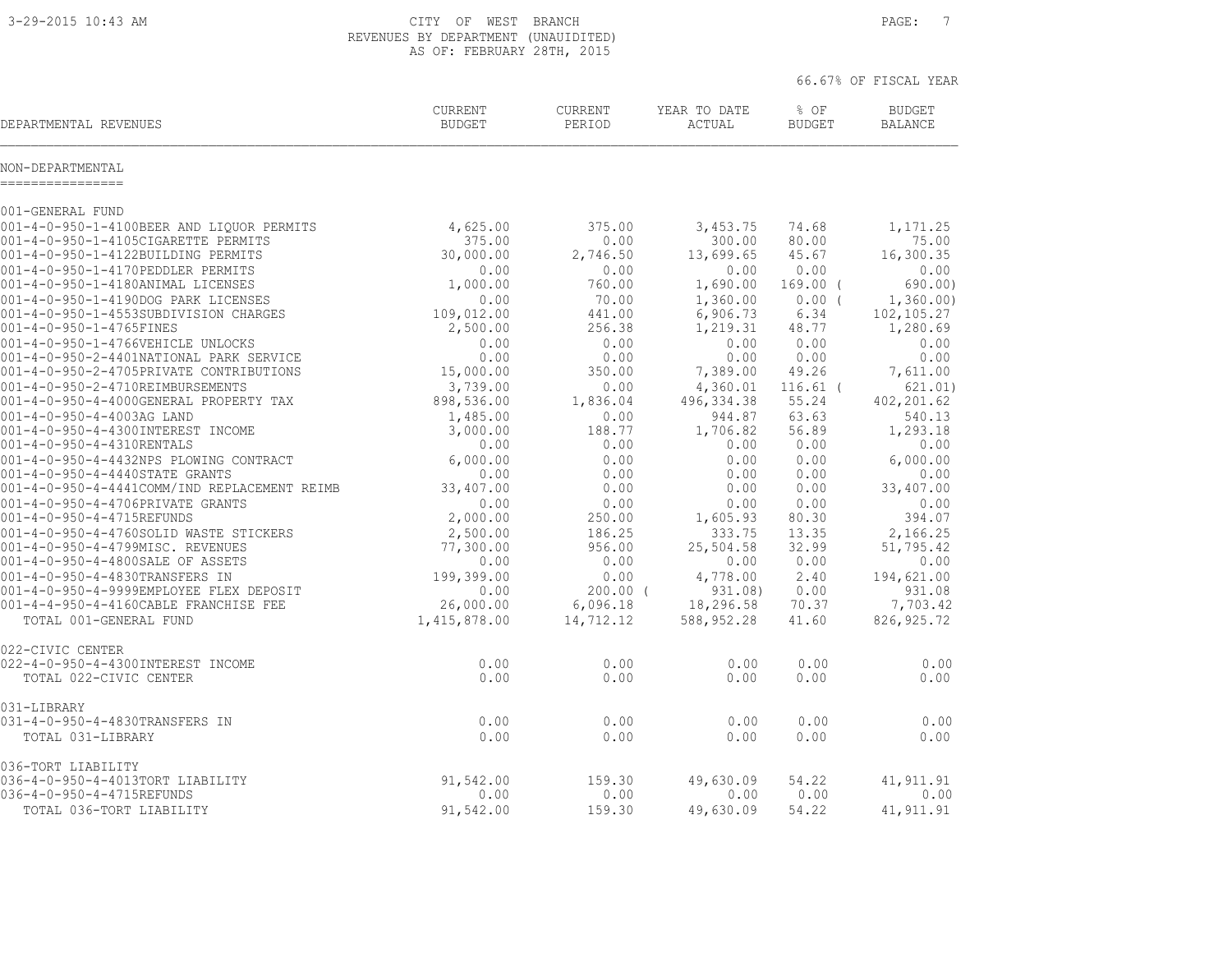CITY OF WEST BRANCH
REVENUES BY DEPARTMENT (UNAUIDITED)
AS OF: FEBRUARY 28TH, 2015

66.67% OF FISCAL YEAR

| DEPARTMENTAL REVENUES | CURRENT BUDGET | CURRENT PERIOD | YEAR TO DATE ACTUAL | % OF BUDGET | BUDGET BALANCE |
|---|---|---|---|---|---|
| **NON-DEPARTMENTAL** | | | | | |
| **001-GENERAL FUND** | | | | | |
| 001-4-0-950-1-4100BEER AND LIQUOR PERMITS | 4,625.00 | 375.00 | 3,453.75 | 74.68 | 1,171.25 |
| 001-4-0-950-1-4105CIGARETTE PERMITS | 375.00 | 0.00 | 300.00 | 80.00 | 75.00 |
| 001-4-0-950-1-4122BUILDING PERMITS | 30,000.00 | 2,746.50 | 13,699.65 | 45.67 | 16,300.35 |
| 001-4-0-950-1-4170PEDDLER PERMITS | 0.00 | 0.00 | 0.00 | 0.00 | 0.00 |
| 001-4-0-950-1-4180ANIMAL LICENSES | 1,000.00 | 760.00 | 1,690.00 | 169.00 | ( 690.00) |
| 001-4-0-950-1-4190DOG PARK LICENSES | 0.00 | 70.00 | 1,360.00 | 0.00 | ( 1,360.00) |
| 001-4-0-950-1-4553SUBDIVISION CHARGES | 109,012.00 | 441.00 | 6,906.73 | 6.34 | 102,105.27 |
| 001-4-0-950-1-4765FINES | 2,500.00 | 256.38 | 1,219.31 | 48.77 | 1,280.69 |
| 001-4-0-950-1-4766VEHICLE UNLOCKS | 0.00 | 0.00 | 0.00 | 0.00 | 0.00 |
| 001-4-0-950-2-4401NATIONAL PARK SERVICE | 0.00 | 0.00 | 0.00 | 0.00 | 0.00 |
| 001-4-0-950-2-4705PRIVATE CONTRIBUTIONS | 15,000.00 | 350.00 | 7,389.00 | 49.26 | 7,611.00 |
| 001-4-0-950-2-4710REIMBURSEMENTS | 3,739.00 | 0.00 | 4,360.01 | 116.61 | ( 621.01) |
| 001-4-0-950-4-4000GENERAL PROPERTY TAX | 898,536.00 | 1,836.04 | 496,334.38 | 55.24 | 402,201.62 |
| 001-4-0-950-4-4003AG LAND | 1,485.00 | 0.00 | 944.87 | 63.63 | 540.13 |
| 001-4-0-950-4-4300INTEREST INCOME | 3,000.00 | 188.77 | 1,706.82 | 56.89 | 1,293.18 |
| 001-4-0-950-4-4310RENTALS | 0.00 | 0.00 | 0.00 | 0.00 | 0.00 |
| 001-4-0-950-4-4432NPS PLOWING CONTRACT | 6,000.00 | 0.00 | 0.00 | 0.00 | 6,000.00 |
| 001-4-0-950-4-4440STATE GRANTS | 0.00 | 0.00 | 0.00 | 0.00 | 0.00 |
| 001-4-0-950-4-4441COMM/IND REPLACEMENT REIMB | 33,407.00 | 0.00 | 0.00 | 0.00 | 33,407.00 |
| 001-4-0-950-4-4706PRIVATE GRANTS | 0.00 | 0.00 | 0.00 | 0.00 | 0.00 |
| 001-4-0-950-4-4715REFUNDS | 2,000.00 | 250.00 | 1,605.93 | 80.30 | 394.07 |
| 001-4-0-950-4-4760SOLID WASTE STICKERS | 2,500.00 | 186.25 | 333.75 | 13.35 | 2,166.25 |
| 001-4-0-950-4-4799MISC. REVENUES | 77,300.00 | 956.00 | 25,504.58 | 32.99 | 51,795.42 |
| 001-4-0-950-4-4800SALE OF ASSETS | 0.00 | 0.00 | 0.00 | 0.00 | 0.00 |
| 001-4-0-950-4-4830TRANSFERS IN | 199,399.00 | 0.00 | 4,778.00 | 2.40 | 194,621.00 |
| 001-4-0-950-4-9999EMPLOYEE FLEX DEPOSIT | 0.00 | 200.00 | ( 931.08) | 0.00 | 931.08 |
| 001-4-4-950-4-4160CABLE FRANCHISE FEE | 26,000.00 | 6,096.18 | 18,296.58 | 70.37 | 7,703.42 |
| TOTAL 001-GENERAL FUND | 1,415,878.00 | 14,712.12 | 588,952.28 | 41.60 | 826,925.72 |
| **022-CIVIC CENTER** | | | | | |
| 022-4-0-950-4-4300INTEREST INCOME | 0.00 | 0.00 | 0.00 | 0.00 | 0.00 |
| TOTAL 022-CIVIC CENTER | 0.00 | 0.00 | 0.00 | 0.00 | 0.00 |
| **031-LIBRARY** | | | | | |
| 031-4-0-950-4-4830TRANSFERS IN | 0.00 | 0.00 | 0.00 | 0.00 | 0.00 |
| TOTAL 031-LIBRARY | 0.00 | 0.00 | 0.00 | 0.00 | 0.00 |
| **036-TORT LIABILITY** | | | | | |
| 036-4-0-950-4-4013TORT LIABILITY | 91,542.00 | 159.30 | 49,630.09 | 54.22 | 41,911.91 |
| 036-4-0-950-4-4715REFUNDS | 0.00 | 0.00 | 0.00 | 0.00 | 0.00 |
| TOTAL 036-TORT LIABILITY | 91,542.00 | 159.30 | 49,630.09 | 54.22 | 41,911.91 |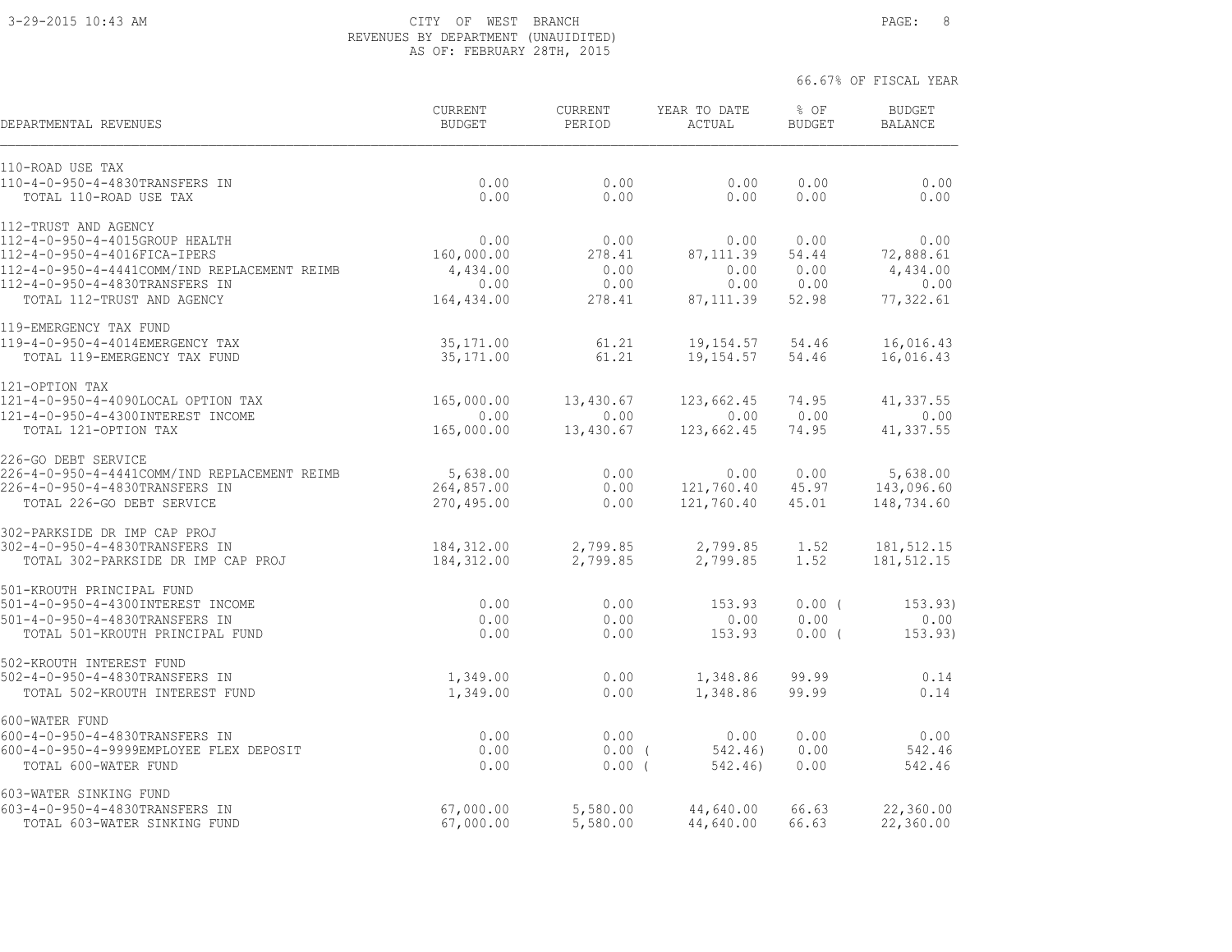CITY OF WEST BRANCH
REVENUES BY DEPARTMENT (UNAUIDITED)
AS OF: FEBRUARY 28TH, 2015

66.67% OF FISCAL YEAR

| DEPARTMENTAL REVENUES | CURRENT BUDGET | CURRENT PERIOD | YEAR TO DATE ACTUAL | % OF BUDGET | BUDGET BALANCE |
|---|---|---|---|---|---|
| **110-ROAD USE TAX** | | | | | |
| 110-4-0-950-4-4830TRANSFERS IN | 0.00 | 0.00 | 0.00 | 0.00 | 0.00 |
| TOTAL 110-ROAD USE TAX | 0.00 | 0.00 | 0.00 | 0.00 | 0.00 |
| **112-TRUST AND AGENCY** | | | | | |
| 112-4-0-950-4-4015GROUP HEALTH | 0.00 | 0.00 | 0.00 | 0.00 | 0.00 |
| 112-4-0-950-4-4016FICA-IPERS | 160,000.00 | 278.41 | 87,111.39 | 54.44 | 72,888.61 |
| 112-4-0-950-4-4441COMM/IND REPLACEMENT REIMB | 4,434.00 | 0.00 | 0.00 | 0.00 | 4,434.00 |
| 112-4-0-950-4-4830TRANSFERS IN | 0.00 | 0.00 | 0.00 | 0.00 | 0.00 |
| TOTAL 112-TRUST AND AGENCY | 164,434.00 | 278.41 | 87,111.39 | 52.98 | 77,322.61 |
| **119-EMERGENCY TAX FUND** | | | | | |
| 119-4-0-950-4-4014EMERGENCY TAX | 35,171.00 | 61.21 | 19,154.57 | 54.46 | 16,016.43 |
| TOTAL 119-EMERGENCY TAX FUND | 35,171.00 | 61.21 | 19,154.57 | 54.46 | 16,016.43 |
| **121-OPTION TAX** | | | | | |
| 121-4-0-950-4-4090LOCAL OPTION TAX | 165,000.00 | 13,430.67 | 123,662.45 | 74.95 | 41,337.55 |
| 121-4-0-950-4-4300INTEREST INCOME | 0.00 | 0.00 | 0.00 | 0.00 | 0.00 |
| TOTAL 121-OPTION TAX | 165,000.00 | 13,430.67 | 123,662.45 | 74.95 | 41,337.55 |
| **226-GO DEBT SERVICE** | | | | | |
| 226-4-0-950-4-4441COMM/IND REPLACEMENT REIMB | 5,638.00 | 0.00 | 0.00 | 0.00 | 5,638.00 |
| 226-4-0-950-4-4830TRANSFERS IN | 264,857.00 | 0.00 | 121,760.40 | 45.97 | 143,096.60 |
| TOTAL 226-GO DEBT SERVICE | 270,495.00 | 0.00 | 121,760.40 | 45.01 | 148,734.60 |
| **302-PARKSIDE DR IMP CAP PROJ** | | | | | |
| 302-4-0-950-4-4830TRANSFERS IN | 184,312.00 | 2,799.85 | 2,799.85 | 1.52 | 181,512.15 |
| TOTAL 302-PARKSIDE DR IMP CAP PROJ | 184,312.00 | 2,799.85 | 2,799.85 | 1.52 | 181,512.15 |
| **501-KROUTH PRINCIPAL FUND** | | | | | |
| 501-4-0-950-4-4300INTEREST INCOME | 0.00 | 0.00 | 153.93 | 0.00 | ( 153.93) |
| 501-4-0-950-4-4830TRANSFERS IN | 0.00 | 0.00 | 0.00 | 0.00 | 0.00 |
| TOTAL 501-KROUTH PRINCIPAL FUND | 0.00 | 0.00 | 153.93 | 0.00 | ( 153.93) |
| **502-KROUTH INTEREST FUND** | | | | | |
| 502-4-0-950-4-4830TRANSFERS IN | 1,349.00 | 0.00 | 1,348.86 | 99.99 | 0.14 |
| TOTAL 502-KROUTH INTEREST FUND | 1,349.00 | 0.00 | 1,348.86 | 99.99 | 0.14 |
| **600-WATER FUND** | | | | | |
| 600-4-0-950-4-4830TRANSFERS IN | 0.00 | 0.00 | 0.00 | 0.00 | 0.00 |
| 600-4-0-950-4-9999EMPLOYEE FLEX DEPOSIT | 0.00 | 0.00 | ( 542.46) | 0.00 | 542.46 |
| TOTAL 600-WATER FUND | 0.00 | 0.00 | ( 542.46) | 0.00 | 542.46 |
| **603-WATER SINKING FUND** | | | | | |
| 603-4-0-950-4-4830TRANSFERS IN | 67,000.00 | 5,580.00 | 44,640.00 | 66.63 | 22,360.00 |
| TOTAL 603-WATER SINKING FUND | 67,000.00 | 5,580.00 | 44,640.00 | 66.63 | 22,360.00 |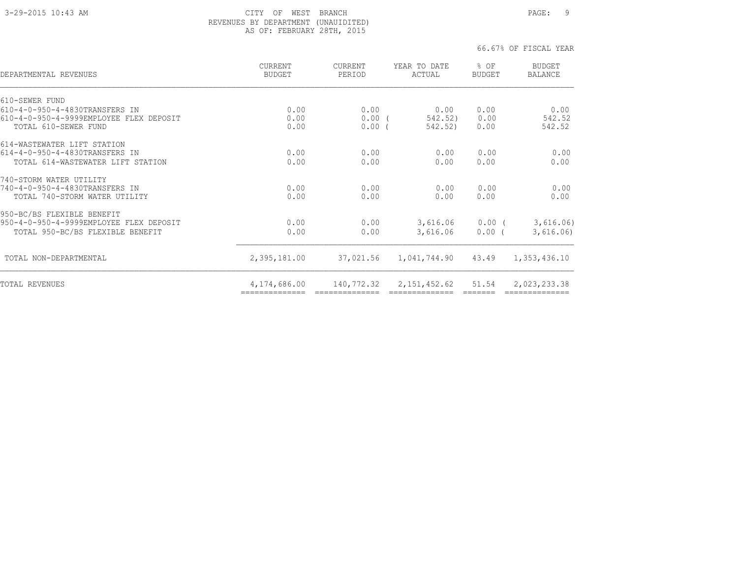3-29-2015 10:43 AM CITY OF WEST BRANCH PAGE: 9
REVENUES BY DEPARTMENT (UNAUIDITED)
AS OF: FEBRUARY 28TH, 2015

66.67% OF FISCAL YEAR

| DEPARTMENTAL REVENUES | CURRENT BUDGET | CURRENT PERIOD | YEAR TO DATE ACTUAL | % OF BUDGET | BUDGET BALANCE |
|---|---|---|---|---|---|
| 610-SEWER FUND | | | | | |
| 610-4-0-950-4-4830TRANSFERS IN | 0.00 | 0.00 | 0.00 | 0.00 | 0.00 |
| 610-4-0-950-4-9999EMPLOYEE FLEX DEPOSIT | 0.00 | 0.00 | ( 542.52) | 0.00 | 542.52 |
| TOTAL 610-SEWER FUND | 0.00 | 0.00 | ( 542.52) | 0.00 | 542.52 |
| 614-WASTEWATER LIFT STATION | | | | | |
| 614-4-0-950-4-4830TRANSFERS IN | 0.00 | 0.00 | 0.00 | 0.00 | 0.00 |
| TOTAL 614-WASTEWATER LIFT STATION | 0.00 | 0.00 | 0.00 | 0.00 | 0.00 |
| 740-STORM WATER UTILITY | | | | | |
| 740-4-0-950-4-4830TRANSFERS IN | 0.00 | 0.00 | 0.00 | 0.00 | 0.00 |
| TOTAL 740-STORM WATER UTILITY | 0.00 | 0.00 | 0.00 | 0.00 | 0.00 |
| 950-BC/BS FLEXIBLE BENEFIT | | | | | |
| 950-4-0-950-4-9999EMPLOYEE FLEX DEPOSIT | 0.00 | 0.00 | 3,616.06 | 0.00 | ( 3,616.06) |
| TOTAL 950-BC/BS FLEXIBLE BENEFIT | 0.00 | 0.00 | 3,616.06 | 0.00 | ( 3,616.06) |
| TOTAL NON-DEPARTMENTAL | 2,395,181.00 | 37,021.56 | 1,041,744.90 | 43.49 | 1,353,436.10 |
| TOTAL REVENUES | 4,174,686.00 | 140,772.32 | 2,151,452.62 | 51.54 | 2,023,233.38 |